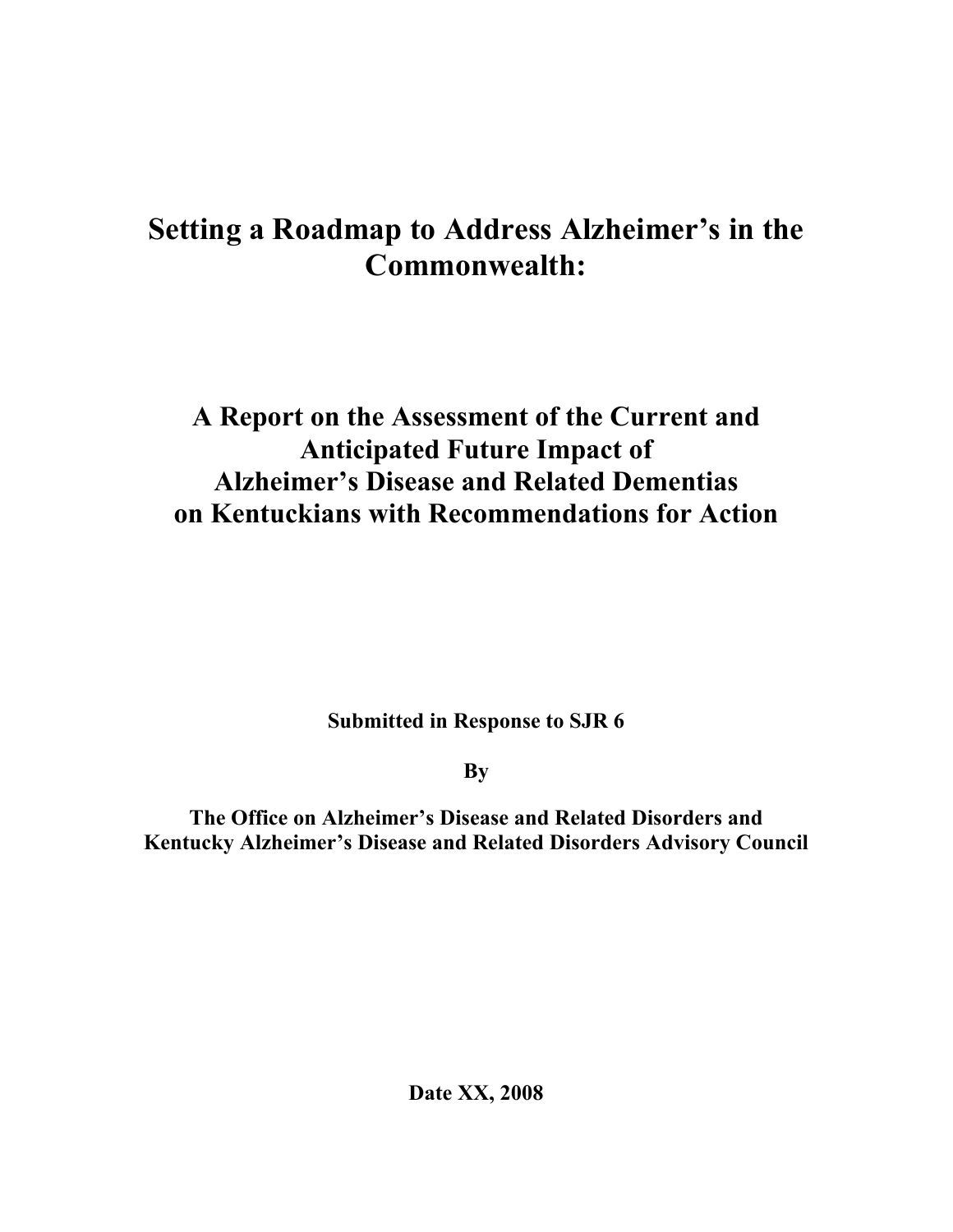# Setting a Roadmap to Address Alzheimer's in the Commonwealth:

## A Report on the Assessment of the Current and Anticipated Future Impact of Alzheimer's Disease and Related Dementias on Kentuckians with Recommendations for Action

**Submitted in Response to SJR 6**

**By**

**The Office on Alzheimer's Disease and Related Disorders and Kentucky Alzheimer's Disease and Related Disorders Advisory Council**

**Date XX, 2008**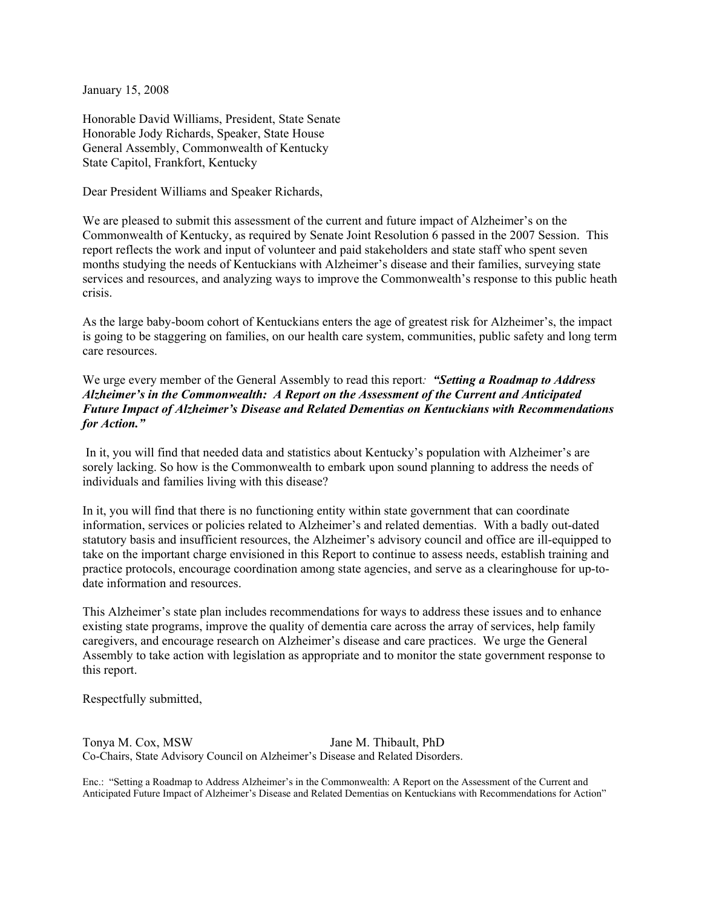January 15, 2008

Honorable David Williams, President, State Senate
Honorable Jody Richards, Speaker, State House
General Assembly, Commonwealth of Kentucky
State Capitol, Frankfort, Kentucky

Dear President Williams and Speaker Richards,

We are pleased to submit this assessment of the current and future impact of Alzheimer's on the Commonwealth of Kentucky, as required by Senate Joint Resolution 6 passed in the 2007 Session. This report reflects the work and input of volunteer and paid stakeholders and state staff who spent seven months studying the needs of Kentuckians with Alzheimer's disease and their families, surveying state services and resources, and analyzing ways to improve the Commonwealth's response to this public heath crisis.

As the large baby-boom cohort of Kentuckians enters the age of greatest risk for Alzheimer's, the impact is going to be staggering on families, on our health care system, communities, public safety and long term care resources.

We urge every member of the General Assembly to read this report*: **"Setting a Roadmap to Address Alzheimer's in the Commonwealth: A Report on the Assessment of the Current and Anticipated Future Impact of Alzheimer's Disease and Related Dementias on Kentuckians with Recommendations for Action."***

In it, you will find that needed data and statistics about Kentucky's population with Alzheimer's are sorely lacking. So how is the Commonwealth to embark upon sound planning to address the needs of individuals and families living with this disease?

In it, you will find that there is no functioning entity within state government that can coordinate information, services or policies related to Alzheimer's and related dementias. With a badly out-dated statutory basis and insufficient resources, the Alzheimer's advisory council and office are ill-equipped to take on the important charge envisioned in this Report to continue to assess needs, establish training and practice protocols, encourage coordination among state agencies, and serve as a clearinghouse for up-to-date information and resources.

This Alzheimer's state plan includes recommendations for ways to address these issues and to enhance existing state programs, improve the quality of dementia care across the array of services, help family caregivers, and encourage research on Alzheimer's disease and care practices. We urge the General Assembly to take action with legislation as appropriate and to monitor the state government response to this report.

Respectfully submitted,

Tonya M. Cox, MSW          Jane M. Thibault, PhD
Co-Chairs, State Advisory Council on Alzheimer's Disease and Related Disorders.

Enc.: "Setting a Roadmap to Address Alzheimer's in the Commonwealth: A Report on the Assessment of the Current and Anticipated Future Impact of Alzheimer's Disease and Related Dementias on Kentuckians with Recommendations for Action"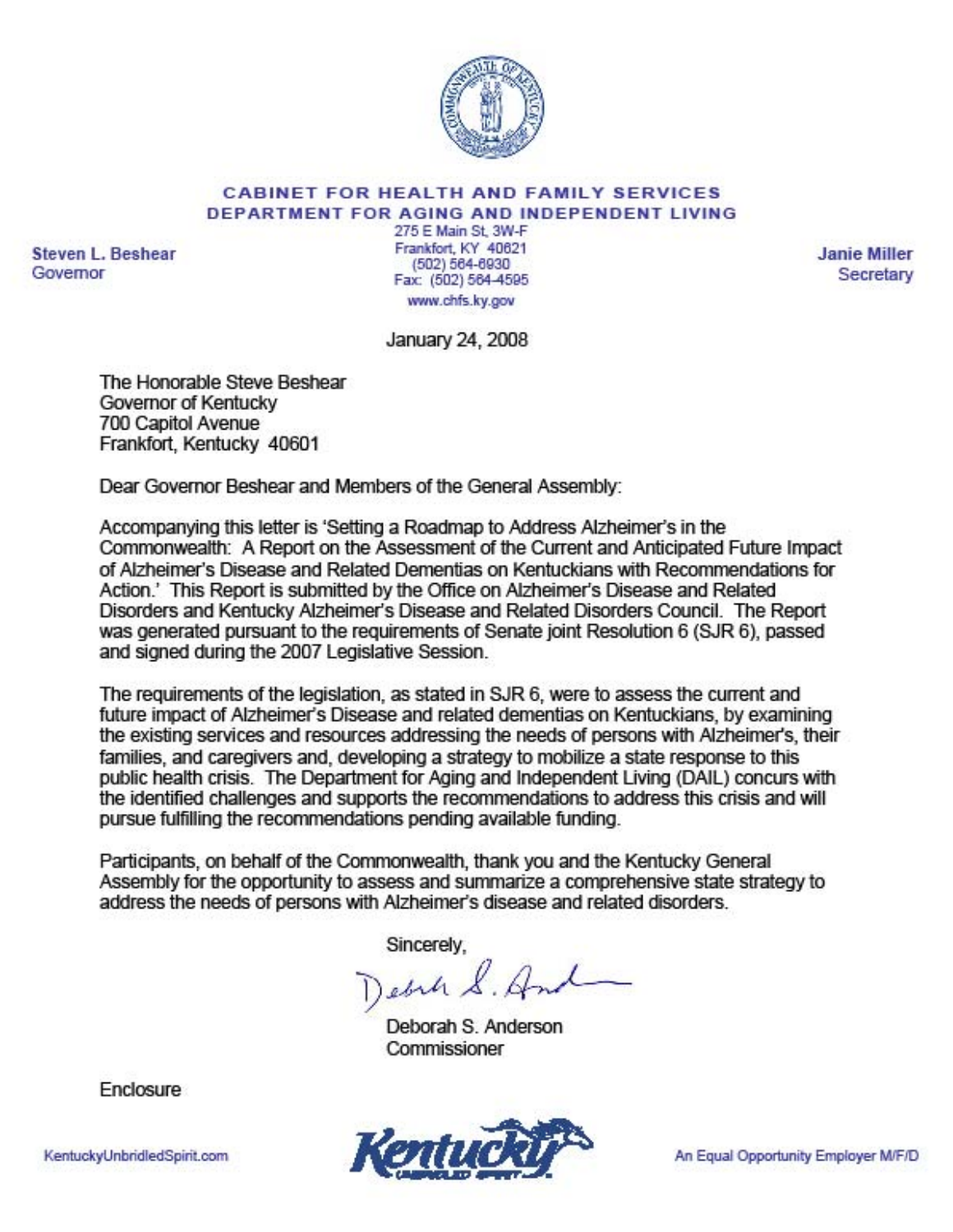**CABINET FOR HEALTH AND FAMILY SERVICES**
**DEPARTMENT FOR AGING AND INDEPENDENT LIVING**

275 E Main St, 3W-F
Frankfort, KY 40621
(502) 564-6930
Fax: (502) 564-4595
www.chfs.ky.gov

**Steven L. Beshear**
Governor

**Janie Miller**
Secretary

January 24, 2008

The Honorable Steve Beshear
Governor of Kentucky
700 Capitol Avenue
Frankfort, Kentucky 40601

Dear Governor Beshear and Members of the General Assembly:

Accompanying this letter is 'Setting a Roadmap to Address Alzheimer's in the Commonwealth: A Report on the Assessment of the Current and Anticipated Future Impact of Alzheimer's Disease and Related Dementias on Kentuckians with Recommendations for Action.' This Report is submitted by the Office on Alzheimer's Disease and Related Disorders and Kentucky Alzheimer's Disease and Related Disorders Council. The Report was generated pursuant to the requirements of Senate joint Resolution 6 (SJR 6), passed and signed during the 2007 Legislative Session.

The requirements of the legislation, as stated in SJR 6, were to assess the current and future impact of Alzheimer's Disease and related dementias on Kentuckians, by examining the existing services and resources addressing the needs of persons with Alzheimer's, their families, and caregivers and, developing a strategy to mobilize a state response to this public health crisis. The Department for Aging and Independent Living (DAIL) concurs with the identified challenges and supports the recommendations to address this crisis and will pursue fulfilling the recommendations pending available funding.

Participants, on behalf of the Commonwealth, thank you and the Kentucky General Assembly for the opportunity to assess and summarize a comprehensive state strategy to address the needs of persons with Alzheimer's disease and related disorders.

Sincerely,

Deborah S. Anderson
Commissioner

Enclosure

KentuckyUnbridledSpirit.com

An Equal Opportunity Employer M/F/D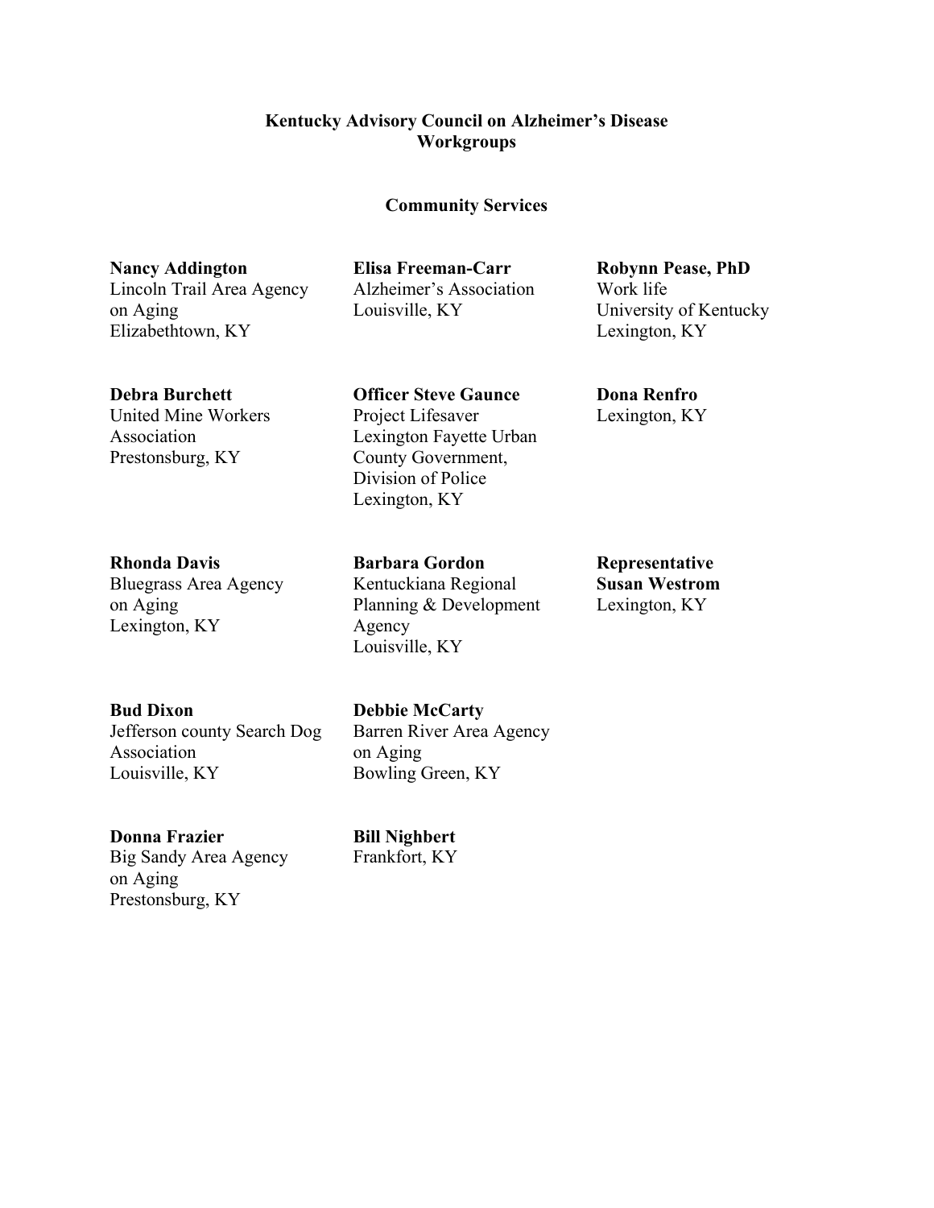# Kentucky Advisory Council on Alzheimer's Disease
# Workgroups

## Community Services

**Nancy Addington**
Lincoln Trail Area Agency on Aging
Elizabethtown, KY

**Debra Burchett**
United Mine Workers Association
Prestonsburg, KY

**Rhonda Davis**
Bluegrass Area Agency on Aging
Lexington, KY

**Bud Dixon**
Jefferson county Search Dog Association
Louisville, KY

**Donna Frazier**
Big Sandy Area Agency on Aging
Prestonsburg, KY

**Elisa Freeman-Carr**
Alzheimer's Association
Louisville, KY

**Officer Steve Gaunce**
Project Lifesaver
Lexington Fayette Urban County Government, Division of Police
Lexington, KY

**Barbara Gordon**
Kentuckiana Regional Planning & Development Agency
Louisville, KY

**Debbie McCarty**
Barren River Area Agency on Aging
Bowling Green, KY

**Bill Nighbert**
Frankfort, KY

**Robynn Pease, PhD**
Work life
University of Kentucky
Lexington, KY

**Dona Renfro**
Lexington, KY

**Representative Susan Westrom**
Lexington, KY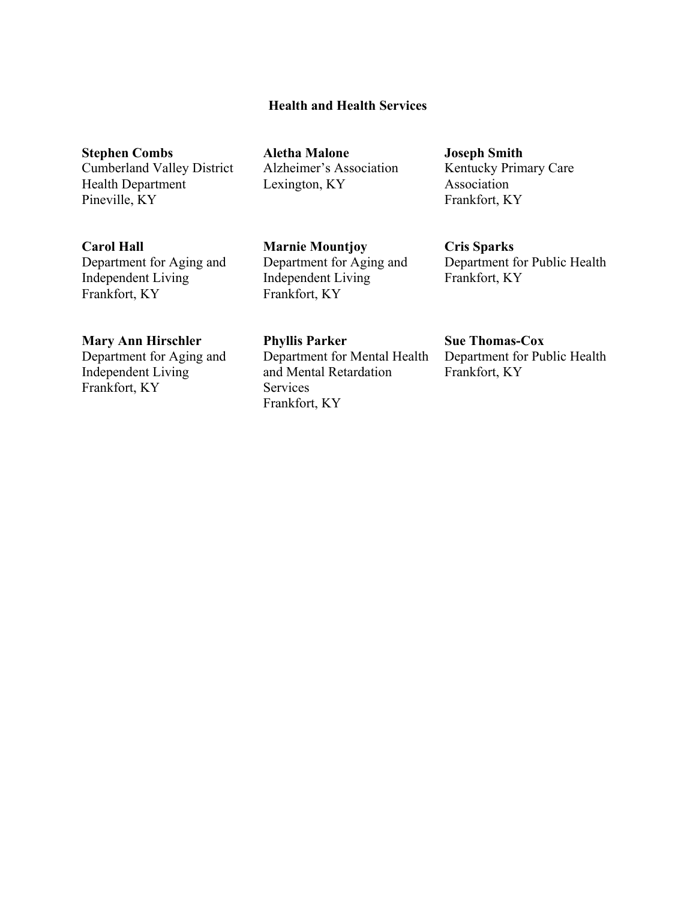## Health and Health Services

**Stephen Combs**
Cumberland Valley District Health Department
Pineville, KY

**Carol Hall**
Department for Aging and Independent Living
Frankfort, KY

**Mary Ann Hirschler**
Department for Aging and Independent Living
Frankfort, KY

**Aletha Malone**
Alzheimer's Association
Lexington, KY

**Marnie Mountjoy**
Department for Aging and Independent Living
Frankfort, KY

**Phyllis Parker**
Department for Mental Health and Mental Retardation Services
Frankfort, KY

**Joseph Smith**
Kentucky Primary Care Association
Frankfort, KY

**Cris Sparks**
Department for Public Health
Frankfort, KY

**Sue Thomas-Cox**
Department for Public Health
Frankfort, KY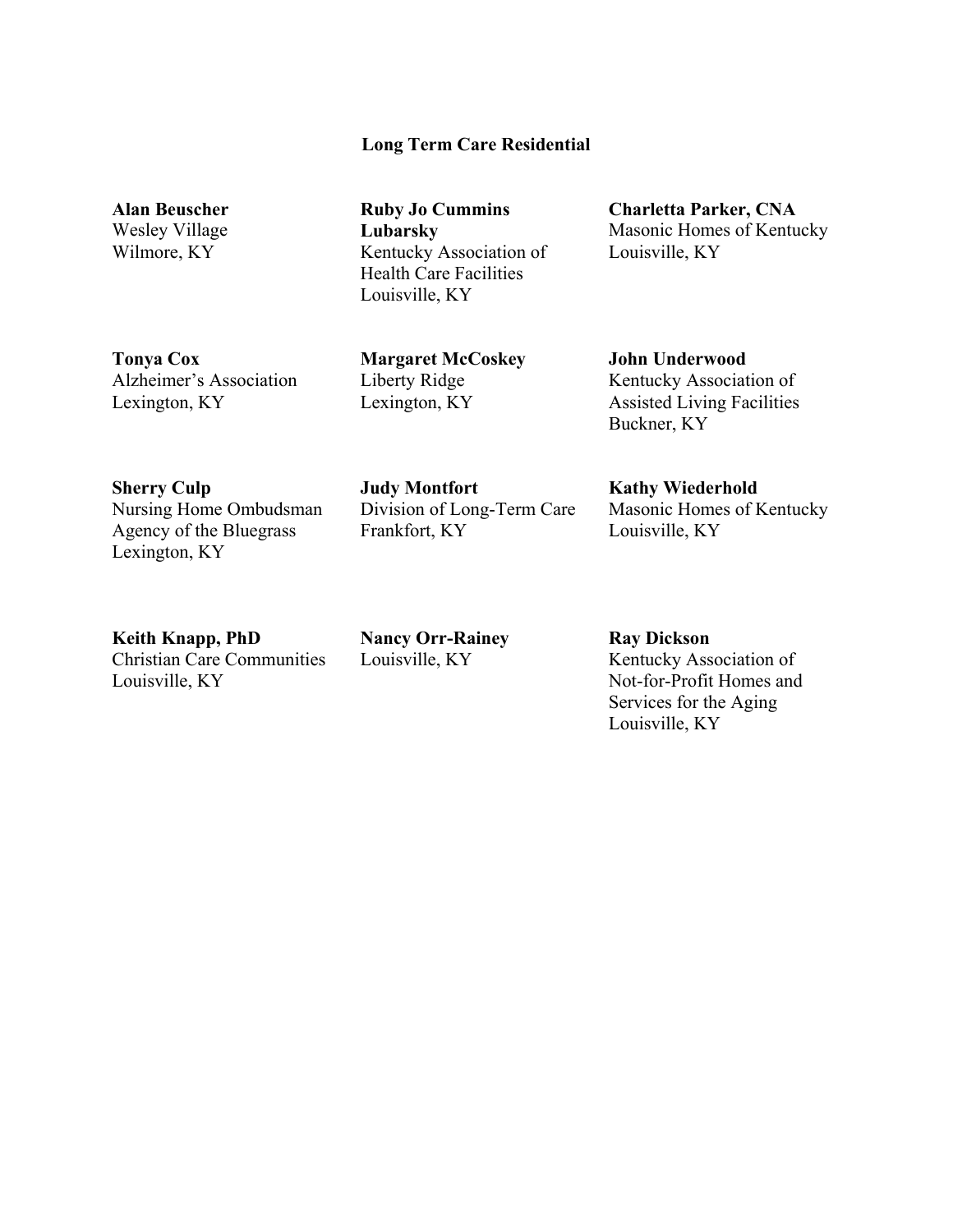## Long Term Care Residential

**Alan Beuscher**
Wesley Village
Wilmore, KY

**Ruby Jo Cummins Lubarsky**
Kentucky Association of Health Care Facilities
Louisville, KY

**Charletta Parker, CNA**
Masonic Homes of Kentucky
Louisville, KY

**Tonya Cox**
Alzheimer's Association
Lexington, KY

**Margaret McCoskey**
Liberty Ridge
Lexington, KY

**John Underwood**
Kentucky Association of Assisted Living Facilities
Buckner, KY

**Sherry Culp**
Nursing Home Ombudsman Agency of the Bluegrass
Lexington, KY

**Judy Montfort**
Division of Long-Term Care
Frankfort, KY

**Kathy Wiederhold**
Masonic Homes of Kentucky
Louisville, KY

**Keith Knapp, PhD**
Christian Care Communities
Louisville, KY

**Nancy Orr-Rainey**
Louisville, KY

**Ray Dickson**
Kentucky Association of Not-for-Profit Homes and Services for the Aging
Louisville, KY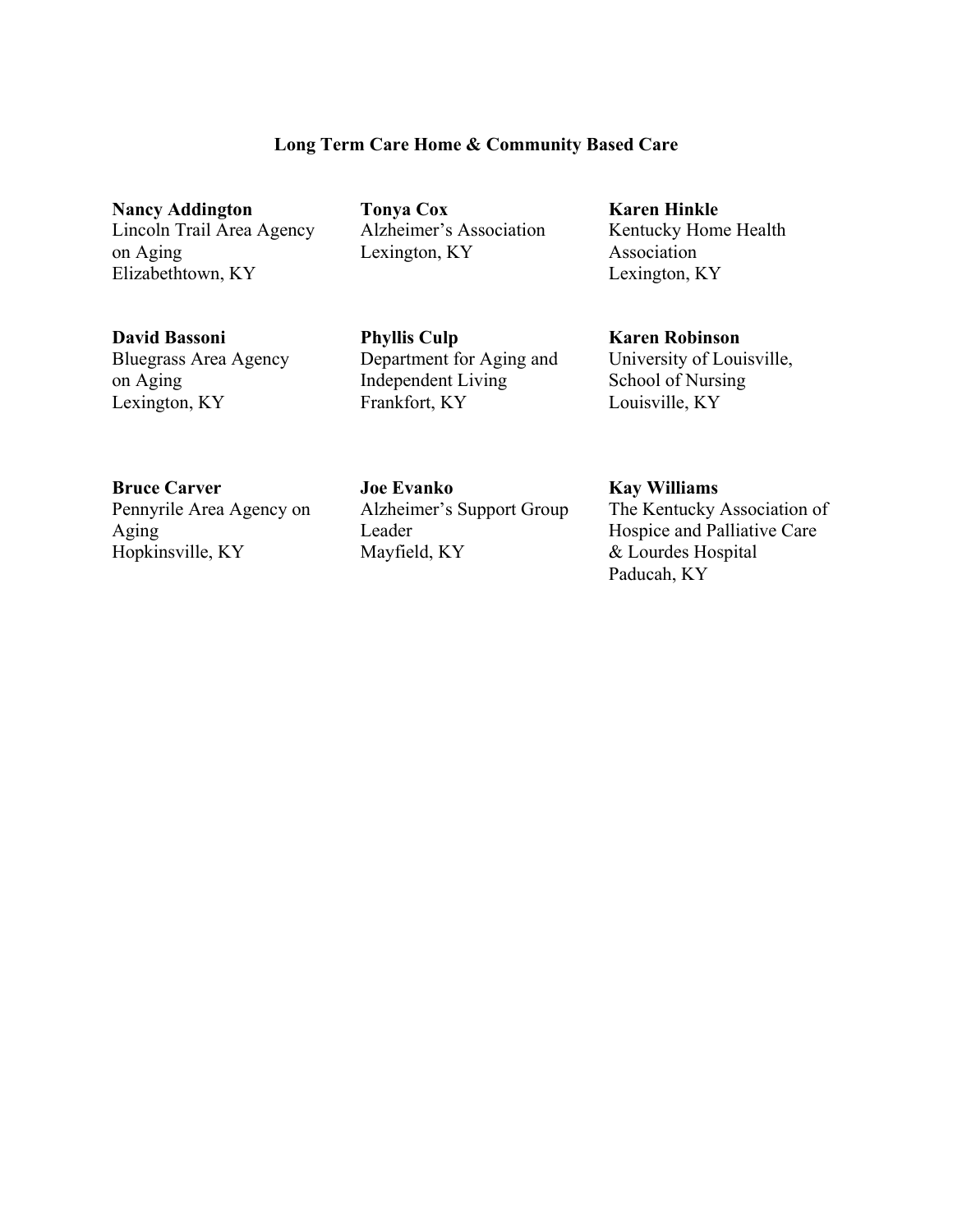## Long Term Care Home & Community Based Care

**Nancy Addington**
Lincoln Trail Area Agency on Aging
Elizabethtown, KY

**David Bassoni**
Bluegrass Area Agency on Aging
Lexington, KY

**Bruce Carver**
Pennyrile Area Agency on Aging
Hopkinsville, KY

**Tonya Cox**
Alzheimer's Association
Lexington, KY

**Phyllis Culp**
Department for Aging and Independent Living
Frankfort, KY

**Joe Evanko**
Alzheimer's Support Group Leader
Mayfield, KY

**Karen Hinkle**
Kentucky Home Health Association
Lexington, KY

**Karen Robinson**
University of Louisville, School of Nursing
Louisville, KY

**Kay Williams**
The Kentucky Association of Hospice and Palliative Care & Lourdes Hospital
Paducah, KY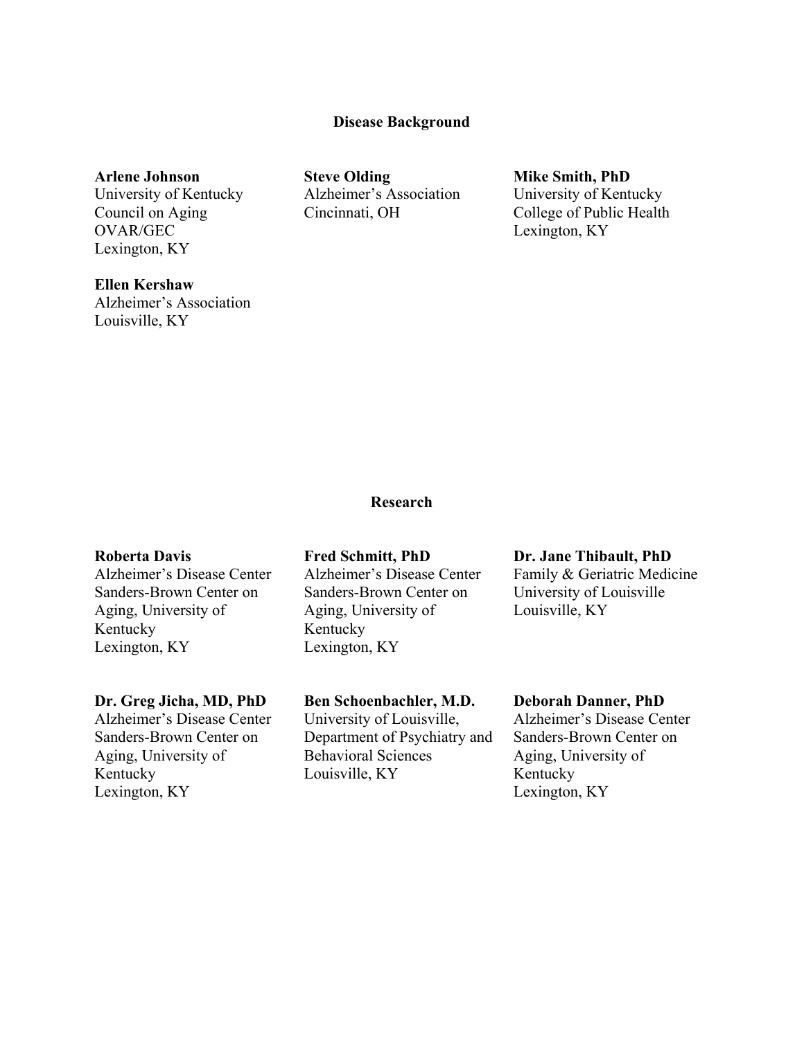## Disease Background

**Arlene Johnson**
University of Kentucky
Council on Aging
OVAR/GEC
Lexington, KY

**Ellen Kershaw**
Alzheimer's Association
Louisville, KY

**Steve Olding**
Alzheimer's Association
Cincinnati, OH

**Mike Smith, PhD**
University of Kentucky
College of Public Health
Lexington, KY

## Research

**Roberta Davis**
Alzheimer's Disease Center
Sanders-Brown Center on Aging, University of Kentucky
Lexington, KY

**Fred Schmitt, PhD**
Alzheimer's Disease Center
Sanders-Brown Center on Aging, University of Kentucky
Lexington, KY

**Dr. Jane Thibault, PhD**
Family & Geriatric Medicine
University of Louisville
Louisville, KY

**Dr. Greg Jicha, MD, PhD**
Alzheimer's Disease Center
Sanders-Brown Center on Aging, University of Kentucky
Lexington, KY

**Ben Schoenbachler, M.D.**
University of Louisville, Department of Psychiatry and Behavioral Sciences
Louisville, KY

**Deborah Danner, PhD**
Alzheimer's Disease Center
Sanders-Brown Center on Aging, University of Kentucky
Lexington, KY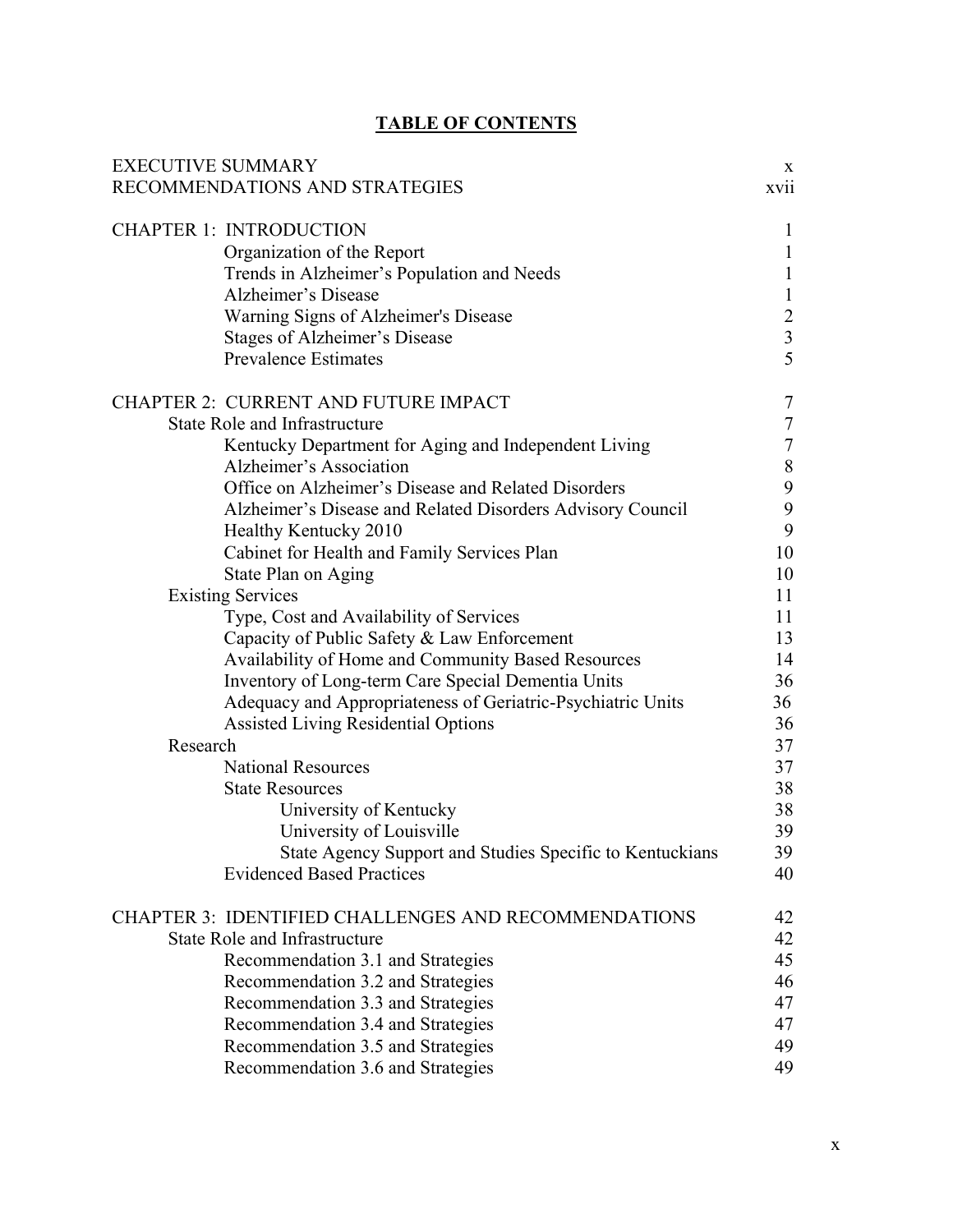# TABLE OF CONTENTS

| | |
|---|---|
| EXECUTIVE SUMMARY | x |
| RECOMMENDATIONS AND STRATEGIES | xvii |
| | |
| CHAPTER 1: INTRODUCTION | 1 |
| Organization of the Report | 1 |
| Trends in Alzheimer's Population and Needs | 1 |
| Alzheimer's Disease | 1 |
| Warning Signs of Alzheimer's Disease | 2 |
| Stages of Alzheimer's Disease | 3 |
| Prevalence Estimates | 5 |
| | |
| CHAPTER 2: CURRENT AND FUTURE IMPACT | 7 |
| State Role and Infrastructure | 7 |
| Kentucky Department for Aging and Independent Living | 7 |
| Alzheimer's Association | 8 |
| Office on Alzheimer's Disease and Related Disorders | 9 |
| Alzheimer's Disease and Related Disorders Advisory Council | 9 |
| Healthy Kentucky 2010 | 9 |
| Cabinet for Health and Family Services Plan | 10 |
| State Plan on Aging | 10 |
| Existing Services | 11 |
| Type, Cost and Availability of Services | 11 |
| Capacity of Public Safety & Law Enforcement | 13 |
| Availability of Home and Community Based Resources | 14 |
| Inventory of Long-term Care Special Dementia Units | 36 |
| Adequacy and Appropriateness of Geriatric-Psychiatric Units | 36 |
| Assisted Living Residential Options | 36 |
| Research | 37 |
| National Resources | 37 |
| State Resources | 38 |
| University of Kentucky | 38 |
| University of Louisville | 39 |
| State Agency Support and Studies Specific to Kentuckians | 39 |
| Evidenced Based Practices | 40 |
| | |
| CHAPTER 3: IDENTIFIED CHALLENGES AND RECOMMENDATIONS | 42 |
| State Role and Infrastructure | 42 |
| Recommendation 3.1 and Strategies | 45 |
| Recommendation 3.2 and Strategies | 46 |
| Recommendation 3.3 and Strategies | 47 |
| Recommendation 3.4 and Strategies | 47 |
| Recommendation 3.5 and Strategies | 49 |
| Recommendation 3.6 and Strategies | 49 |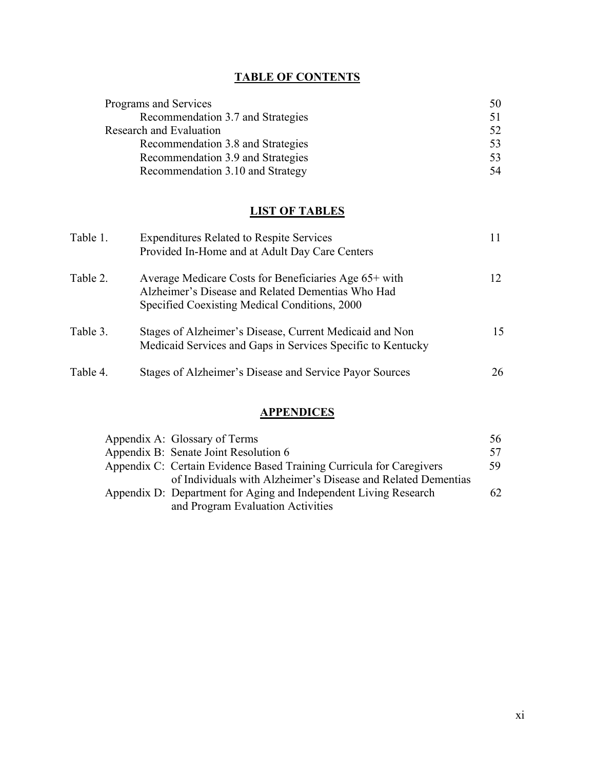## TABLE OF CONTENTS

| | |
|---|---|
| Programs and Services | 50 |
| Recommendation 3.7 and Strategies | 51 |
| Research and Evaluation | 52 |
| Recommendation 3.8 and Strategies | 53 |
| Recommendation 3.9 and Strategies | 53 |
| Recommendation 3.10 and Strategy | 54 |

## LIST OF TABLES

| | | |
|---|---|---|
| Table 1. | Expenditures Related to Respite Services Provided In-Home and at Adult Day Care Centers | 11 |
| Table 2. | Average Medicare Costs for Beneficiaries Age 65+ with Alzheimer's Disease and Related Dementias Who Had Specified Coexisting Medical Conditions, 2000 | 12 |
| Table 3. | Stages of Alzheimer's Disease, Current Medicaid and Non Medicaid Services and Gaps in Services Specific to Kentucky | 15 |
| Table 4. | Stages of Alzheimer's Disease and Service Payor Sources | 26 |

## APPENDICES

| | |
|---|---|
| Appendix A: Glossary of Terms | 56 |
| Appendix B: Senate Joint Resolution 6 | 57 |
| Appendix C: Certain Evidence Based Training Curricula for Caregivers of Individuals with Alzheimer's Disease and Related Dementias | 59 |
| Appendix D: Department for Aging and Independent Living Research and Program Evaluation Activities | 62 |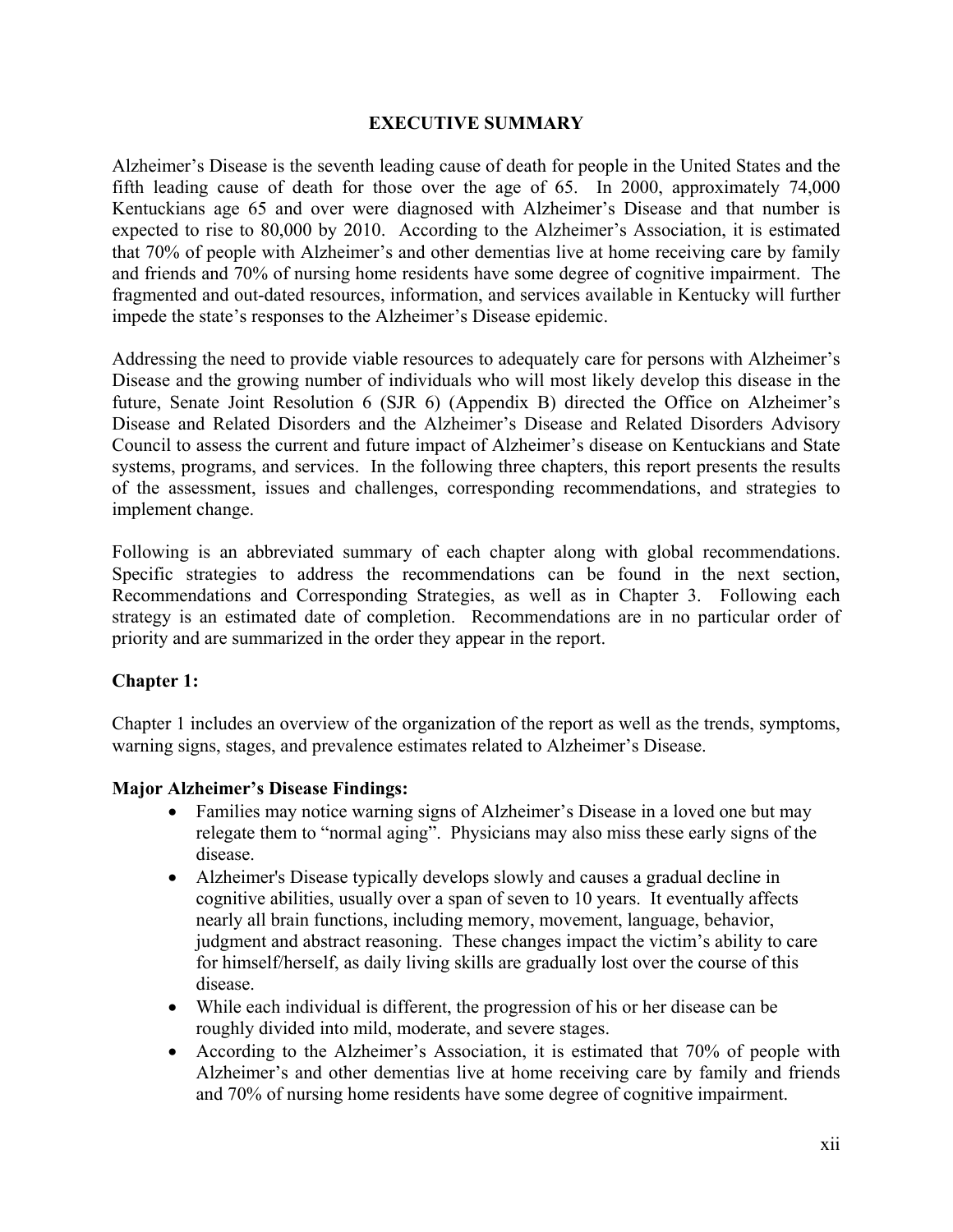## EXECUTIVE SUMMARY

Alzheimer's Disease is the seventh leading cause of death for people in the United States and the fifth leading cause of death for those over the age of 65. In 2000, approximately 74,000 Kentuckians age 65 and over were diagnosed with Alzheimer's Disease and that number is expected to rise to 80,000 by 2010. According to the Alzheimer's Association, it is estimated that 70% of people with Alzheimer's and other dementias live at home receiving care by family and friends and 70% of nursing home residents have some degree of cognitive impairment. The fragmented and out-dated resources, information, and services available in Kentucky will further impede the state's responses to the Alzheimer's Disease epidemic.

Addressing the need to provide viable resources to adequately care for persons with Alzheimer's Disease and the growing number of individuals who will most likely develop this disease in the future, Senate Joint Resolution 6 (SJR 6) (Appendix B) directed the Office on Alzheimer's Disease and Related Disorders and the Alzheimer's Disease and Related Disorders Advisory Council to assess the current and future impact of Alzheimer's disease on Kentuckians and State systems, programs, and services. In the following three chapters, this report presents the results of the assessment, issues and challenges, corresponding recommendations, and strategies to implement change.

Following is an abbreviated summary of each chapter along with global recommendations. Specific strategies to address the recommendations can be found in the next section, Recommendations and Corresponding Strategies, as well as in Chapter 3. Following each strategy is an estimated date of completion. Recommendations are in no particular order of priority and are summarized in the order they appear in the report.

### Chapter 1:

Chapter 1 includes an overview of the organization of the report as well as the trends, symptoms, warning signs, stages, and prevalence estimates related to Alzheimer's Disease.

**Major Alzheimer's Disease Findings:**

- Families may notice warning signs of Alzheimer's Disease in a loved one but may relegate them to "normal aging". Physicians may also miss these early signs of the disease.
- Alzheimer's Disease typically develops slowly and causes a gradual decline in cognitive abilities, usually over a span of seven to 10 years. It eventually affects nearly all brain functions, including memory, movement, language, behavior, judgment and abstract reasoning. These changes impact the victim's ability to care for himself/herself, as daily living skills are gradually lost over the course of this disease.
- While each individual is different, the progression of his or her disease can be roughly divided into mild, moderate, and severe stages.
- According to the Alzheimer's Association, it is estimated that 70% of people with Alzheimer's and other dementias live at home receiving care by family and friends and 70% of nursing home residents have some degree of cognitive impairment.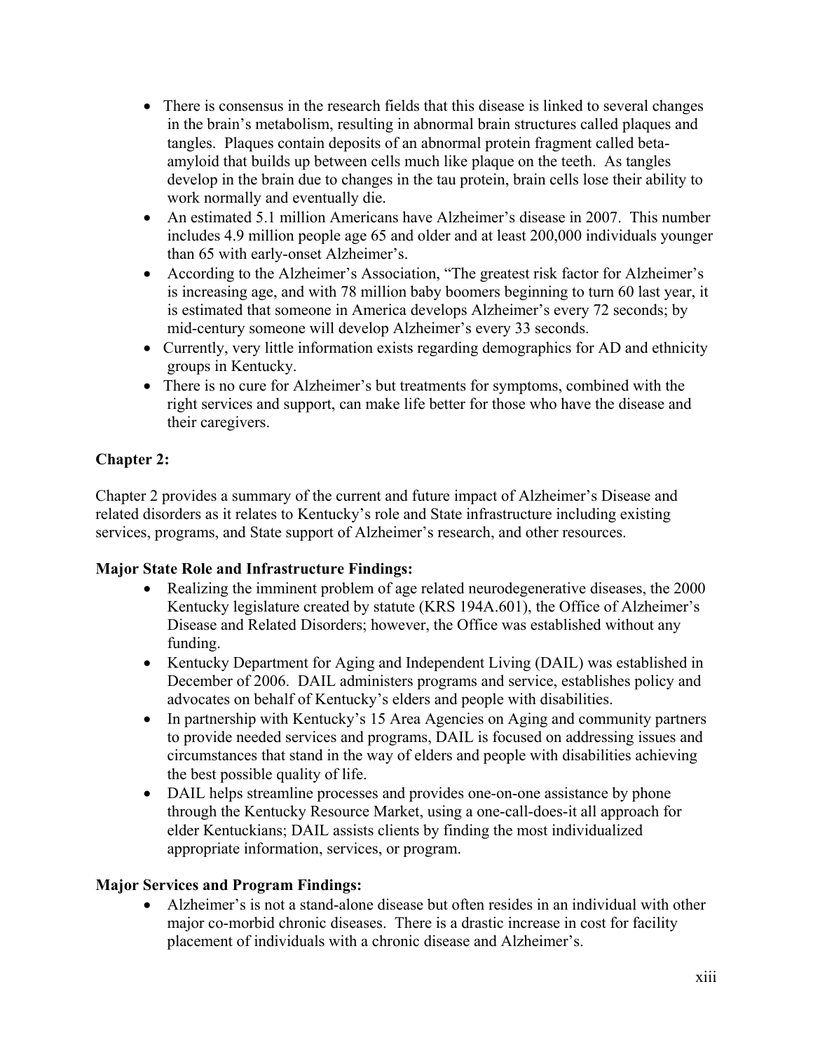- There is consensus in the research fields that this disease is linked to several changes in the brain's metabolism, resulting in abnormal brain structures called plaques and tangles. Plaques contain deposits of an abnormal protein fragment called beta-amyloid that builds up between cells much like plaque on the teeth. As tangles develop in the brain due to changes in the tau protein, brain cells lose their ability to work normally and eventually die.
- An estimated 5.1 million Americans have Alzheimer's disease in 2007. This number includes 4.9 million people age 65 and older and at least 200,000 individuals younger than 65 with early-onset Alzheimer's.
- According to the Alzheimer's Association, "The greatest risk factor for Alzheimer's is increasing age, and with 78 million baby boomers beginning to turn 60 last year, it is estimated that someone in America develops Alzheimer's every 72 seconds; by mid-century someone will develop Alzheimer's every 33 seconds.
- Currently, very little information exists regarding demographics for AD and ethnicity groups in Kentucky.
- There is no cure for Alzheimer's but treatments for symptoms, combined with the right services and support, can make life better for those who have the disease and their caregivers.

**Chapter 2:**

Chapter 2 provides a summary of the current and future impact of Alzheimer's Disease and related disorders as it relates to Kentucky's role and State infrastructure including existing services, programs, and State support of Alzheimer's research, and other resources.

**Major State Role and Infrastructure Findings:**

- Realizing the imminent problem of age related neurodegenerative diseases, the 2000 Kentucky legislature created by statute (KRS 194A.601), the Office of Alzheimer's Disease and Related Disorders; however, the Office was established without any funding.
- Kentucky Department for Aging and Independent Living (DAIL) was established in December of 2006. DAIL administers programs and service, establishes policy and advocates on behalf of Kentucky's elders and people with disabilities.
- In partnership with Kentucky's 15 Area Agencies on Aging and community partners to provide needed services and programs, DAIL is focused on addressing issues and circumstances that stand in the way of elders and people with disabilities achieving the best possible quality of life.
- DAIL helps streamline processes and provides one-on-one assistance by phone through the Kentucky Resource Market, using a one-call-does-it all approach for elder Kentuckians; DAIL assists clients by finding the most individualized appropriate information, services, or program.

**Major Services and Program Findings:**

- Alzheimer's is not a stand-alone disease but often resides in an individual with other major co-morbid chronic diseases. There is a drastic increase in cost for facility placement of individuals with a chronic disease and Alzheimer's.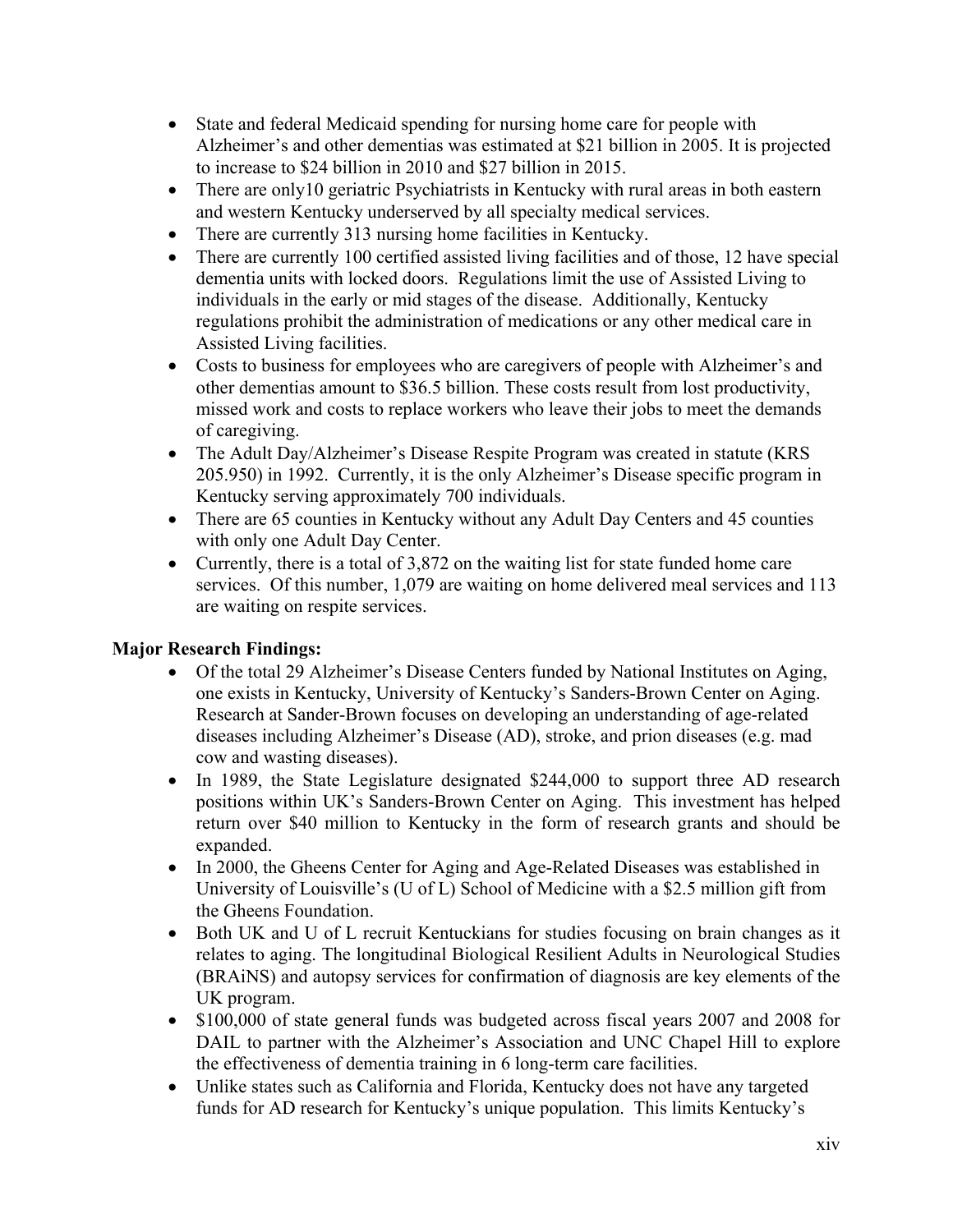- State and federal Medicaid spending for nursing home care for people with Alzheimer's and other dementias was estimated at $21 billion in 2005. It is projected to increase to $24 billion in 2010 and $27 billion in 2015.
- There are only10 geriatric Psychiatrists in Kentucky with rural areas in both eastern and western Kentucky underserved by all specialty medical services.
- There are currently 313 nursing home facilities in Kentucky.
- There are currently 100 certified assisted living facilities and of those, 12 have special dementia units with locked doors. Regulations limit the use of Assisted Living to individuals in the early or mid stages of the disease. Additionally, Kentucky regulations prohibit the administration of medications or any other medical care in Assisted Living facilities.
- Costs to business for employees who are caregivers of people with Alzheimer's and other dementias amount to $36.5 billion. These costs result from lost productivity, missed work and costs to replace workers who leave their jobs to meet the demands of caregiving.
- The Adult Day/Alzheimer's Disease Respite Program was created in statute (KRS 205.950) in 1992. Currently, it is the only Alzheimer's Disease specific program in Kentucky serving approximately 700 individuals.
- There are 65 counties in Kentucky without any Adult Day Centers and 45 counties with only one Adult Day Center.
- Currently, there is a total of 3,872 on the waiting list for state funded home care services. Of this number, 1,079 are waiting on home delivered meal services and 113 are waiting on respite services.

**Major Research Findings:**

- Of the total 29 Alzheimer's Disease Centers funded by National Institutes on Aging, one exists in Kentucky, University of Kentucky's Sanders-Brown Center on Aging. Research at Sander-Brown focuses on developing an understanding of age-related diseases including Alzheimer's Disease (AD), stroke, and prion diseases (e.g. mad cow and wasting diseases).
- In 1989, the State Legislature designated $244,000 to support three AD research positions within UK's Sanders-Brown Center on Aging. This investment has helped return over $40 million to Kentucky in the form of research grants and should be expanded.
- In 2000, the Gheens Center for Aging and Age-Related Diseases was established in University of Louisville's (U of L) School of Medicine with a $2.5 million gift from the Gheens Foundation.
- Both UK and U of L recruit Kentuckians for studies focusing on brain changes as it relates to aging. The longitudinal Biological Resilient Adults in Neurological Studies (BRAiNS) and autopsy services for confirmation of diagnosis are key elements of the UK program.
- $100,000 of state general funds was budgeted across fiscal years 2007 and 2008 for DAIL to partner with the Alzheimer's Association and UNC Chapel Hill to explore the effectiveness of dementia training in 6 long-term care facilities.
- Unlike states such as California and Florida, Kentucky does not have any targeted funds for AD research for Kentucky's unique population. This limits Kentucky's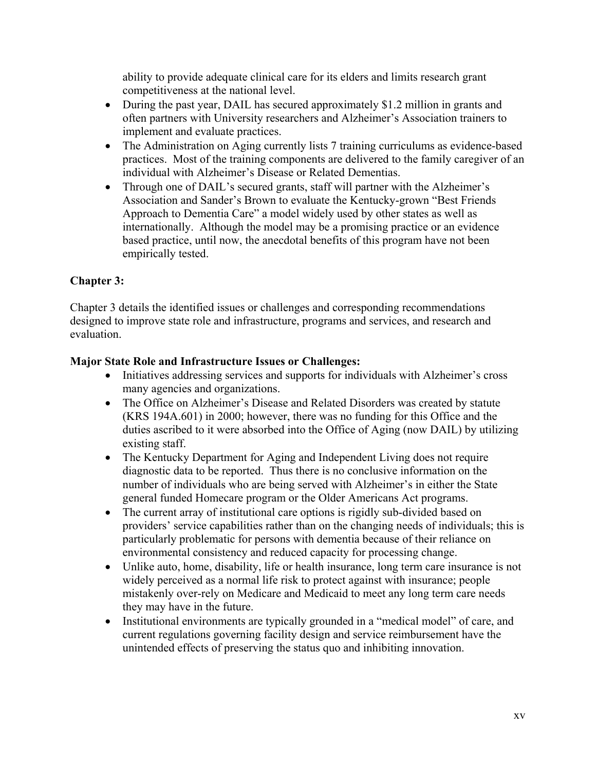ability to provide adequate clinical care for its elders and limits research grant competitiveness at the national level.

- During the past year, DAIL has secured approximately $1.2 million in grants and often partners with University researchers and Alzheimer's Association trainers to implement and evaluate practices.
- The Administration on Aging currently lists 7 training curriculums as evidence-based practices. Most of the training components are delivered to the family caregiver of an individual with Alzheimer's Disease or Related Dementias.
- Through one of DAIL's secured grants, staff will partner with the Alzheimer's Association and Sander's Brown to evaluate the Kentucky-grown "Best Friends Approach to Dementia Care" a model widely used by other states as well as internationally. Although the model may be a promising practice or an evidence based practice, until now, the anecdotal benefits of this program have not been empirically tested.

**Chapter 3:**

Chapter 3 details the identified issues or challenges and corresponding recommendations designed to improve state role and infrastructure, programs and services, and research and evaluation.

**Major State Role and Infrastructure Issues or Challenges:**

- Initiatives addressing services and supports for individuals with Alzheimer's cross many agencies and organizations.
- The Office on Alzheimer's Disease and Related Disorders was created by statute (KRS 194A.601) in 2000; however, there was no funding for this Office and the duties ascribed to it were absorbed into the Office of Aging (now DAIL) by utilizing existing staff.
- The Kentucky Department for Aging and Independent Living does not require diagnostic data to be reported. Thus there is no conclusive information on the number of individuals who are being served with Alzheimer's in either the State general funded Homecare program or the Older Americans Act programs.
- The current array of institutional care options is rigidly sub-divided based on providers' service capabilities rather than on the changing needs of individuals; this is particularly problematic for persons with dementia because of their reliance on environmental consistency and reduced capacity for processing change.
- Unlike auto, home, disability, life or health insurance, long term care insurance is not widely perceived as a normal life risk to protect against with insurance; people mistakenly over-rely on Medicare and Medicaid to meet any long term care needs they may have in the future.
- Institutional environments are typically grounded in a "medical model" of care, and current regulations governing facility design and service reimbursement have the unintended effects of preserving the status quo and inhibiting innovation.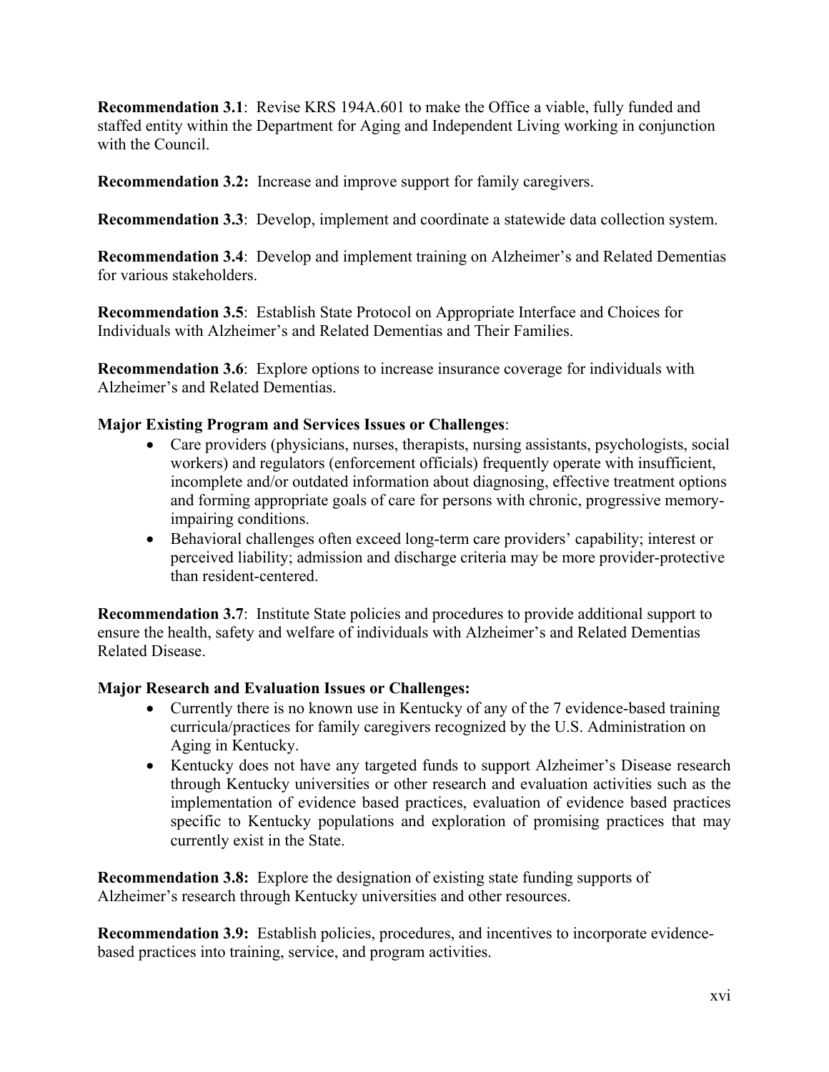**Recommendation 3.1**: Revise KRS 194A.601 to make the Office a viable, fully funded and staffed entity within the Department for Aging and Independent Living working in conjunction with the Council.

**Recommendation 3.2:** Increase and improve support for family caregivers.

**Recommendation 3.3**: Develop, implement and coordinate a statewide data collection system.

**Recommendation 3.4**: Develop and implement training on Alzheimer's and Related Dementias for various stakeholders.

**Recommendation 3.5**: Establish State Protocol on Appropriate Interface and Choices for Individuals with Alzheimer's and Related Dementias and Their Families.

**Recommendation 3.6**: Explore options to increase insurance coverage for individuals with Alzheimer's and Related Dementias.

**Major Existing Program and Services Issues or Challenges**:

- Care providers (physicians, nurses, therapists, nursing assistants, psychologists, social workers) and regulators (enforcement officials) frequently operate with insufficient, incomplete and/or outdated information about diagnosing, effective treatment options and forming appropriate goals of care for persons with chronic, progressive memory-impairing conditions.
- Behavioral challenges often exceed long-term care providers' capability; interest or perceived liability; admission and discharge criteria may be more provider-protective than resident-centered.

**Recommendation 3.7**: Institute State policies and procedures to provide additional support to ensure the health, safety and welfare of individuals with Alzheimer's and Related Dementias Related Disease.

**Major Research and Evaluation Issues or Challenges:**

- Currently there is no known use in Kentucky of any of the 7 evidence-based training curricula/practices for family caregivers recognized by the U.S. Administration on Aging in Kentucky.
- Kentucky does not have any targeted funds to support Alzheimer's Disease research through Kentucky universities or other research and evaluation activities such as the implementation of evidence based practices, evaluation of evidence based practices specific to Kentucky populations and exploration of promising practices that may currently exist in the State.

**Recommendation 3.8:** Explore the designation of existing state funding supports of Alzheimer's research through Kentucky universities and other resources.

**Recommendation 3.9:** Establish policies, procedures, and incentives to incorporate evidence-based practices into training, service, and program activities.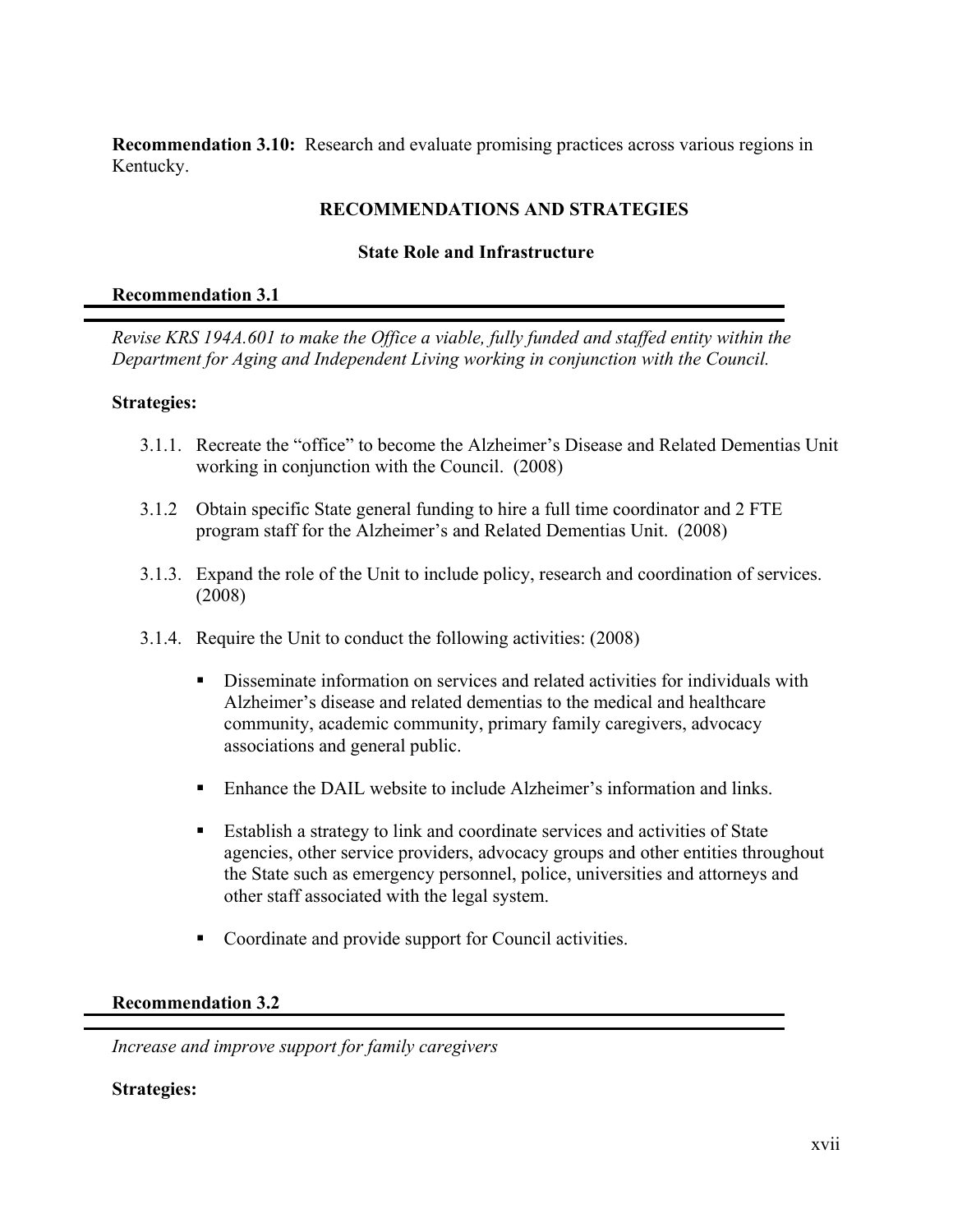**Recommendation 3.10:** Research and evaluate promising practices across various regions in Kentucky.

## RECOMMENDATIONS AND STRATEGIES

### State Role and Infrastructure

#### Recommendation 3.1

*Revise KRS 194A.601 to make the Office a viable, fully funded and staffed entity within the Department for Aging and Independent Living working in conjunction with the Council.*

**Strategies:**

- 3.1.1. Recreate the "office" to become the Alzheimer's Disease and Related Dementias Unit working in conjunction with the Council. (2008)
- 3.1.2 Obtain specific State general funding to hire a full time coordinator and 2 FTE program staff for the Alzheimer's and Related Dementias Unit. (2008)
- 3.1.3. Expand the role of the Unit to include policy, research and coordination of services. (2008)
- 3.1.4. Require the Unit to conduct the following activities: (2008)
  - Disseminate information on services and related activities for individuals with Alzheimer's disease and related dementias to the medical and healthcare community, academic community, primary family caregivers, advocacy associations and general public.
  - Enhance the DAIL website to include Alzheimer's information and links.
  - Establish a strategy to link and coordinate services and activities of State agencies, other service providers, advocacy groups and other entities throughout the State such as emergency personnel, police, universities and attorneys and other staff associated with the legal system.
  - Coordinate and provide support for Council activities.

#### Recommendation 3.2

*Increase and improve support for family caregivers*

**Strategies:**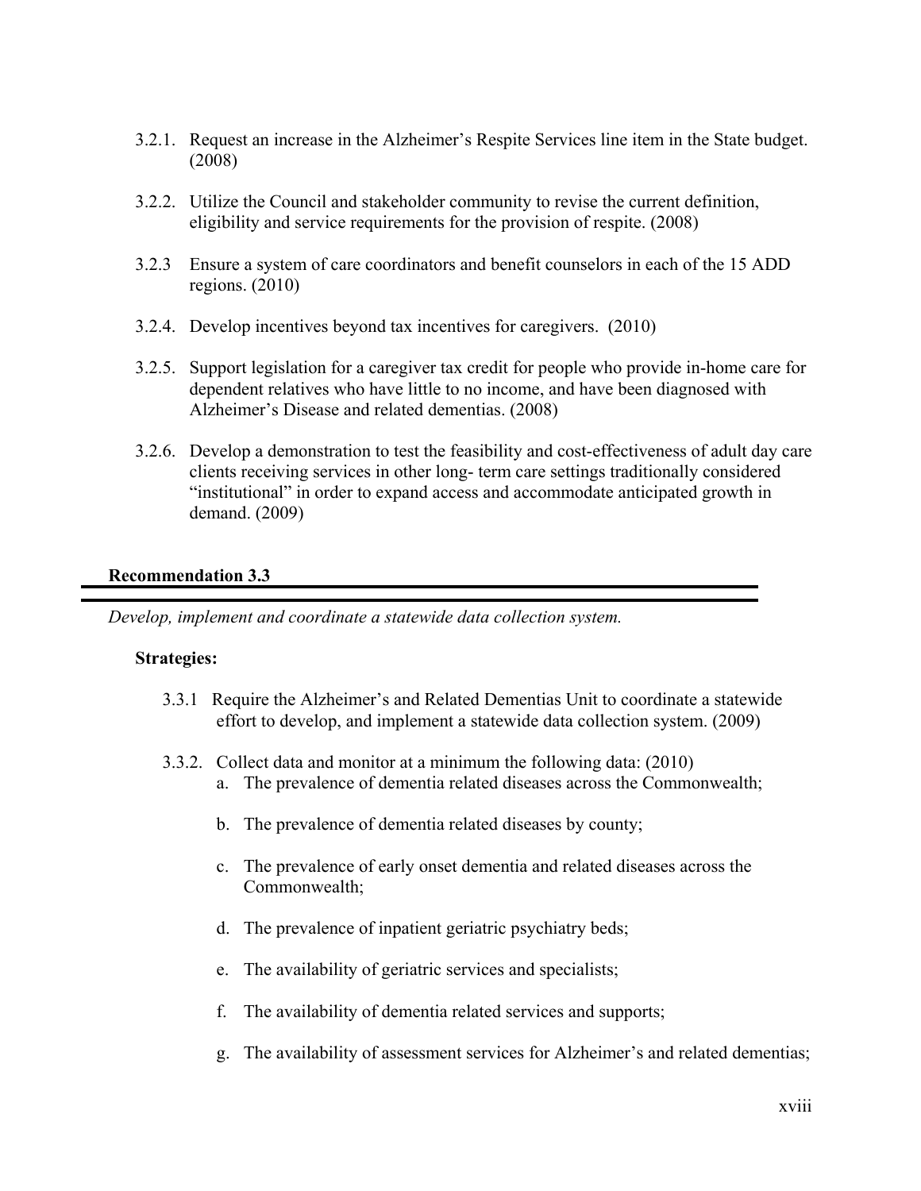3.2.1. Request an increase in the Alzheimer's Respite Services line item in the State budget. (2008)

3.2.2. Utilize the Council and stakeholder community to revise the current definition, eligibility and service requirements for the provision of respite. (2008)

3.2.3 Ensure a system of care coordinators and benefit counselors in each of the 15 ADD regions. (2010)

3.2.4. Develop incentives beyond tax incentives for caregivers. (2010)

3.2.5. Support legislation for a caregiver tax credit for people who provide in-home care for dependent relatives who have little to no income, and have been diagnosed with Alzheimer's Disease and related dementias. (2008)

3.2.6. Develop a demonstration to test the feasibility and cost-effectiveness of adult day care clients receiving services in other long- term care settings traditionally considered "institutional" in order to expand access and accommodate anticipated growth in demand. (2009)

**Recommendation 3.3**

*Develop, implement and coordinate a statewide data collection system.*

**Strategies:**

3.3.1 Require the Alzheimer's and Related Dementias Unit to coordinate a statewide effort to develop, and implement a statewide data collection system. (2009)

3.3.2. Collect data and monitor at a minimum the following data: (2010)

a. The prevalence of dementia related diseases across the Commonwealth;

b. The prevalence of dementia related diseases by county;

c. The prevalence of early onset dementia and related diseases across the Commonwealth;

d. The prevalence of inpatient geriatric psychiatry beds;

e. The availability of geriatric services and specialists;

f. The availability of dementia related services and supports;

g. The availability of assessment services for Alzheimer's and related dementias;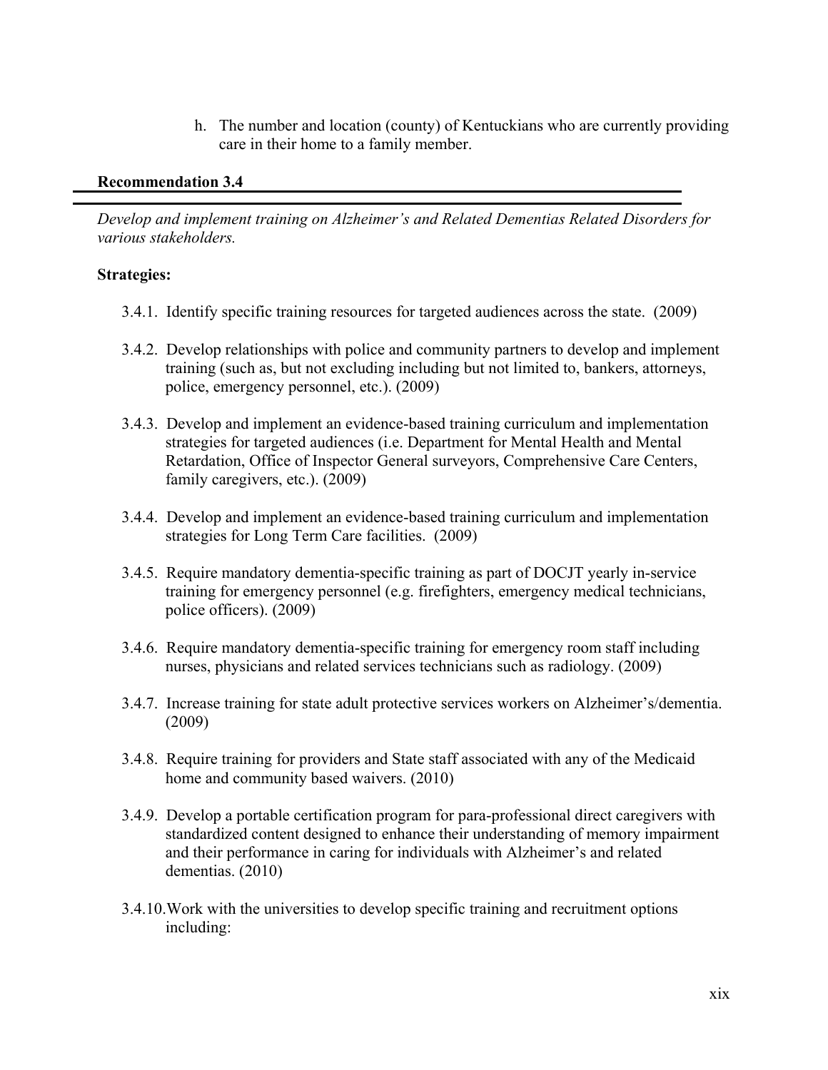h. The number and location (county) of Kentuckians who are currently providing care in their home to a family member.

**Recommendation 3.4**

*Develop and implement training on Alzheimer's and Related Dementias Related Disorders for various stakeholders.*

**Strategies:**

3.4.1. Identify specific training resources for targeted audiences across the state. (2009)

3.4.2. Develop relationships with police and community partners to develop and implement training (such as, but not excluding including but not limited to, bankers, attorneys, police, emergency personnel, etc.). (2009)

3.4.3. Develop and implement an evidence-based training curriculum and implementation strategies for targeted audiences (i.e. Department for Mental Health and Mental Retardation, Office of Inspector General surveyors, Comprehensive Care Centers, family caregivers, etc.). (2009)

3.4.4. Develop and implement an evidence-based training curriculum and implementation strategies for Long Term Care facilities. (2009)

3.4.5. Require mandatory dementia-specific training as part of DOCJT yearly in-service training for emergency personnel (e.g. firefighters, emergency medical technicians, police officers). (2009)

3.4.6. Require mandatory dementia-specific training for emergency room staff including nurses, physicians and related services technicians such as radiology. (2009)

3.4.7. Increase training for state adult protective services workers on Alzheimer's/dementia. (2009)

3.4.8. Require training for providers and State staff associated with any of the Medicaid home and community based waivers. (2010)

3.4.9. Develop a portable certification program for para-professional direct caregivers with standardized content designed to enhance their understanding of memory impairment and their performance in caring for individuals with Alzheimer's and related dementias. (2010)

3.4.10. Work with the universities to develop specific training and recruitment options including: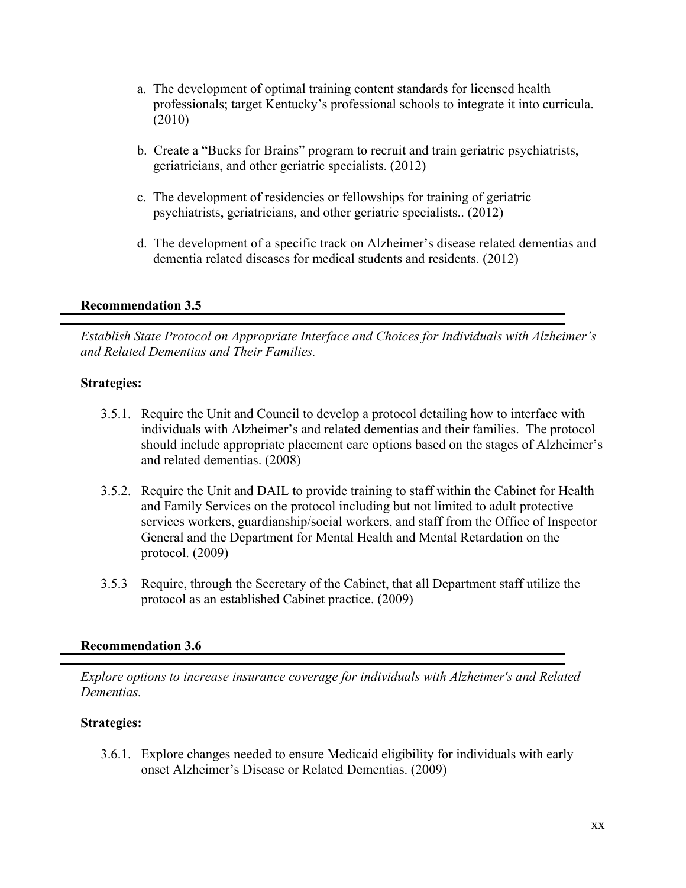a. The development of optimal training content standards for licensed health professionals; target Kentucky's professional schools to integrate it into curricula. (2010)

b. Create a "Bucks for Brains" program to recruit and train geriatric psychiatrists, geriatricians, and other geriatric specialists. (2012)

c. The development of residencies or fellowships for training of geriatric psychiatrists, geriatricians, and other geriatric specialists.. (2012)

d. The development of a specific track on Alzheimer's disease related dementias and dementia related diseases for medical students and residents. (2012)

### Recommendation 3.5

*Establish State Protocol on Appropriate Interface and Choices for Individuals with Alzheimer's and Related Dementias and Their Families.*

**Strategies:**

3.5.1. Require the Unit and Council to develop a protocol detailing how to interface with individuals with Alzheimer's and related dementias and their families. The protocol should include appropriate placement care options based on the stages of Alzheimer's and related dementias. (2008)

3.5.2. Require the Unit and DAIL to provide training to staff within the Cabinet for Health and Family Services on the protocol including but not limited to adult protective services workers, guardianship/social workers, and staff from the Office of Inspector General and the Department for Mental Health and Mental Retardation on the protocol. (2009)

3.5.3 Require, through the Secretary of the Cabinet, that all Department staff utilize the protocol as an established Cabinet practice. (2009)

### Recommendation 3.6

*Explore options to increase insurance coverage for individuals with Alzheimer's and Related Dementias.*

**Strategies:**

3.6.1. Explore changes needed to ensure Medicaid eligibility for individuals with early onset Alzheimer's Disease or Related Dementias. (2009)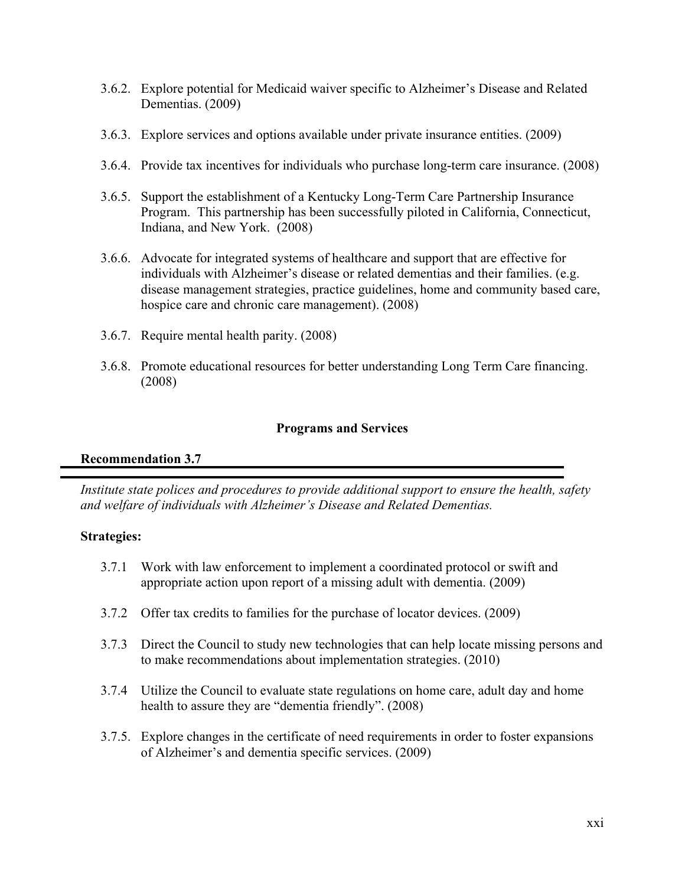3.6.2. Explore potential for Medicaid waiver specific to Alzheimer's Disease and Related Dementias. (2009)

3.6.3. Explore services and options available under private insurance entities. (2009)

3.6.4. Provide tax incentives for individuals who purchase long-term care insurance. (2008)

3.6.5. Support the establishment of a Kentucky Long-Term Care Partnership Insurance Program. This partnership has been successfully piloted in California, Connecticut, Indiana, and New York. (2008)

3.6.6. Advocate for integrated systems of healthcare and support that are effective for individuals with Alzheimer's disease or related dementias and their families. (e.g. disease management strategies, practice guidelines, home and community based care, hospice care and chronic care management). (2008)

3.6.7. Require mental health parity. (2008)

3.6.8. Promote educational resources for better understanding Long Term Care financing. (2008)

## Programs and Services

**Recommendation 3.7**

---

*Institute state polices and procedures to provide additional support to ensure the health, safety and welfare of individuals with Alzheimer's Disease and Related Dementias.*

**Strategies:**

3.7.1 Work with law enforcement to implement a coordinated protocol or swift and appropriate action upon report of a missing adult with dementia. (2009)

3.7.2 Offer tax credits to families for the purchase of locator devices. (2009)

3.7.3 Direct the Council to study new technologies that can help locate missing persons and to make recommendations about implementation strategies. (2010)

3.7.4 Utilize the Council to evaluate state regulations on home care, adult day and home health to assure they are "dementia friendly". (2008)

3.7.5. Explore changes in the certificate of need requirements in order to foster expansions of Alzheimer's and dementia specific services. (2009)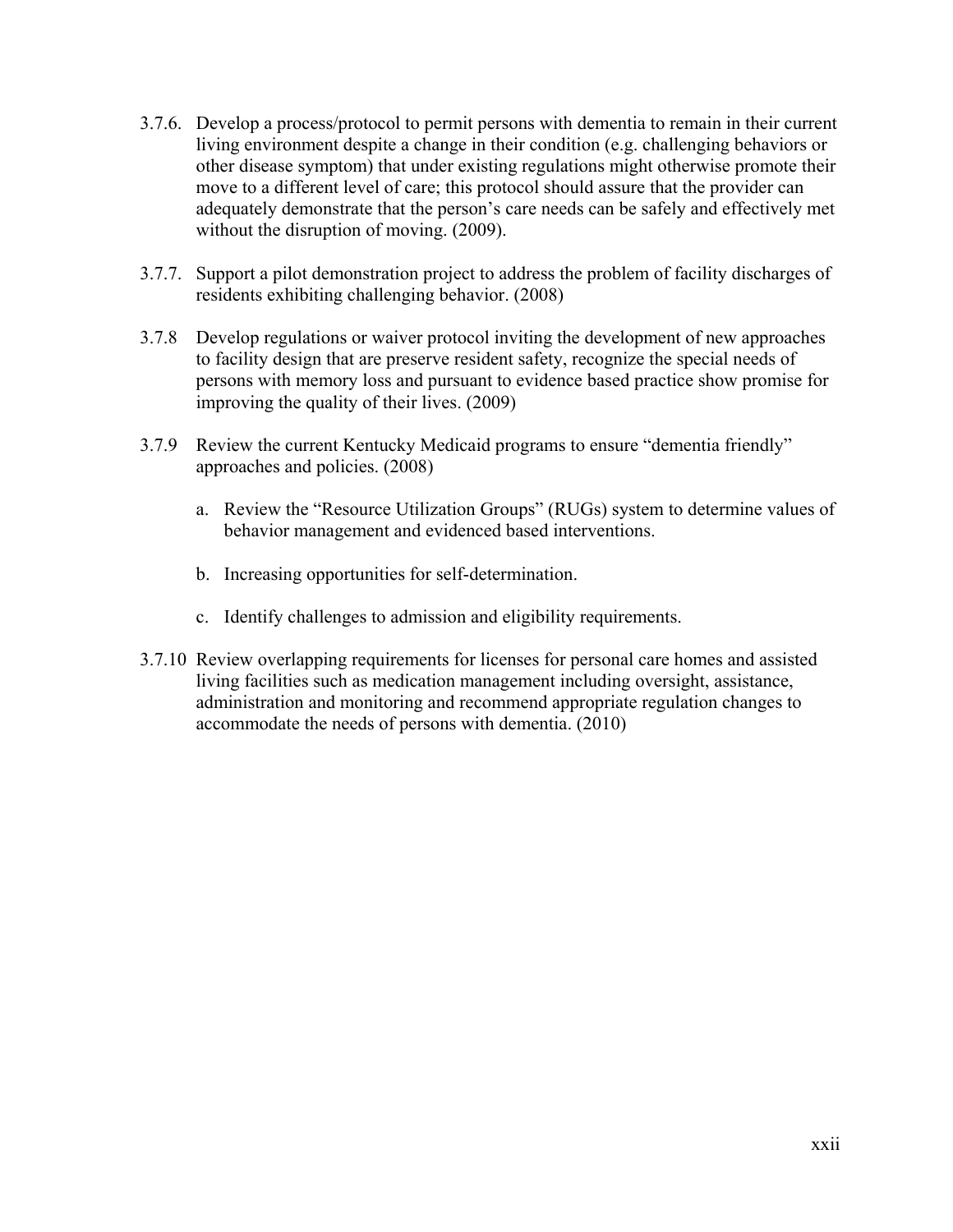3.7.6. Develop a process/protocol to permit persons with dementia to remain in their current living environment despite a change in their condition (e.g. challenging behaviors or other disease symptom) that under existing regulations might otherwise promote their move to a different level of care; this protocol should assure that the provider can adequately demonstrate that the person's care needs can be safely and effectively met without the disruption of moving. (2009).

3.7.7. Support a pilot demonstration project to address the problem of facility discharges of residents exhibiting challenging behavior. (2008)

3.7.8 Develop regulations or waiver protocol inviting the development of new approaches to facility design that are preserve resident safety, recognize the special needs of persons with memory loss and pursuant to evidence based practice show promise for improving the quality of their lives. (2009)

3.7.9 Review the current Kentucky Medicaid programs to ensure "dementia friendly" approaches and policies. (2008)

   a. Review the "Resource Utilization Groups" (RUGs) system to determine values of behavior management and evidenced based interventions.

   b. Increasing opportunities for self-determination.

   c. Identify challenges to admission and eligibility requirements.

3.7.10 Review overlapping requirements for licenses for personal care homes and assisted living facilities such as medication management including oversight, assistance, administration and monitoring and recommend appropriate regulation changes to accommodate the needs of persons with dementia. (2010)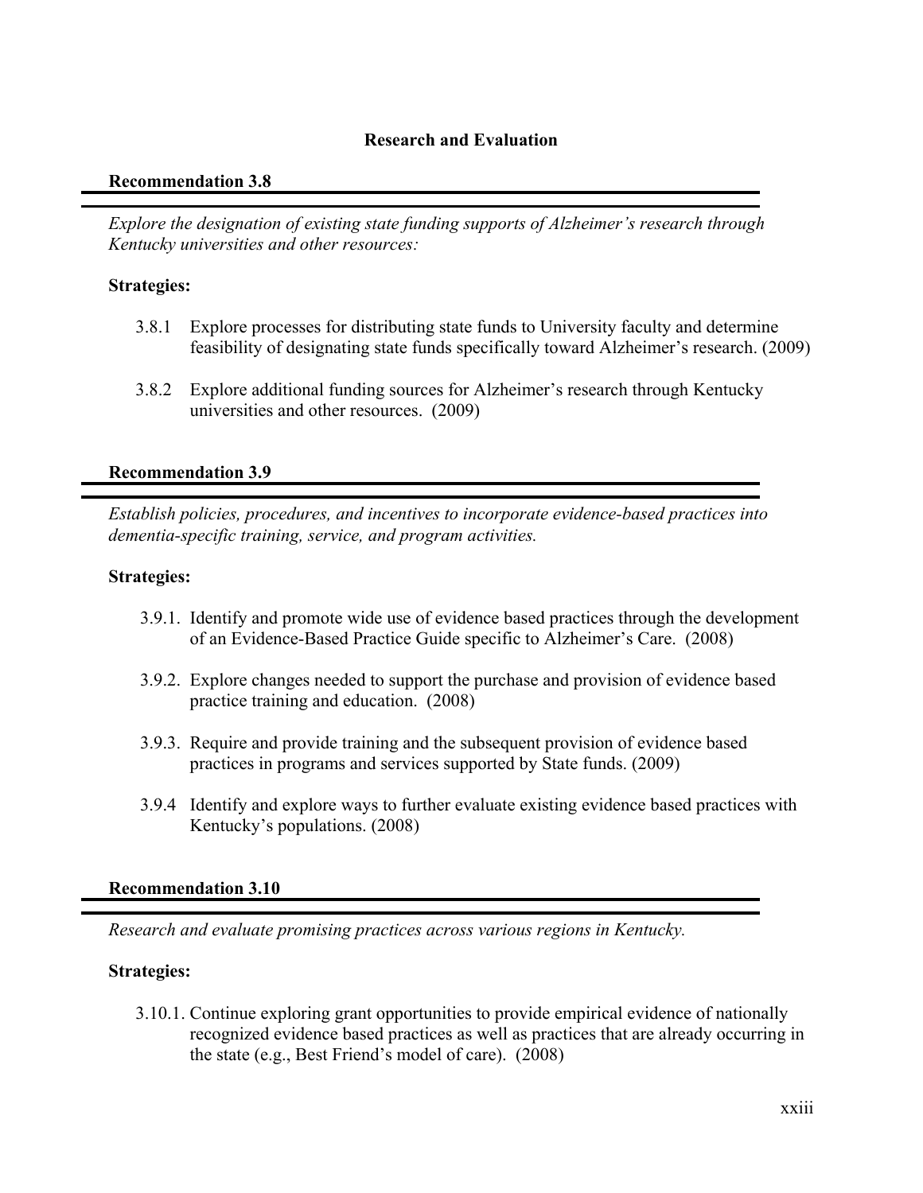## Research and Evaluation

### Recommendation 3.8

*Explore the designation of existing state funding supports of Alzheimer's research through Kentucky universities and other resources:*

**Strategies:**

3.8.1 Explore processes for distributing state funds to University faculty and determine feasibility of designating state funds specifically toward Alzheimer's research. (2009)

3.8.2 Explore additional funding sources for Alzheimer's research through Kentucky universities and other resources. (2009)

### Recommendation 3.9

*Establish policies, procedures, and incentives to incorporate evidence-based practices into dementia-specific training, service, and program activities.*

**Strategies:**

3.9.1. Identify and promote wide use of evidence based practices through the development of an Evidence-Based Practice Guide specific to Alzheimer's Care. (2008)

3.9.2. Explore changes needed to support the purchase and provision of evidence based practice training and education. (2008)

3.9.3. Require and provide training and the subsequent provision of evidence based practices in programs and services supported by State funds. (2009)

3.9.4 Identify and explore ways to further evaluate existing evidence based practices with Kentucky's populations. (2008)

### Recommendation 3.10

*Research and evaluate promising practices across various regions in Kentucky.*

**Strategies:**

3.10.1. Continue exploring grant opportunities to provide empirical evidence of nationally recognized evidence based practices as well as practices that are already occurring in the state (e.g., Best Friend's model of care). (2008)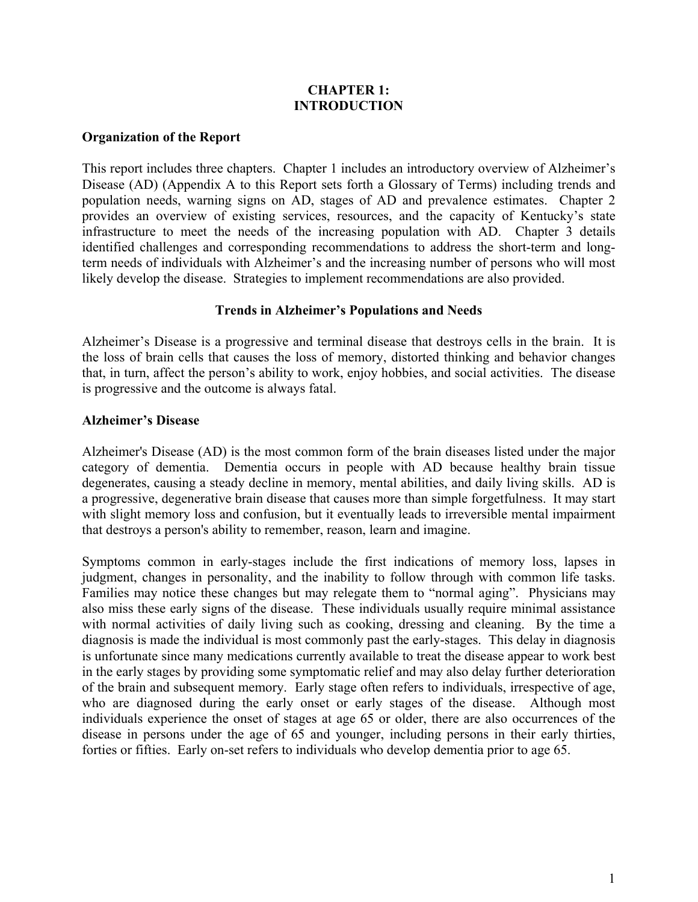# CHAPTER 1: INTRODUCTION

## Organization of the Report

This report includes three chapters. Chapter 1 includes an introductory overview of Alzheimer's Disease (AD) (Appendix A to this Report sets forth a Glossary of Terms) including trends and population needs, warning signs on AD, stages of AD and prevalence estimates. Chapter 2 provides an overview of existing services, resources, and the capacity of Kentucky's state infrastructure to meet the needs of the increasing population with AD. Chapter 3 details identified challenges and corresponding recommendations to address the short-term and long-term needs of individuals with Alzheimer's and the increasing number of persons who will most likely develop the disease. Strategies to implement recommendations are also provided.

## Trends in Alzheimer's Populations and Needs

Alzheimer's Disease is a progressive and terminal disease that destroys cells in the brain. It is the loss of brain cells that causes the loss of memory, distorted thinking and behavior changes that, in turn, affect the person's ability to work, enjoy hobbies, and social activities. The disease is progressive and the outcome is always fatal.

## Alzheimer's Disease

Alzheimer's Disease (AD) is the most common form of the brain diseases listed under the major category of dementia. Dementia occurs in people with AD because healthy brain tissue degenerates, causing a steady decline in memory, mental abilities, and daily living skills. AD is a progressive, degenerative brain disease that causes more than simple forgetfulness. It may start with slight memory loss and confusion, but it eventually leads to irreversible mental impairment that destroys a person's ability to remember, reason, learn and imagine.

Symptoms common in early-stages include the first indications of memory loss, lapses in judgment, changes in personality, and the inability to follow through with common life tasks. Families may notice these changes but may relegate them to "normal aging". Physicians may also miss these early signs of the disease. These individuals usually require minimal assistance with normal activities of daily living such as cooking, dressing and cleaning. By the time a diagnosis is made the individual is most commonly past the early-stages. This delay in diagnosis is unfortunate since many medications currently available to treat the disease appear to work best in the early stages by providing some symptomatic relief and may also delay further deterioration of the brain and subsequent memory. Early stage often refers to individuals, irrespective of age, who are diagnosed during the early onset or early stages of the disease. Although most individuals experience the onset of stages at age 65 or older, there are also occurrences of the disease in persons under the age of 65 and younger, including persons in their early thirties, forties or fifties. Early on-set refers to individuals who develop dementia prior to age 65.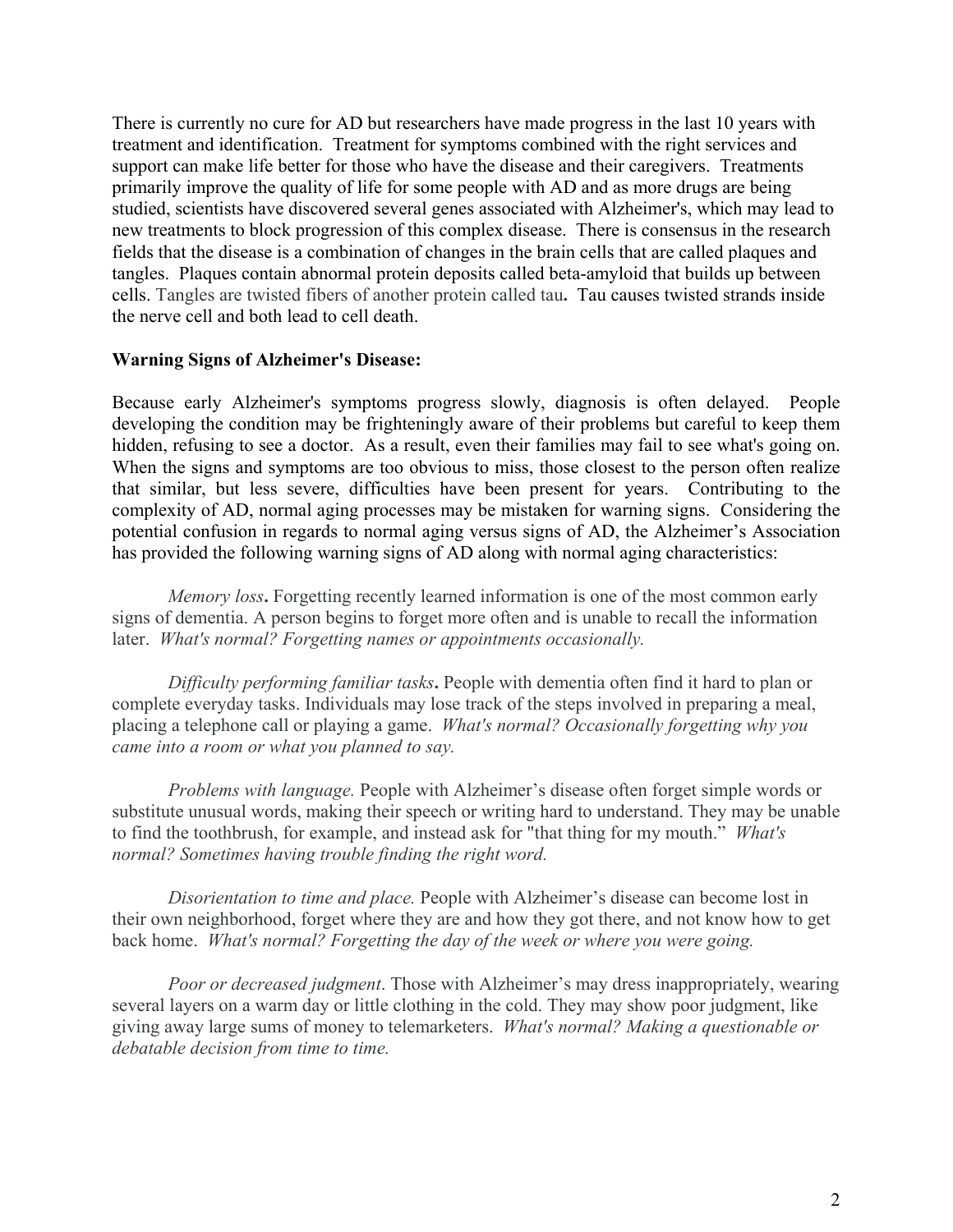There is currently no cure for AD but researchers have made progress in the last 10 years with treatment and identification. Treatment for symptoms combined with the right services and support can make life better for those who have the disease and their caregivers. Treatments primarily improve the quality of life for some people with AD and as more drugs are being studied, scientists have discovered several genes associated with Alzheimer's, which may lead to new treatments to block progression of this complex disease. There is consensus in the research fields that the disease is a combination of changes in the brain cells that are called plaques and tangles. Plaques contain abnormal protein deposits called beta-amyloid that builds up between cells. Tangles are twisted fibers of another protein called tau**.** Tau causes twisted strands inside the nerve cell and both lead to cell death.

**Warning Signs of Alzheimer's Disease:**

Because early Alzheimer's symptoms progress slowly, diagnosis is often delayed. People developing the condition may be frighteningly aware of their problems but careful to keep them hidden, refusing to see a doctor. As a result, even their families may fail to see what's going on. When the signs and symptoms are too obvious to miss, those closest to the person often realize that similar, but less severe, difficulties have been present for years. Contributing to the complexity of AD, normal aging processes may be mistaken for warning signs. Considering the potential confusion in regards to normal aging versus signs of AD, the Alzheimer's Association has provided the following warning signs of AD along with normal aging characteristics:

*Memory loss***.** Forgetting recently learned information is one of the most common early signs of dementia. A person begins to forget more often and is unable to recall the information later. *What's normal? Forgetting names or appointments occasionally.*

*Difficulty performing familiar tasks***.** People with dementia often find it hard to plan or complete everyday tasks. Individuals may lose track of the steps involved in preparing a meal, placing a telephone call or playing a game. *What's normal? Occasionally forgetting why you came into a room or what you planned to say.*

*Problems with language.* People with Alzheimer's disease often forget simple words or substitute unusual words, making their speech or writing hard to understand. They may be unable to find the toothbrush, for example, and instead ask for "that thing for my mouth." *What's normal? Sometimes having trouble finding the right word.*

*Disorientation to time and place.* People with Alzheimer's disease can become lost in their own neighborhood, forget where they are and how they got there, and not know how to get back home. *What's normal? Forgetting the day of the week or where you were going.*

*Poor or decreased judgment*. Those with Alzheimer's may dress inappropriately, wearing several layers on a warm day or little clothing in the cold. They may show poor judgment, like giving away large sums of money to telemarketers. *What's normal? Making a questionable or debatable decision from time to time.*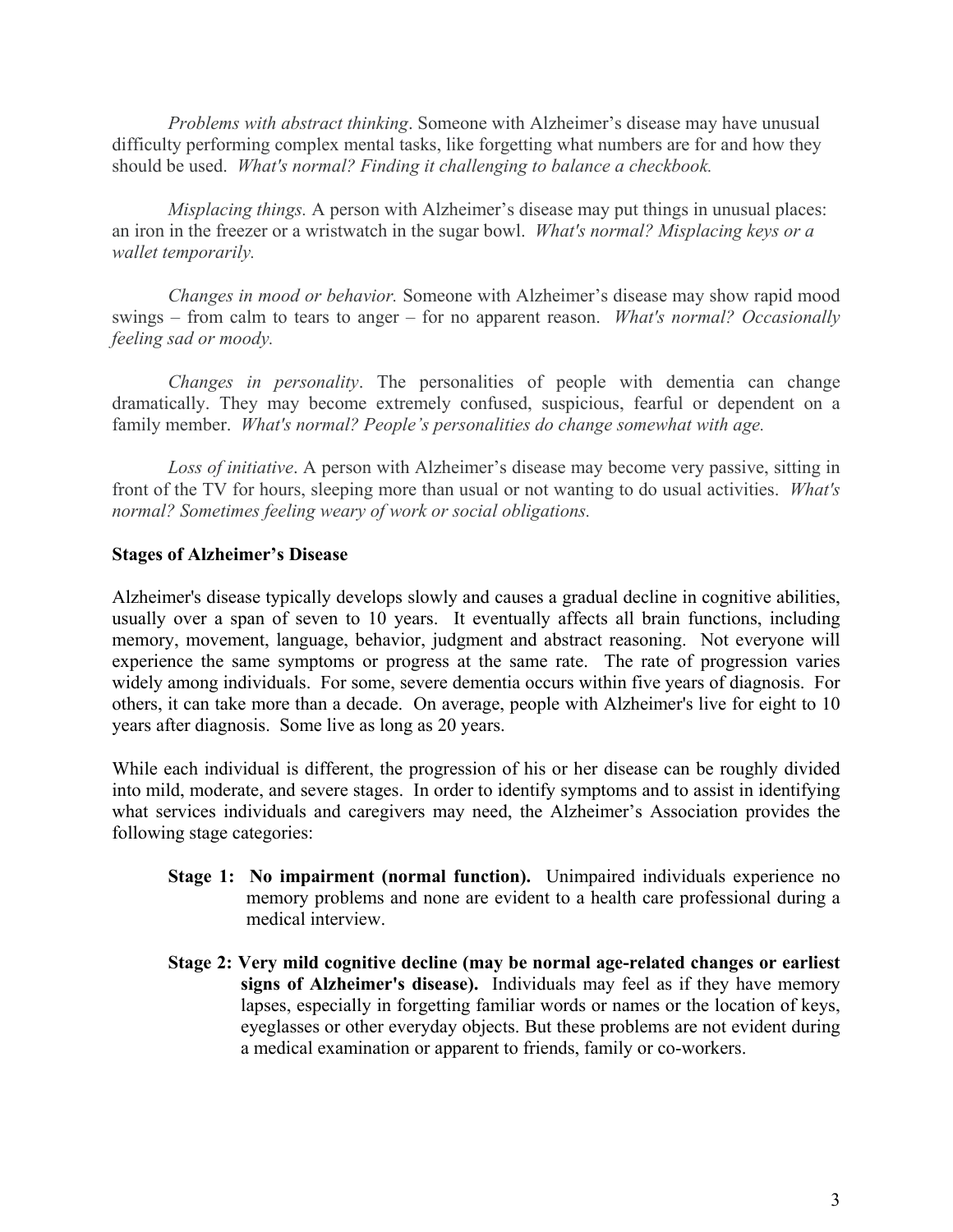*Problems with abstract thinking*. Someone with Alzheimer's disease may have unusual difficulty performing complex mental tasks, like forgetting what numbers are for and how they should be used. *What's normal? Finding it challenging to balance a checkbook.*

*Misplacing things.* A person with Alzheimer's disease may put things in unusual places: an iron in the freezer or a wristwatch in the sugar bowl. *What's normal? Misplacing keys or a wallet temporarily.*

*Changes in mood or behavior.* Someone with Alzheimer's disease may show rapid mood swings – from calm to tears to anger – for no apparent reason. *What's normal? Occasionally feeling sad or moody.*

*Changes in personality*. The personalities of people with dementia can change dramatically. They may become extremely confused, suspicious, fearful or dependent on a family member. *What's normal? People's personalities do change somewhat with age.*

*Loss of initiative*. A person with Alzheimer's disease may become very passive, sitting in front of the TV for hours, sleeping more than usual or not wanting to do usual activities. *What's normal? Sometimes feeling weary of work or social obligations.*

**Stages of Alzheimer's Disease**

Alzheimer's disease typically develops slowly and causes a gradual decline in cognitive abilities, usually over a span of seven to 10 years. It eventually affects all brain functions, including memory, movement, language, behavior, judgment and abstract reasoning. Not everyone will experience the same symptoms or progress at the same rate. The rate of progression varies widely among individuals. For some, severe dementia occurs within five years of diagnosis. For others, it can take more than a decade. On average, people with Alzheimer's live for eight to 10 years after diagnosis. Some live as long as 20 years.

While each individual is different, the progression of his or her disease can be roughly divided into mild, moderate, and severe stages. In order to identify symptoms and to assist in identifying what services individuals and caregivers may need, the Alzheimer's Association provides the following stage categories:

**Stage 1: No impairment (normal function).** Unimpaired individuals experience no memory problems and none are evident to a health care professional during a medical interview.

**Stage 2: Very mild cognitive decline (may be normal age-related changes or earliest signs of Alzheimer's disease).** Individuals may feel as if they have memory lapses, especially in forgetting familiar words or names or the location of keys, eyeglasses or other everyday objects. But these problems are not evident during a medical examination or apparent to friends, family or co-workers.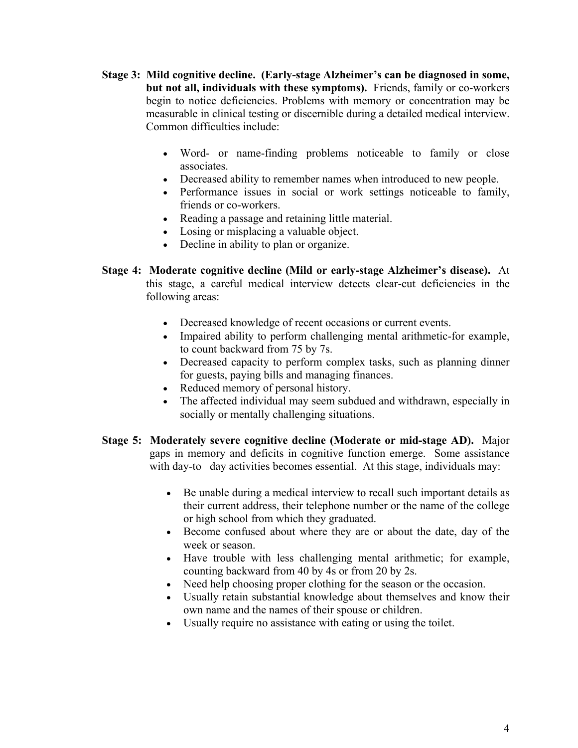**Stage 3: Mild cognitive decline. (Early-stage Alzheimer's can be diagnosed in some, but not all, individuals with these symptoms).** Friends, family or co-workers begin to notice deficiencies. Problems with memory or concentration may be measurable in clinical testing or discernible during a detailed medical interview. Common difficulties include:

- Word- or name-finding problems noticeable to family or close associates.
- Decreased ability to remember names when introduced to new people.
- Performance issues in social or work settings noticeable to family, friends or co-workers.
- Reading a passage and retaining little material.
- Losing or misplacing a valuable object.
- Decline in ability to plan or organize.

**Stage 4: Moderate cognitive decline (Mild or early-stage Alzheimer's disease).** At this stage, a careful medical interview detects clear-cut deficiencies in the following areas:

- Decreased knowledge of recent occasions or current events.
- Impaired ability to perform challenging mental arithmetic-for example, to count backward from 75 by 7s.
- Decreased capacity to perform complex tasks, such as planning dinner for guests, paying bills and managing finances.
- Reduced memory of personal history.
- The affected individual may seem subdued and withdrawn, especially in socially or mentally challenging situations.

**Stage 5: Moderately severe cognitive decline (Moderate or mid-stage AD).** Major gaps in memory and deficits in cognitive function emerge. Some assistance with day-to –day activities becomes essential. At this stage, individuals may:

- Be unable during a medical interview to recall such important details as their current address, their telephone number or the name of the college or high school from which they graduated.
- Become confused about where they are or about the date, day of the week or season.
- Have trouble with less challenging mental arithmetic; for example, counting backward from 40 by 4s or from 20 by 2s.
- Need help choosing proper clothing for the season or the occasion.
- Usually retain substantial knowledge about themselves and know their own name and the names of their spouse or children.
- Usually require no assistance with eating or using the toilet.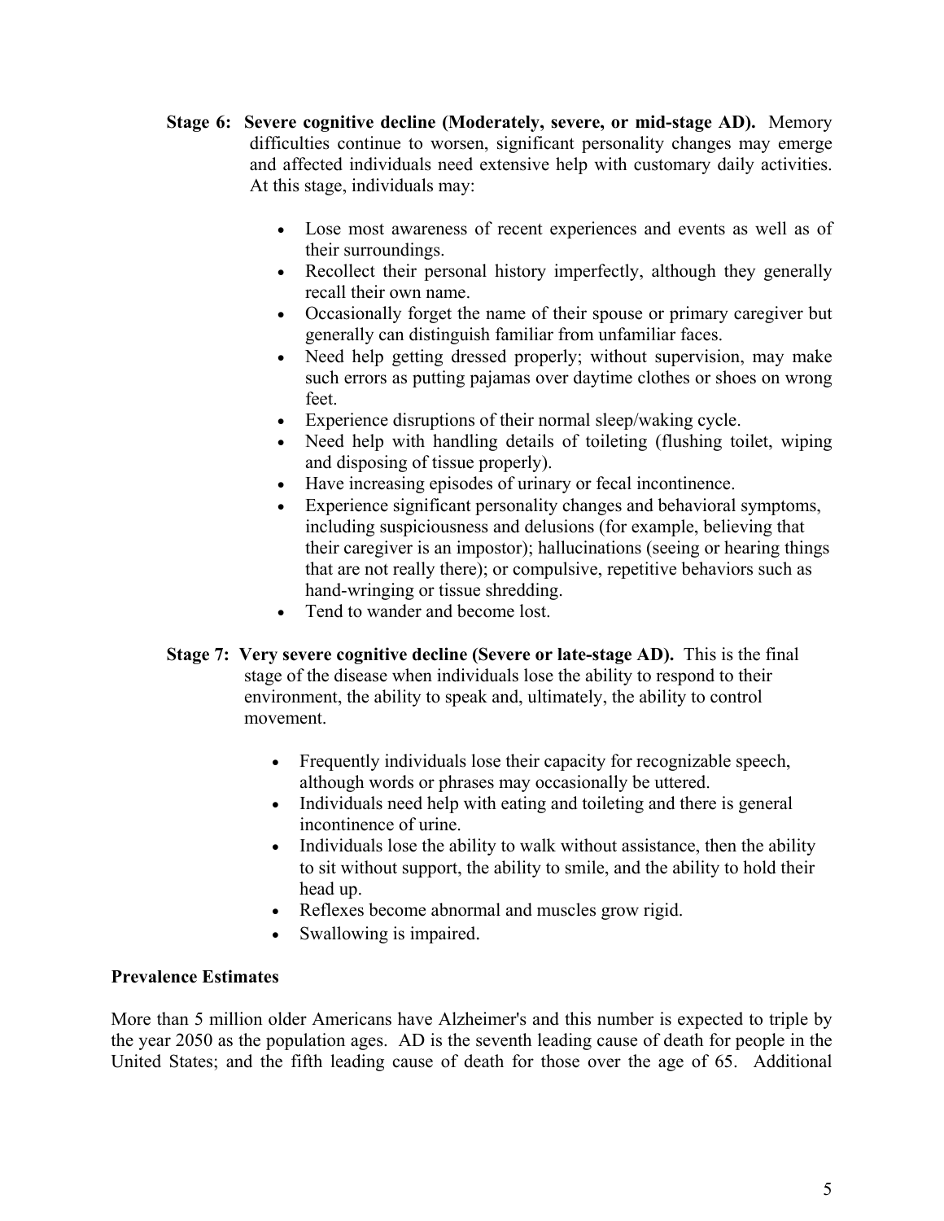**Stage 6: Severe cognitive decline (Moderately, severe, or mid-stage AD).** Memory difficulties continue to worsen, significant personality changes may emerge and affected individuals need extensive help with customary daily activities. At this stage, individuals may:

- Lose most awareness of recent experiences and events as well as of their surroundings.
- Recollect their personal history imperfectly, although they generally recall their own name.
- Occasionally forget the name of their spouse or primary caregiver but generally can distinguish familiar from unfamiliar faces.
- Need help getting dressed properly; without supervision, may make such errors as putting pajamas over daytime clothes or shoes on wrong feet.
- Experience disruptions of their normal sleep/waking cycle.
- Need help with handling details of toileting (flushing toilet, wiping and disposing of tissue properly).
- Have increasing episodes of urinary or fecal incontinence.
- Experience significant personality changes and behavioral symptoms, including suspiciousness and delusions (for example, believing that their caregiver is an impostor); hallucinations (seeing or hearing things that are not really there); or compulsive, repetitive behaviors such as hand-wringing or tissue shredding.
- Tend to wander and become lost.

**Stage 7: Very severe cognitive decline (Severe or late-stage AD).** This is the final stage of the disease when individuals lose the ability to respond to their environment, the ability to speak and, ultimately, the ability to control movement.

- Frequently individuals lose their capacity for recognizable speech, although words or phrases may occasionally be uttered.
- Individuals need help with eating and toileting and there is general incontinence of urine.
- Individuals lose the ability to walk without assistance, then the ability to sit without support, the ability to smile, and the ability to hold their head up.
- Reflexes become abnormal and muscles grow rigid.
- Swallowing is impaired.

**Prevalence Estimates**

More than 5 million older Americans have Alzheimer's and this number is expected to triple by the year 2050 as the population ages. AD is the seventh leading cause of death for people in the United States; and the fifth leading cause of death for those over the age of 65. Additional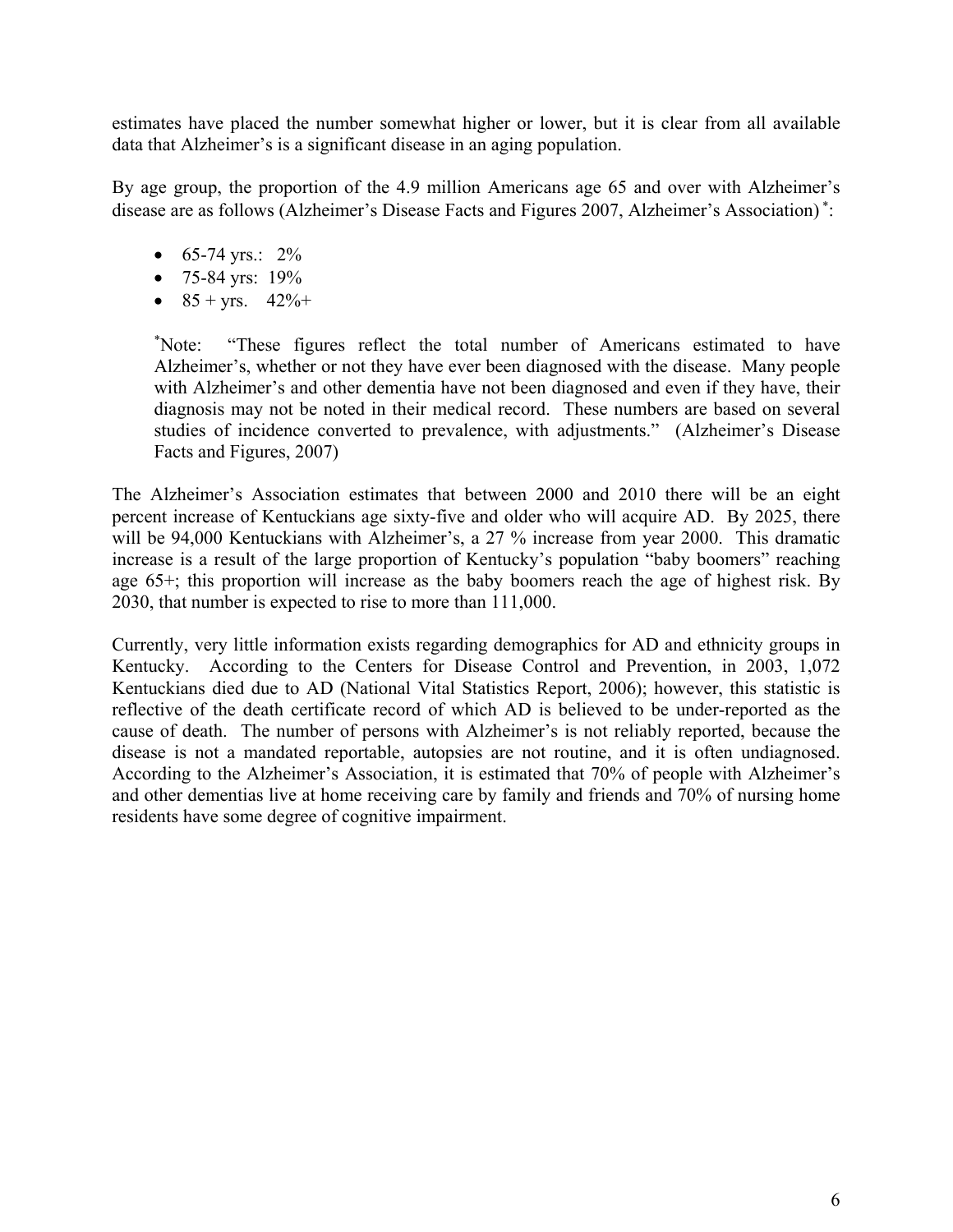estimates have placed the number somewhat higher or lower, but it is clear from all available data that Alzheimer's is a significant disease in an aging population.

By age group, the proportion of the 4.9 million Americans age 65 and over with Alzheimer's disease are as follows (Alzheimer's Disease Facts and Figures 2007, Alzheimer's Association) [*]:

- 65-74 yrs.: 2%
- 75-84 yrs: 19%
- 85 + yrs. 42%+

> [*]Note: "These figures reflect the total number of Americans estimated to have Alzheimer's, whether or not they have ever been diagnosed with the disease. Many people with Alzheimer's and other dementia have not been diagnosed and even if they have, their diagnosis may not be noted in their medical record. These numbers are based on several studies of incidence converted to prevalence, with adjustments." (Alzheimer's Disease Facts and Figures, 2007)

The Alzheimer's Association estimates that between 2000 and 2010 there will be an eight percent increase of Kentuckians age sixty-five and older who will acquire AD. By 2025, there will be 94,000 Kentuckians with Alzheimer's, a 27 % increase from year 2000. This dramatic increase is a result of the large proportion of Kentucky's population "baby boomers" reaching age 65+; this proportion will increase as the baby boomers reach the age of highest risk. By 2030, that number is expected to rise to more than 111,000.

Currently, very little information exists regarding demographics for AD and ethnicity groups in Kentucky. According to the Centers for Disease Control and Prevention, in 2003, 1,072 Kentuckians died due to AD (National Vital Statistics Report, 2006); however, this statistic is reflective of the death certificate record of which AD is believed to be under-reported as the cause of death. The number of persons with Alzheimer's is not reliably reported, because the disease is not a mandated reportable, autopsies are not routine, and it is often undiagnosed. According to the Alzheimer's Association, it is estimated that 70% of people with Alzheimer's and other dementias live at home receiving care by family and friends and 70% of nursing home residents have some degree of cognitive impairment.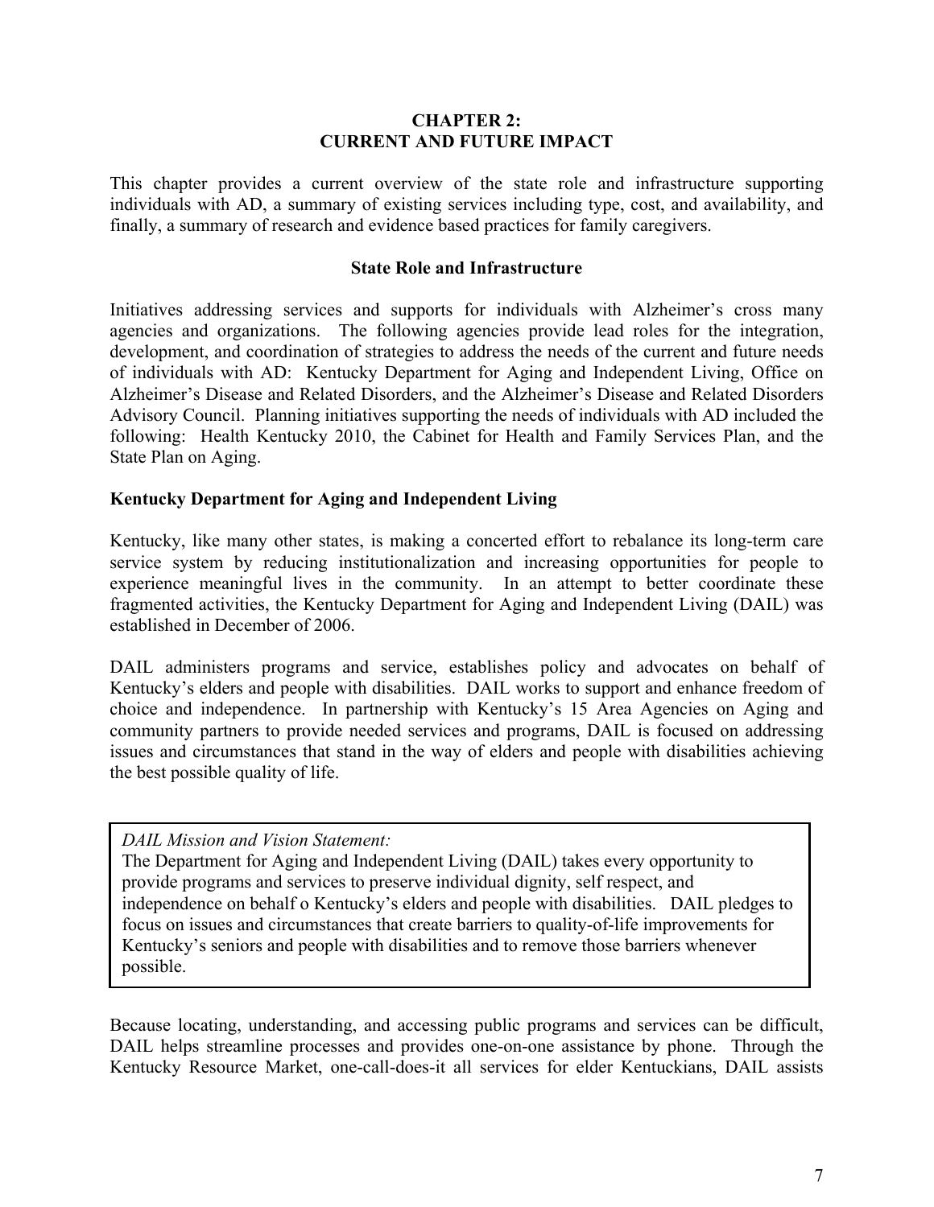# CHAPTER 2: CURRENT AND FUTURE IMPACT

This chapter provides a current overview of the state role and infrastructure supporting individuals with AD, a summary of existing services including type, cost, and availability, and finally, a summary of research and evidence based practices for family caregivers.

## State Role and Infrastructure

Initiatives addressing services and supports for individuals with Alzheimer's cross many agencies and organizations. The following agencies provide lead roles for the integration, development, and coordination of strategies to address the needs of the current and future needs of individuals with AD: Kentucky Department for Aging and Independent Living, Office on Alzheimer's Disease and Related Disorders, and the Alzheimer's Disease and Related Disorders Advisory Council. Planning initiatives supporting the needs of individuals with AD included the following: Health Kentucky 2010, the Cabinet for Health and Family Services Plan, and the State Plan on Aging.

### Kentucky Department for Aging and Independent Living

Kentucky, like many other states, is making a concerted effort to rebalance its long-term care service system by reducing institutionalization and increasing opportunities for people to experience meaningful lives in the community. In an attempt to better coordinate these fragmented activities, the Kentucky Department for Aging and Independent Living (DAIL) was established in December of 2006.

DAIL administers programs and service, establishes policy and advocates on behalf of Kentucky's elders and people with disabilities. DAIL works to support and enhance freedom of choice and independence. In partnership with Kentucky's 15 Area Agencies on Aging and community partners to provide needed services and programs, DAIL is focused on addressing issues and circumstances that stand in the way of elders and people with disabilities achieving the best possible quality of life.

> *DAIL Mission and Vision Statement:*
> The Department for Aging and Independent Living (DAIL) takes every opportunity to provide programs and services to preserve individual dignity, self respect, and independence on behalf o Kentucky's elders and people with disabilities. DAIL pledges to focus on issues and circumstances that create barriers to quality-of-life improvements for Kentucky's seniors and people with disabilities and to remove those barriers whenever possible.

Because locating, understanding, and accessing public programs and services can be difficult, DAIL helps streamline processes and provides one-on-one assistance by phone. Through the Kentucky Resource Market, one-call-does-it all services for elder Kentuckians, DAIL assists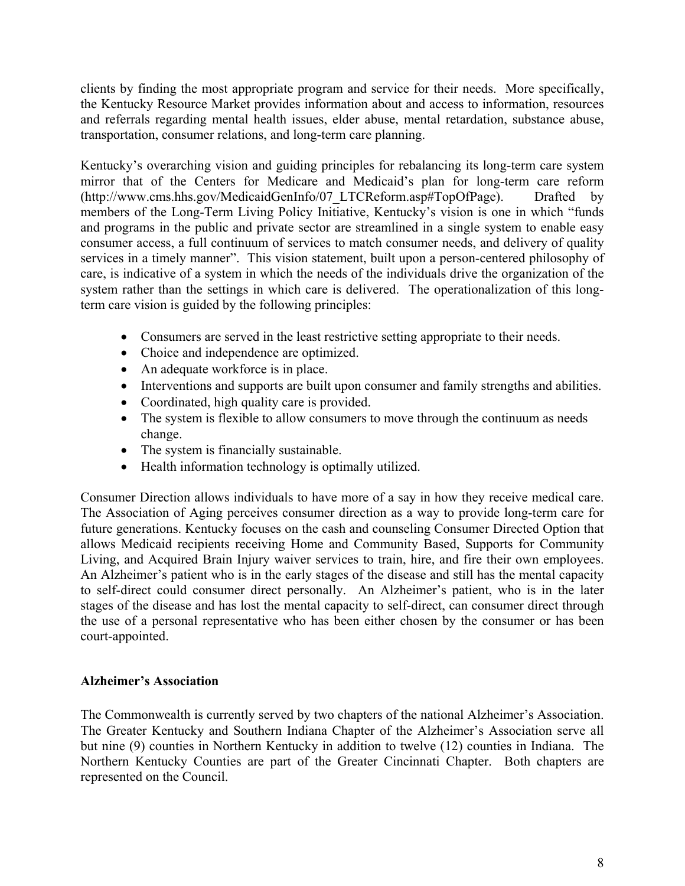clients by finding the most appropriate program and service for their needs. More specifically, the Kentucky Resource Market provides information about and access to information, resources and referrals regarding mental health issues, elder abuse, mental retardation, substance abuse, transportation, consumer relations, and long-term care planning.

Kentucky's overarching vision and guiding principles for rebalancing its long-term care system mirror that of the Centers for Medicare and Medicaid's plan for long-term care reform (http://www.cms.hhs.gov/MedicaidGenInfo/07_LTCReform.asp#TopOfPage). Drafted by members of the Long-Term Living Policy Initiative, Kentucky's vision is one in which "funds and programs in the public and private sector are streamlined in a single system to enable easy consumer access, a full continuum of services to match consumer needs, and delivery of quality services in a timely manner". This vision statement, built upon a person-centered philosophy of care, is indicative of a system in which the needs of the individuals drive the organization of the system rather than the settings in which care is delivered. The operationalization of this long-term care vision is guided by the following principles:

- Consumers are served in the least restrictive setting appropriate to their needs.
- Choice and independence are optimized.
- An adequate workforce is in place.
- Interventions and supports are built upon consumer and family strengths and abilities.
- Coordinated, high quality care is provided.
- The system is flexible to allow consumers to move through the continuum as needs change.
- The system is financially sustainable.
- Health information technology is optimally utilized.

Consumer Direction allows individuals to have more of a say in how they receive medical care. The Association of Aging perceives consumer direction as a way to provide long-term care for future generations. Kentucky focuses on the cash and counseling Consumer Directed Option that allows Medicaid recipients receiving Home and Community Based, Supports for Community Living, and Acquired Brain Injury waiver services to train, hire, and fire their own employees. An Alzheimer's patient who is in the early stages of the disease and still has the mental capacity to self-direct could consumer direct personally. An Alzheimer's patient, who is in the later stages of the disease and has lost the mental capacity to self-direct, can consumer direct through the use of a personal representative who has been either chosen by the consumer or has been court-appointed.

**Alzheimer's Association**

The Commonwealth is currently served by two chapters of the national Alzheimer's Association. The Greater Kentucky and Southern Indiana Chapter of the Alzheimer's Association serve all but nine (9) counties in Northern Kentucky in addition to twelve (12) counties in Indiana. The Northern Kentucky Counties are part of the Greater Cincinnati Chapter. Both chapters are represented on the Council.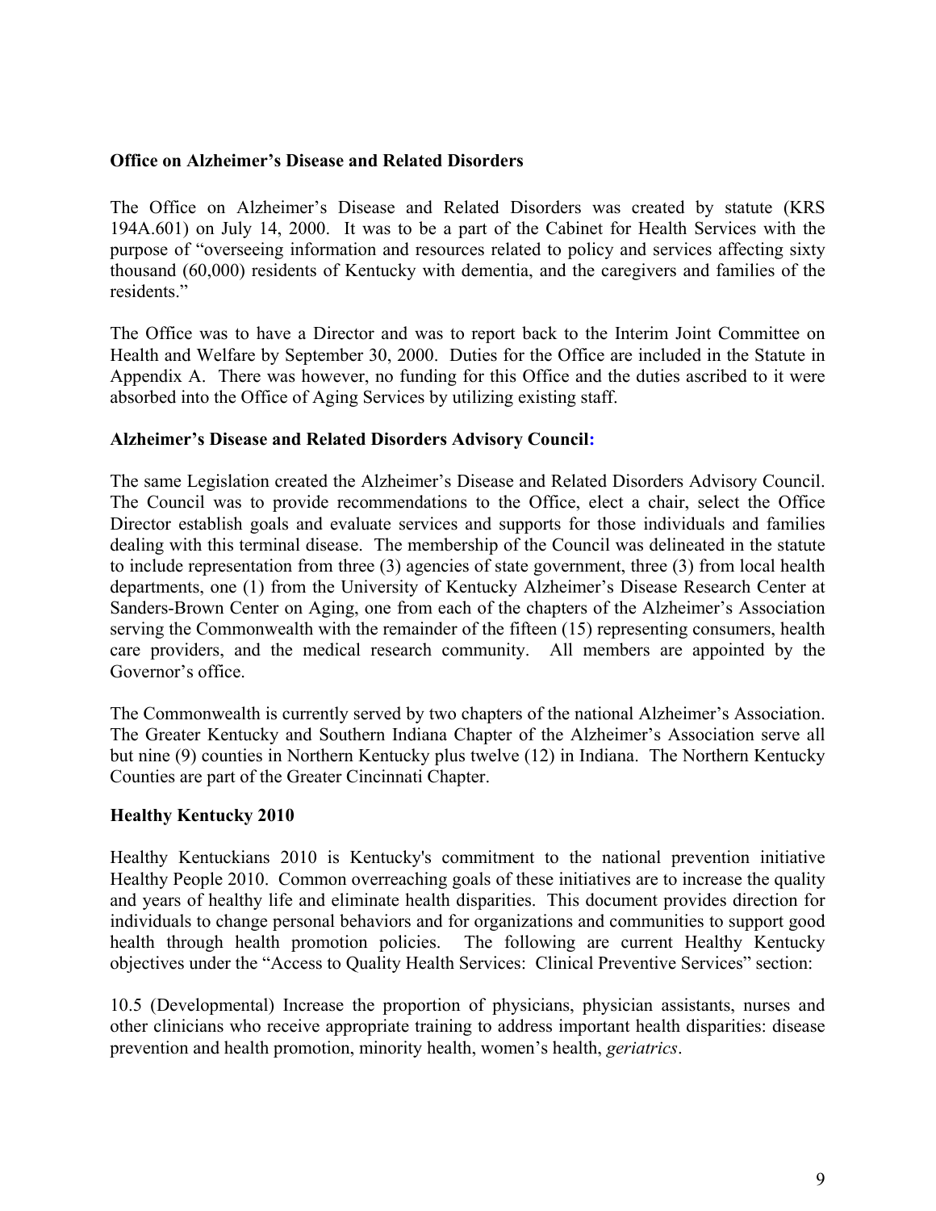**Office on Alzheimer's Disease and Related Disorders**

The Office on Alzheimer's Disease and Related Disorders was created by statute (KRS 194A.601) on July 14, 2000. It was to be a part of the Cabinet for Health Services with the purpose of "overseeing information and resources related to policy and services affecting sixty thousand (60,000) residents of Kentucky with dementia, and the caregivers and families of the residents."

The Office was to have a Director and was to report back to the Interim Joint Committee on Health and Welfare by September 30, 2000. Duties for the Office are included in the Statute in Appendix A. There was however, no funding for this Office and the duties ascribed to it were absorbed into the Office of Aging Services by utilizing existing staff.

**Alzheimer's Disease and Related Disorders Advisory Council:**

The same Legislation created the Alzheimer's Disease and Related Disorders Advisory Council. The Council was to provide recommendations to the Office, elect a chair, select the Office Director establish goals and evaluate services and supports for those individuals and families dealing with this terminal disease. The membership of the Council was delineated in the statute to include representation from three (3) agencies of state government, three (3) from local health departments, one (1) from the University of Kentucky Alzheimer's Disease Research Center at Sanders-Brown Center on Aging, one from each of the chapters of the Alzheimer's Association serving the Commonwealth with the remainder of the fifteen (15) representing consumers, health care providers, and the medical research community. All members are appointed by the Governor's office.

The Commonwealth is currently served by two chapters of the national Alzheimer's Association. The Greater Kentucky and Southern Indiana Chapter of the Alzheimer's Association serve all but nine (9) counties in Northern Kentucky plus twelve (12) in Indiana. The Northern Kentucky Counties are part of the Greater Cincinnati Chapter.

**Healthy Kentucky 2010**

Healthy Kentuckians 2010 is Kentucky's commitment to the national prevention initiative Healthy People 2010. Common overreaching goals of these initiatives are to increase the quality and years of healthy life and eliminate health disparities. This document provides direction for individuals to change personal behaviors and for organizations and communities to support good health through health promotion policies. The following are current Healthy Kentucky objectives under the "Access to Quality Health Services: Clinical Preventive Services" section:

10.5 (Developmental) Increase the proportion of physicians, physician assistants, nurses and other clinicians who receive appropriate training to address important health disparities: disease prevention and health promotion, minority health, women's health, *geriatrics*.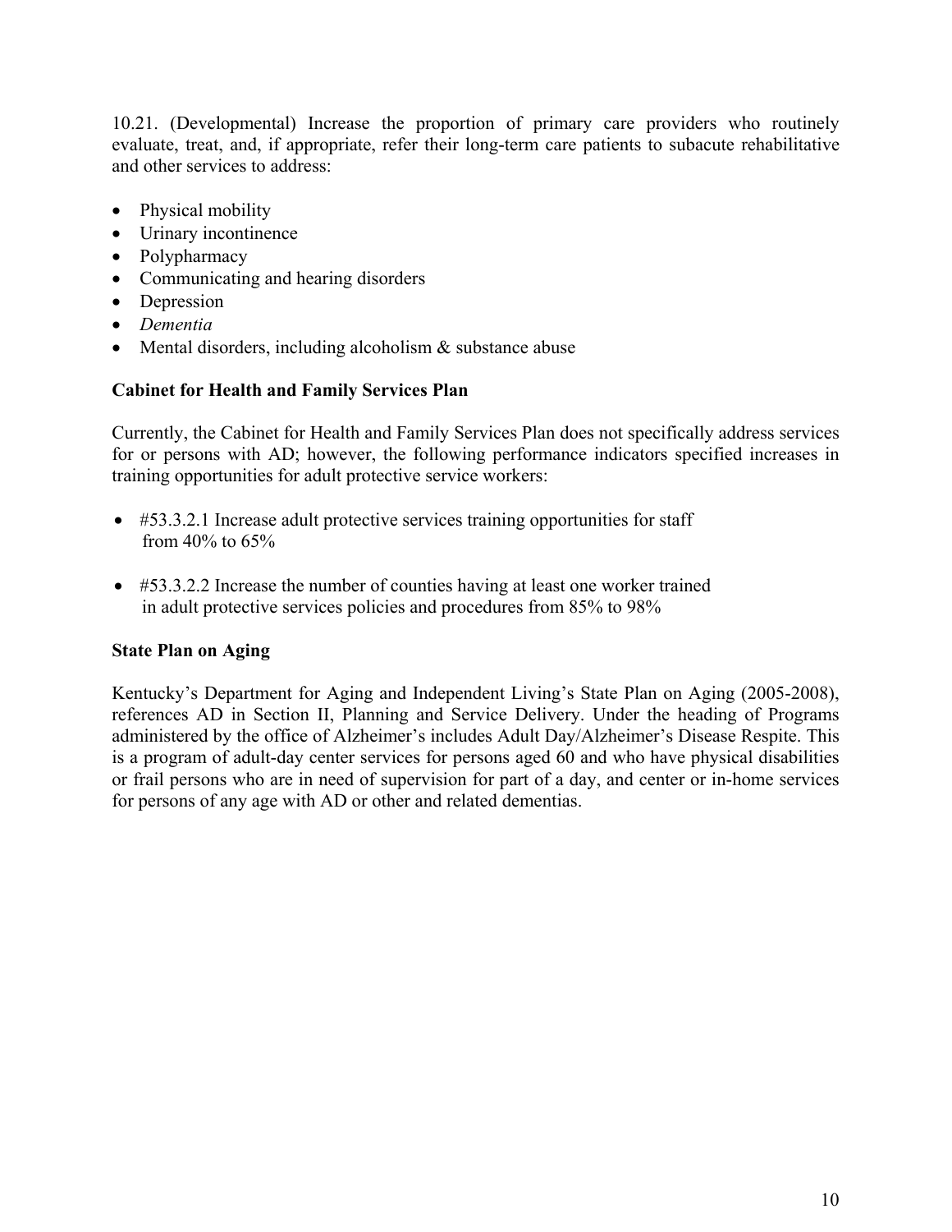10.21. (Developmental) Increase the proportion of primary care providers who routinely evaluate, treat, and, if appropriate, refer their long-term care patients to subacute rehabilitative and other services to address:

- Physical mobility
- Urinary incontinence
- Polypharmacy
- Communicating and hearing disorders
- Depression
- *Dementia*
- Mental disorders, including alcoholism & substance abuse

**Cabinet for Health and Family Services Plan**

Currently, the Cabinet for Health and Family Services Plan does not specifically address services for or persons with AD; however, the following performance indicators specified increases in training opportunities for adult protective service workers:

- #53.3.2.1 Increase adult protective services training opportunities for staff from 40% to 65%

- #53.3.2.2 Increase the number of counties having at least one worker trained in adult protective services policies and procedures from 85% to 98%

**State Plan on Aging**

Kentucky's Department for Aging and Independent Living's State Plan on Aging (2005-2008), references AD in Section II, Planning and Service Delivery. Under the heading of Programs administered by the office of Alzheimer's includes Adult Day/Alzheimer's Disease Respite. This is a program of adult-day center services for persons aged 60 and who have physical disabilities or frail persons who are in need of supervision for part of a day, and center or in-home services for persons of any age with AD or other and related dementias.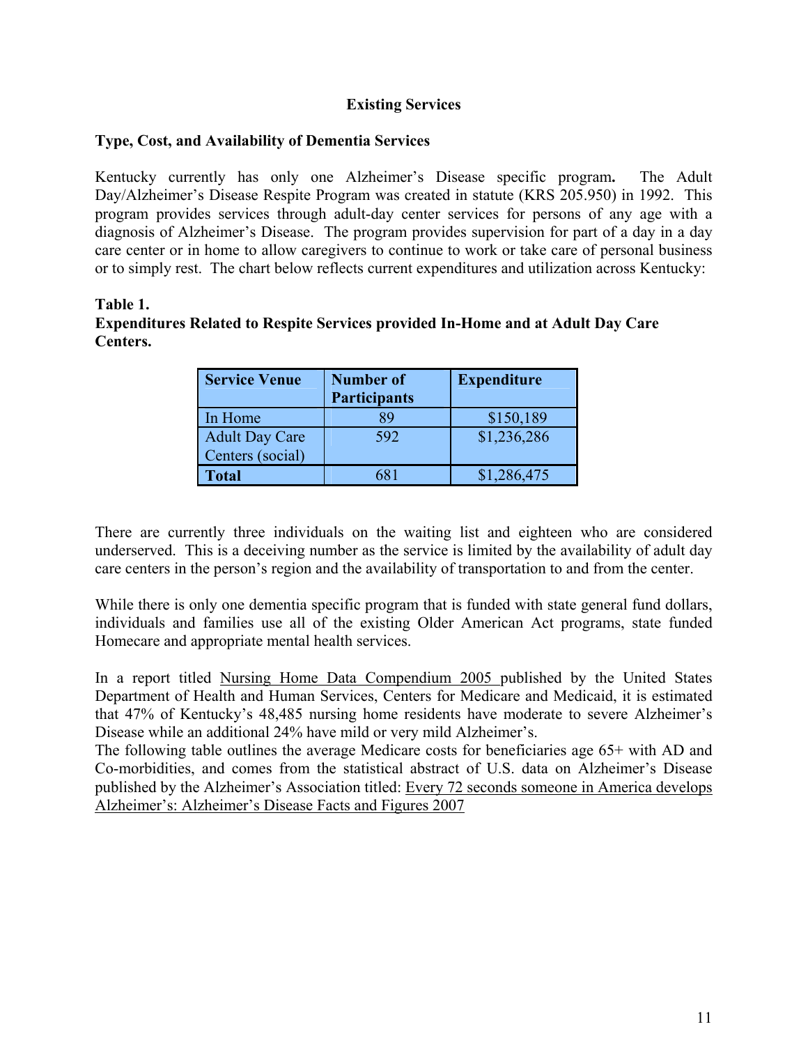## Existing Services

### Type, Cost, and Availability of Dementia Services

Kentucky currently has only one Alzheimer's Disease specific program**.** The Adult Day/Alzheimer's Disease Respite Program was created in statute (KRS 205.950) in 1992. This program provides services through adult-day center services for persons of any age with a diagnosis of Alzheimer's Disease. The program provides supervision for part of a day in a day care center or in home to allow caregivers to continue to work or take care of personal business or to simply rest. The chart below reflects current expenditures and utilization across Kentucky:

**Table 1.**
**Expenditures Related to Respite Services provided In-Home and at Adult Day Care Centers.**

| Service Venue | Number of Participants | Expenditure |
|---|---|---|
| In Home | 89 | $150,189 |
| Adult Day Care Centers (social) | 592 | $1,236,286 |
| **Total** | 681 | $1,286,475 |

There are currently three individuals on the waiting list and eighteen who are considered underserved. This is a deceiving number as the service is limited by the availability of adult day care centers in the person's region and the availability of transportation to and from the center.

While there is only one dementia specific program that is funded with state general fund dollars, individuals and families use all of the existing Older American Act programs, state funded Homecare and appropriate mental health services.

In a report titled Nursing Home Data Compendium 2005 published by the United States Department of Health and Human Services, Centers for Medicare and Medicaid, it is estimated that 47% of Kentucky's 48,485 nursing home residents have moderate to severe Alzheimer's Disease while an additional 24% have mild or very mild Alzheimer's.

The following table outlines the average Medicare costs for beneficiaries age 65+ with AD and Co-morbidities, and comes from the statistical abstract of U.S. data on Alzheimer's Disease published by the Alzheimer's Association titled: Every 72 seconds someone in America develops Alzheimer's: Alzheimer's Disease Facts and Figures 2007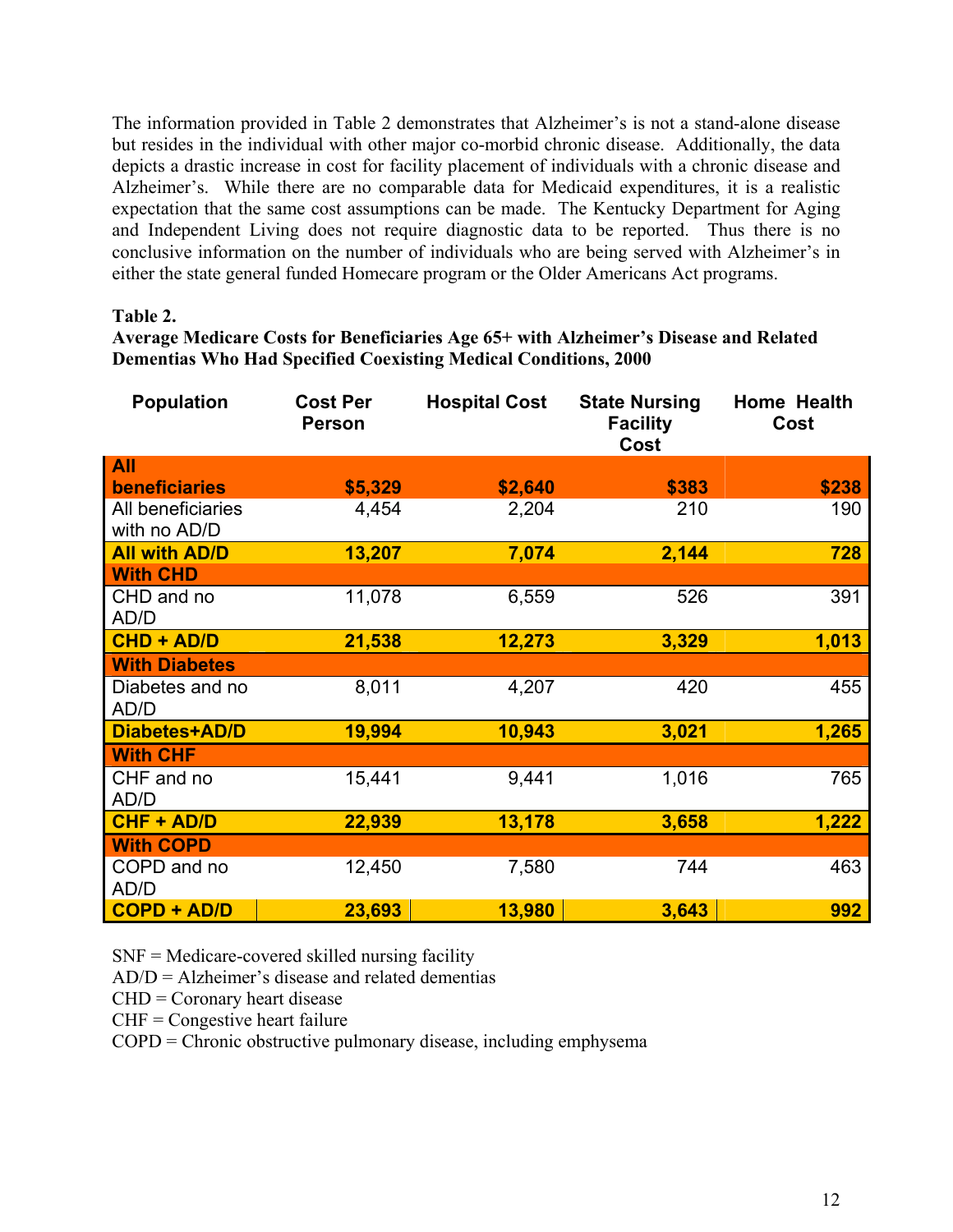The information provided in Table 2 demonstrates that Alzheimer's is not a stand-alone disease but resides in the individual with other major co-morbid chronic disease. Additionally, the data depicts a drastic increase in cost for facility placement of individuals with a chronic disease and Alzheimer's. While there are no comparable data for Medicaid expenditures, it is a realistic expectation that the same cost assumptions can be made. The Kentucky Department for Aging and Independent Living does not require diagnostic data to be reported. Thus there is no conclusive information on the number of individuals who are being served with Alzheimer's in either the state general funded Homecare program or the Older Americans Act programs.

**Table 2.**
**Average Medicare Costs for Beneficiaries Age 65+ with Alzheimer's Disease and Related Dementias Who Had Specified Coexisting Medical Conditions, 2000**

| Population | Cost Per Person | Hospital Cost | State Nursing Facility Cost | Home Health Cost |
|---|---|---|---|---|
| **All beneficiaries** | **$5,329** | **$2,640** | **$383** | **$238** |
| All beneficiaries with no AD/D | 4,454 | 2,204 | 210 | 190 |
| **All with AD/D** | **13,207** | **7,074** | **2,144** | **728** |
| **With CHD** | | | | |
| CHD and no AD/D | 11,078 | 6,559 | 526 | 391 |
| **CHD + AD/D** | **21,538** | **12,273** | **3,329** | **1,013** |
| **With Diabetes** | | | | |
| Diabetes and no AD/D | 8,011 | 4,207 | 420 | 455 |
| **Diabetes+AD/D** | **19,994** | **10,943** | **3,021** | **1,265** |
| **With CHF** | | | | |
| CHF and no AD/D | 15,441 | 9,441 | 1,016 | 765 |
| **CHF + AD/D** | **22,939** | **13,178** | **3,658** | **1,222** |
| **With COPD** | | | | |
| COPD and no AD/D | 12,450 | 7,580 | 744 | 463 |
| **COPD + AD/D** | **23,693** | **13,980** | **3,643** | **992** |

SNF = Medicare-covered skilled nursing facility
AD/D = Alzheimer's disease and related dementias
CHD = Coronary heart disease
CHF = Congestive heart failure
COPD = Chronic obstructive pulmonary disease, including emphysema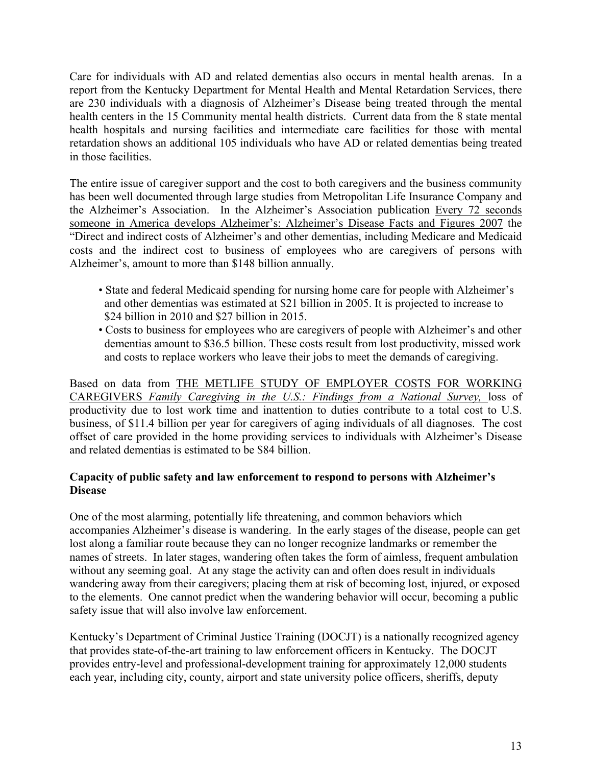Care for individuals with AD and related dementias also occurs in mental health arenas. In a report from the Kentucky Department for Mental Health and Mental Retardation Services, there are 230 individuals with a diagnosis of Alzheimer's Disease being treated through the mental health centers in the 15 Community mental health districts. Current data from the 8 state mental health hospitals and nursing facilities and intermediate care facilities for those with mental retardation shows an additional 105 individuals who have AD or related dementias being treated in those facilities.

The entire issue of caregiver support and the cost to both caregivers and the business community has been well documented through large studies from Metropolitan Life Insurance Company and the Alzheimer's Association. In the Alzheimer's Association publication <u>Every 72 seconds someone in America develops Alzheimer's: Alzheimer's Disease Facts and Figures 2007</u> the "Direct and indirect costs of Alzheimer's and other dementias, including Medicare and Medicaid costs and the indirect cost to business of employees who are caregivers of persons with Alzheimer's, amount to more than $148 billion annually.

- State and federal Medicaid spending for nursing home care for people with Alzheimer's and other dementias was estimated at $21 billion in 2005. It is projected to increase to $24 billion in 2010 and $27 billion in 2015.
- Costs to business for employees who are caregivers of people with Alzheimer's and other dementias amount to $36.5 billion. These costs result from lost productivity, missed work and costs to replace workers who leave their jobs to meet the demands of caregiving.

Based on data from <u>THE METLIFE STUDY OF EMPLOYER COSTS FOR WORKING CAREGIVERS *Family Caregiving in the U.S.: Findings from a National Survey,*</u> loss of productivity due to lost work time and inattention to duties contribute to a total cost to U.S. business, of $11.4 billion per year for caregivers of aging individuals of all diagnoses. The cost offset of care provided in the home providing services to individuals with Alzheimer's Disease and related dementias is estimated to be $84 billion.

**Capacity of public safety and law enforcement to respond to persons with Alzheimer's Disease**

One of the most alarming, potentially life threatening, and common behaviors which accompanies Alzheimer's disease is wandering. In the early stages of the disease, people can get lost along a familiar route because they can no longer recognize landmarks or remember the names of streets. In later stages, wandering often takes the form of aimless, frequent ambulation without any seeming goal. At any stage the activity can and often does result in individuals wandering away from their caregivers; placing them at risk of becoming lost, injured, or exposed to the elements. One cannot predict when the wandering behavior will occur, becoming a public safety issue that will also involve law enforcement.

Kentucky's Department of Criminal Justice Training (DOCJT) is a nationally recognized agency that provides state-of-the-art training to law enforcement officers in Kentucky. The DOCJT provides entry-level and professional-development training for approximately 12,000 students each year, including city, county, airport and state university police officers, sheriffs, deputy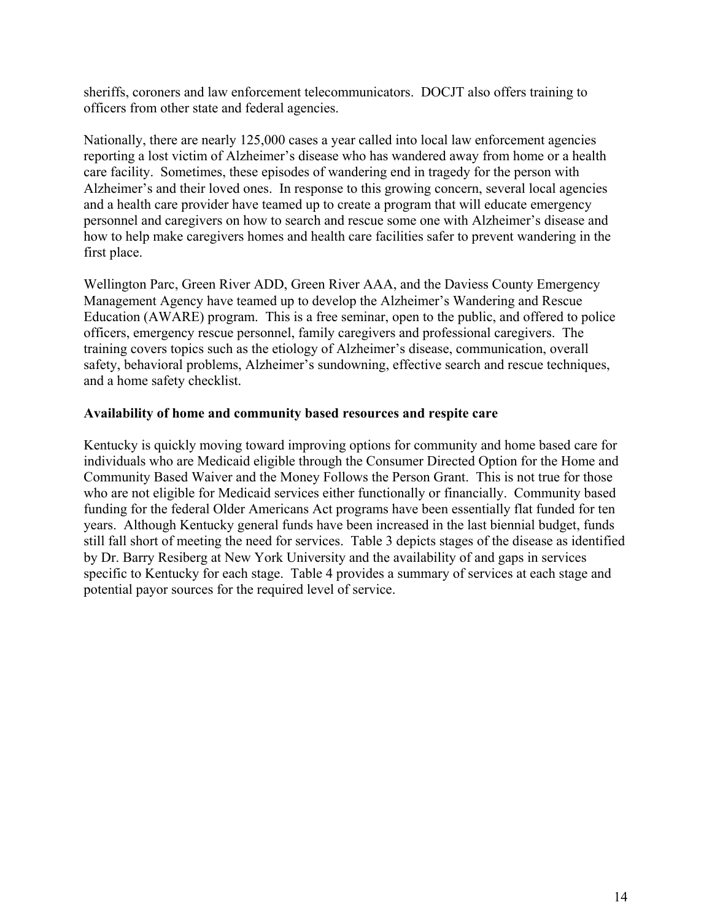sheriffs, coroners and law enforcement telecommunicators. DOCJT also offers training to officers from other state and federal agencies.

Nationally, there are nearly 125,000 cases a year called into local law enforcement agencies reporting a lost victim of Alzheimer's disease who has wandered away from home or a health care facility. Sometimes, these episodes of wandering end in tragedy for the person with Alzheimer's and their loved ones. In response to this growing concern, several local agencies and a health care provider have teamed up to create a program that will educate emergency personnel and caregivers on how to search and rescue some one with Alzheimer's disease and how to help make caregivers homes and health care facilities safer to prevent wandering in the first place.

Wellington Parc, Green River ADD, Green River AAA, and the Daviess County Emergency Management Agency have teamed up to develop the Alzheimer's Wandering and Rescue Education (AWARE) program. This is a free seminar, open to the public, and offered to police officers, emergency rescue personnel, family caregivers and professional caregivers. The training covers topics such as the etiology of Alzheimer's disease, communication, overall safety, behavioral problems, Alzheimer's sundowning, effective search and rescue techniques, and a home safety checklist.

**Availability of home and community based resources and respite care**

Kentucky is quickly moving toward improving options for community and home based care for individuals who are Medicaid eligible through the Consumer Directed Option for the Home and Community Based Waiver and the Money Follows the Person Grant. This is not true for those who are not eligible for Medicaid services either functionally or financially. Community based funding for the federal Older Americans Act programs have been essentially flat funded for ten years. Although Kentucky general funds have been increased in the last biennial budget, funds still fall short of meeting the need for services. Table 3 depicts stages of the disease as identified by Dr. Barry Resiberg at New York University and the availability of and gaps in services specific to Kentucky for each stage. Table 4 provides a summary of services at each stage and potential payor sources for the required level of service.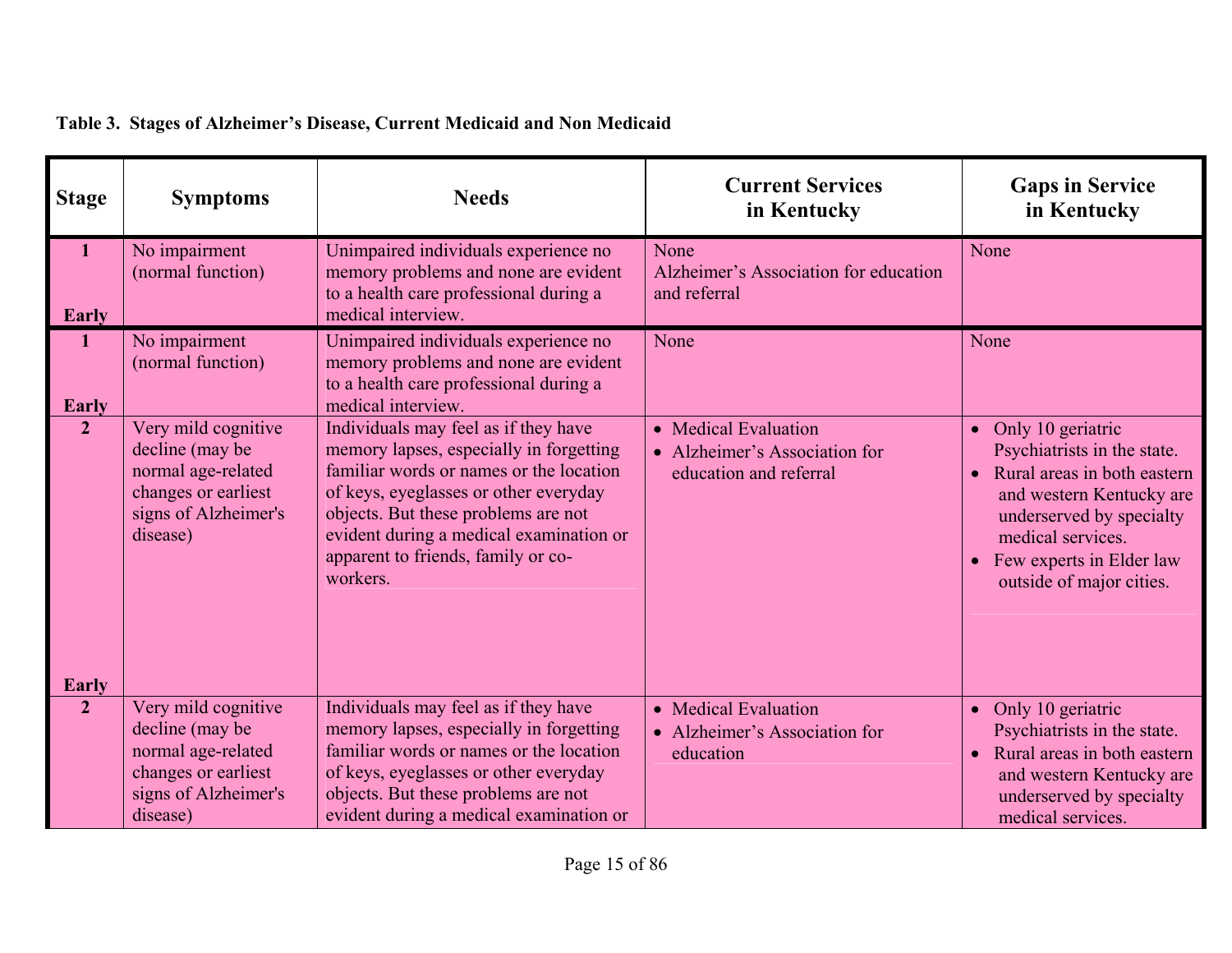**Table 3. Stages of Alzheimer's Disease, Current Medicaid and Non Medicaid**

| Stage | Symptoms | Needs | Current Services in Kentucky | Gaps in Service in Kentucky |
|---|---|---|---|---|
| 1 Early | No impairment (normal function) | Unimpaired individuals experience no memory problems and none are evident to a health care professional during a medical interview. | None<br>Alzheimer's Association for education and referral | None |
| 1 Early | No impairment (normal function) | Unimpaired individuals experience no memory problems and none are evident to a health care professional during a medical interview. | None | None |
| 2 Early | Very mild cognitive decline (may be normal age-related changes or earliest signs of Alzheimer's disease) | Individuals may feel as if they have memory lapses, especially in forgetting familiar words or names or the location of keys, eyeglasses or other everyday objects. But these problems are not evident during a medical examination or apparent to friends, family or co-workers. | • Medical Evaluation<br>• Alzheimer's Association for education and referral | • Only 10 geriatric Psychiatrists in the state.<br>• Rural areas in both eastern and western Kentucky are underserved by specialty medical services.<br>• Few experts in Elder law outside of major cities. |
| 2 | Very mild cognitive decline (may be normal age-related changes or earliest signs of Alzheimer's disease) | Individuals may feel as if they have memory lapses, especially in forgetting familiar words or names or the location of keys, eyeglasses or other everyday objects. But these problems are not evident during a medical examination or | • Medical Evaluation<br>• Alzheimer's Association for education | • Only 10 geriatric Psychiatrists in the state.<br>• Rural areas in both eastern and western Kentucky are underserved by specialty medical services. |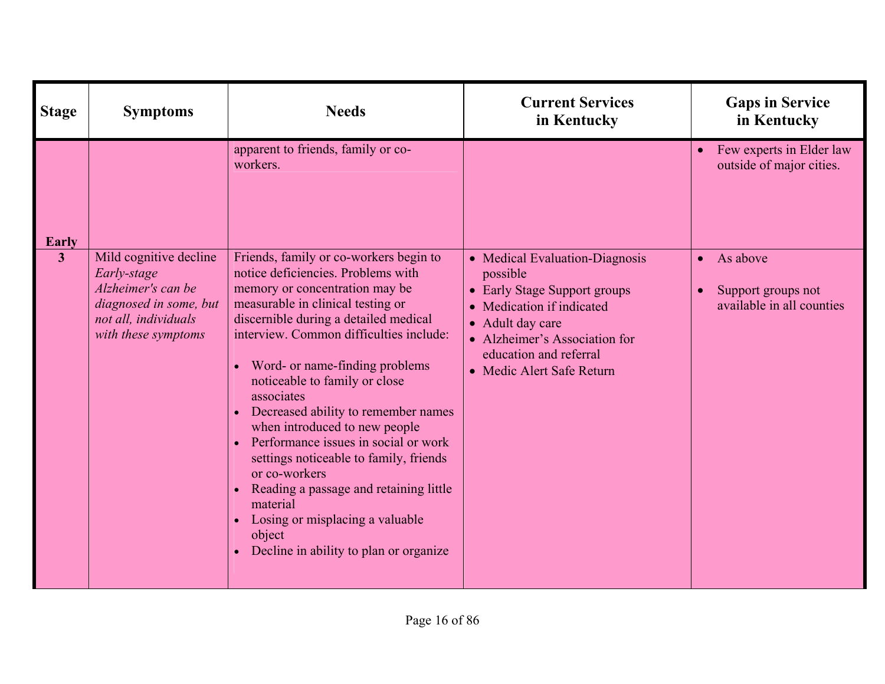| Stage | Symptoms | Needs | Current Services in Kentucky | Gaps in Service in Kentucky |
|---|---|---|---|---|
| Early | | apparent to friends, family or co-workers. | | • Few experts in Elder law outside of major cities. |
| 3 | Mild cognitive decline *Early-stage Alzheimer's can be diagnosed in some, but not all, individuals with these symptoms* | Friends, family or co-workers begin to notice deficiencies. Problems with memory or concentration may be measurable in clinical testing or discernible during a detailed medical interview. Common difficulties include: • Word- or name-finding problems noticeable to family or close associates • Decreased ability to remember names when introduced to new people • Performance issues in social or work settings noticeable to family, friends or co-workers • Reading a passage and retaining little material • Losing or misplacing a valuable object • Decline in ability to plan or organize | • Medical Evaluation-Diagnosis possible • Early Stage Support groups • Medication if indicated • Adult day care • Alzheimer's Association for education and referral • Medic Alert Safe Return | • As above • Support groups not available in all counties |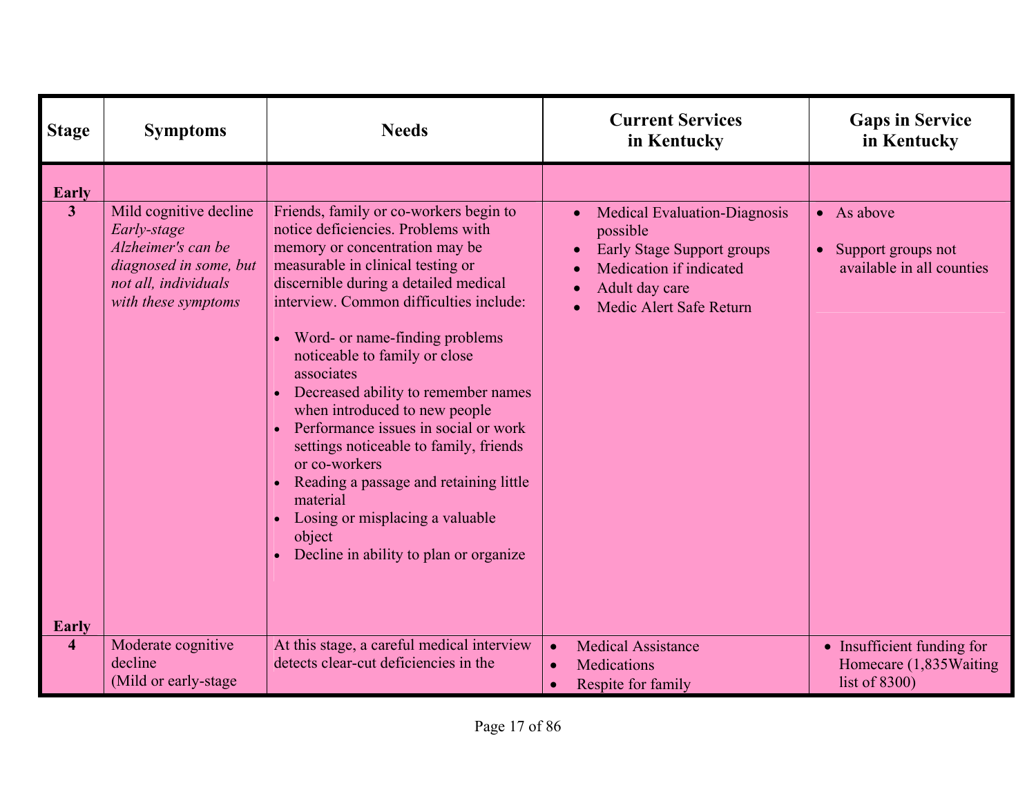| Stage | Symptoms | Needs | Current Services in Kentucky | Gaps in Service in Kentucky |
|---|---|---|---|---|
| **Early** | | | | |
| **3** | Mild cognitive decline *Early-stage Alzheimer's can be diagnosed in some, but not all, individuals with these symptoms* | Friends, family or co-workers begin to notice deficiencies. Problems with memory or concentration may be measurable in clinical testing or discernible during a detailed medical interview. Common difficulties include:<br>• Word- or name-finding problems noticeable to family or close associates<br>• Decreased ability to remember names when introduced to new people<br>• Performance issues in social or work settings noticeable to family, friends or co-workers<br>• Reading a passage and retaining little material<br>• Losing or misplacing a valuable object<br>• Decline in ability to plan or organize | • Medical Evaluation-Diagnosis possible<br>• Early Stage Support groups<br>• Medication if indicated<br>• Adult day care<br>• Medic Alert Safe Return | • As above<br>• Support groups not available in all counties |
| **Early** | | | | |
| **4** | Moderate cognitive decline (Mild or early-stage | At this stage, a careful medical interview detects clear-cut deficiencies in the | • Medical Assistance<br>• Medications<br>• Respite for family | • Insufficient funding for Homecare (1,835Waiting list of 8300) |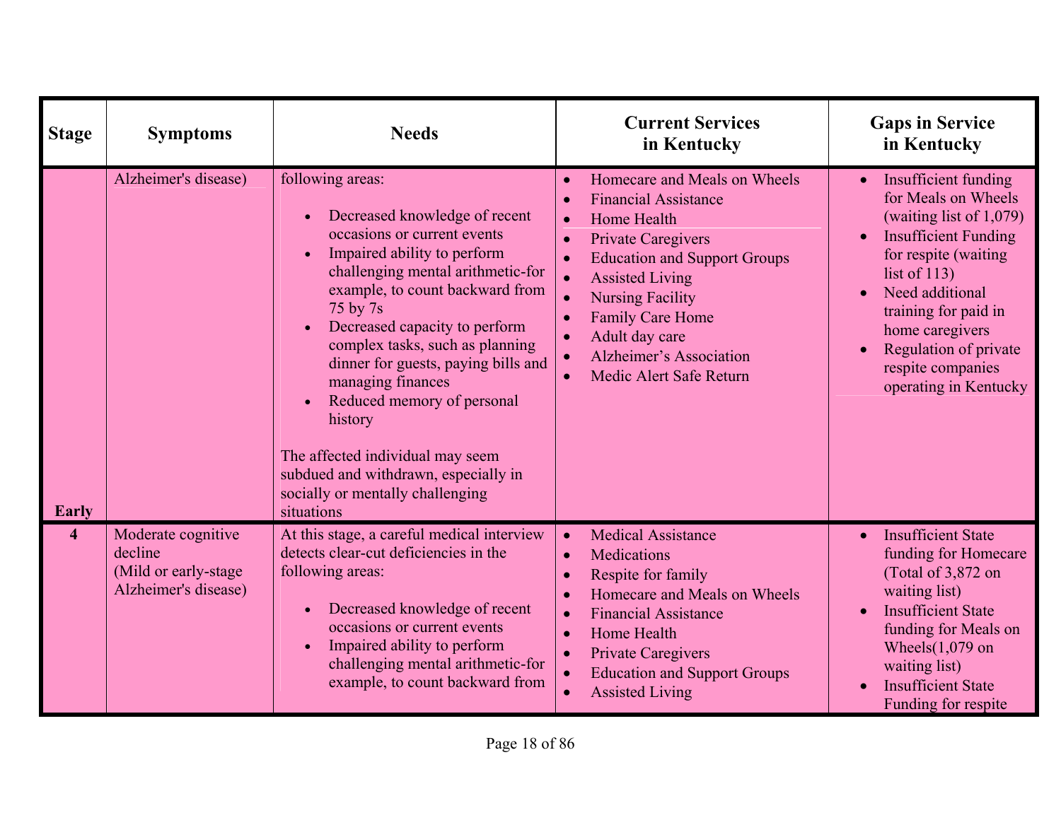| Stage | Symptoms | Needs | Current Services in Kentucky | Gaps in Service in Kentucky |
|---|---|---|---|---|
| Early | Alzheimer's disease) | following areas:<br><br>• Decreased knowledge of recent occasions or current events<br>• Impaired ability to perform challenging mental arithmetic-for example, to count backward from 75 by 7s<br>• Decreased capacity to perform complex tasks, such as planning dinner for guests, paying bills and managing finances<br>• Reduced memory of personal history<br><br>The affected individual may seem subdued and withdrawn, especially in socially or mentally challenging situations | • Homecare and Meals on Wheels<br>• Financial Assistance<br>• Home Health<br>• Private Caregivers<br>• Education and Support Groups<br>• Assisted Living<br>• Nursing Facility<br>• Family Care Home<br>• Adult day care<br>• Alzheimer's Association<br>• Medic Alert Safe Return | • Insufficient funding for Meals on Wheels (waiting list of 1,079)<br>• Insufficient Funding for respite (waiting list of 113)<br>• Need additional training for paid in home caregivers<br>• Regulation of private respite companies operating in Kentucky |
| 4 | Moderate cognitive decline<br>(Mild or early-stage Alzheimer's disease) | At this stage, a careful medical interview detects clear-cut deficiencies in the following areas:<br><br>• Decreased knowledge of recent occasions or current events<br>• Impaired ability to perform challenging mental arithmetic-for example, to count backward from | • Medical Assistance<br>• Medications<br>• Respite for family<br>• Homecare and Meals on Wheels<br>• Financial Assistance<br>• Home Health<br>• Private Caregivers<br>• Education and Support Groups<br>• Assisted Living | • Insufficient State funding for Homecare (Total of 3,872 on waiting list)<br>• Insufficient State funding for Meals on Wheels(1,079 on waiting list)<br>• Insufficient State Funding for respite |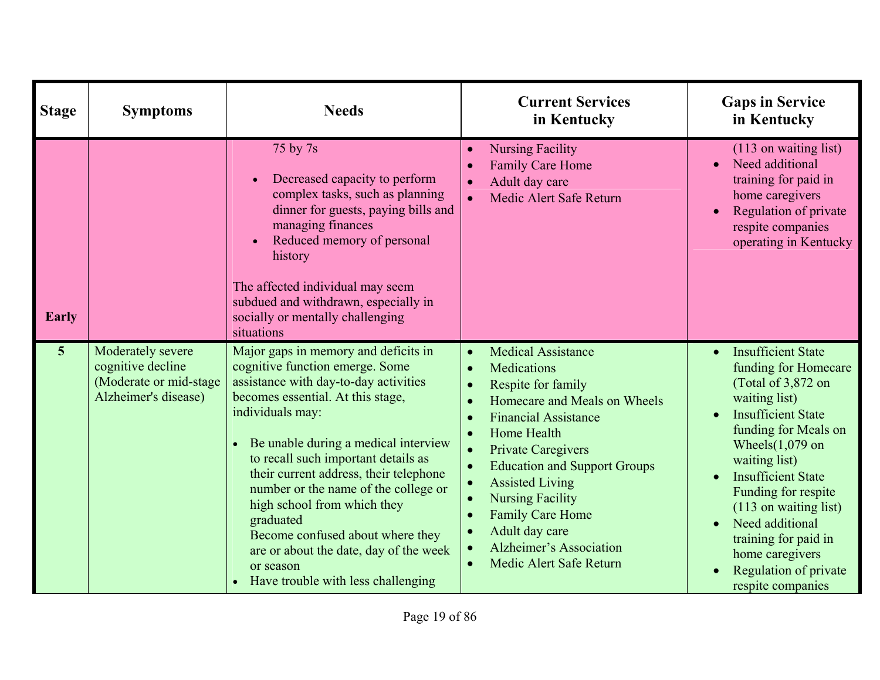| Stage | Symptoms | Needs | Current Services in Kentucky | Gaps in Service in Kentucky |
|---|---|---|---|---|
| Early | | 75 by 7s<br>• Decreased capacity to perform complex tasks, such as planning dinner for guests, paying bills and managing finances<br>• Reduced memory of personal history<br><br>The affected individual may seem subdued and withdrawn, especially in socially or mentally challenging situations | • Nursing Facility<br>• Family Care Home<br>• Adult day care<br>• Medic Alert Safe Return | (113 on waiting list)<br>• Need additional training for paid in home caregivers<br>• Regulation of private respite companies operating in Kentucky |
| 5 | Moderately severe cognitive decline (Moderate or mid-stage Alzheimer's disease) | Major gaps in memory and deficits in cognitive function emerge. Some assistance with day-to-day activities becomes essential. At this stage, individuals may:<br><br>• Be unable during a medical interview to recall such important details as their current address, their telephone number or the name of the college or high school from which they graduated<br>Become confused about where they are or about the date, day of the week or season<br>• Have trouble with less challenging | • Medical Assistance<br>• Medications<br>• Respite for family<br>• Homecare and Meals on Wheels<br>• Financial Assistance<br>• Home Health<br>• Private Caregivers<br>• Education and Support Groups<br>• Assisted Living<br>• Nursing Facility<br>• Family Care Home<br>• Adult day care<br>• Alzheimer's Association<br>• Medic Alert Safe Return | • Insufficient State funding for Homecare (Total of 3,872 on waiting list)<br>• Insufficient State funding for Meals on Wheels(1,079 on waiting list)<br>• Insufficient State Funding for respite (113 on waiting list)<br>• Need additional training for paid in home caregivers<br>• Regulation of private respite companies |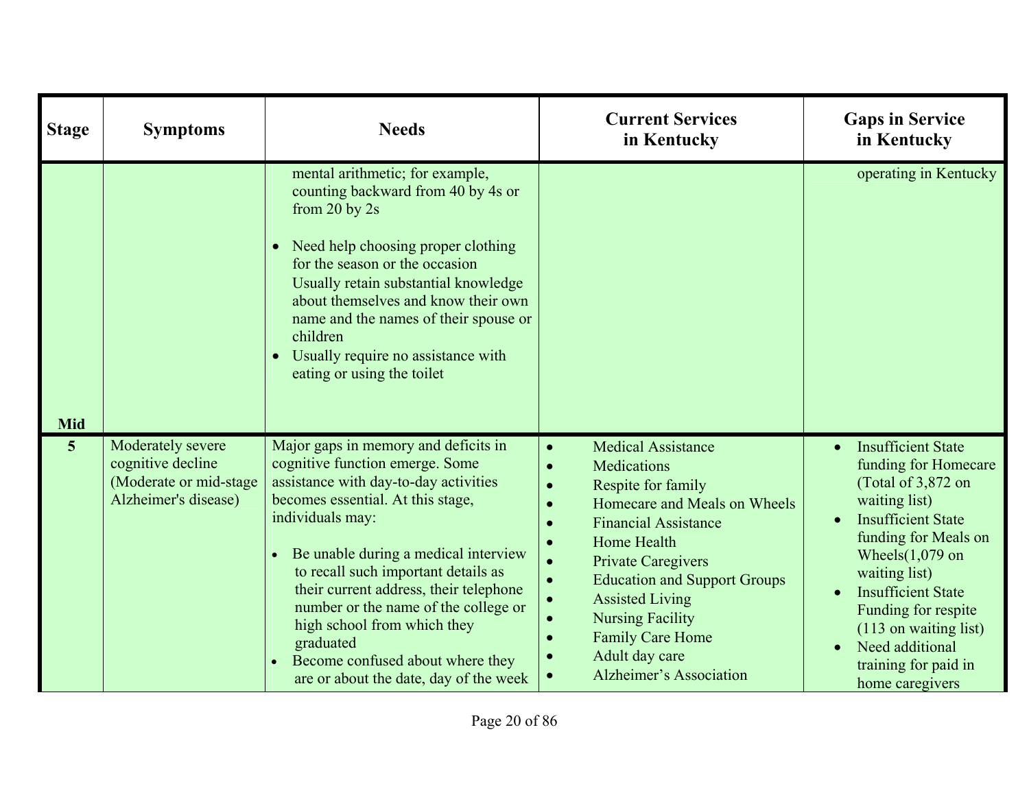| Stage | Symptoms | Needs | Current Services in Kentucky | Gaps in Service in Kentucky |
|---|---|---|---|---|
| Mid | | mental arithmetic; for example, counting backward from 40 by 4s or from 20 by 2s<br><br>• Need help choosing proper clothing for the season or the occasion Usually retain substantial knowledge about themselves and know their own name and the names of their spouse or children<br>• Usually require no assistance with eating or using the toilet | | operating in Kentucky |
| 5 | Moderately severe cognitive decline (Moderate or mid-stage Alzheimer's disease) | Major gaps in memory and deficits in cognitive function emerge. Some assistance with day-to-day activities becomes essential. At this stage, individuals may:<br><br>• Be unable during a medical interview to recall such important details as their current address, their telephone number or the name of the college or high school from which they graduated<br>• Become confused about where they are or about the date, day of the week | • Medical Assistance<br>• Medications<br>• Respite for family<br>• Homecare and Meals on Wheels<br>• Financial Assistance<br>• Home Health<br>• Private Caregivers<br>• Education and Support Groups<br>• Assisted Living<br>• Nursing Facility<br>• Family Care Home<br>• Adult day care<br>• Alzheimer's Association | • Insufficient State funding for Homecare (Total of 3,872 on waiting list)<br>• Insufficient State funding for Meals on Wheels(1,079 on waiting list)<br>• Insufficient State Funding for respite (113 on waiting list)<br>• Need additional training for paid in home caregivers |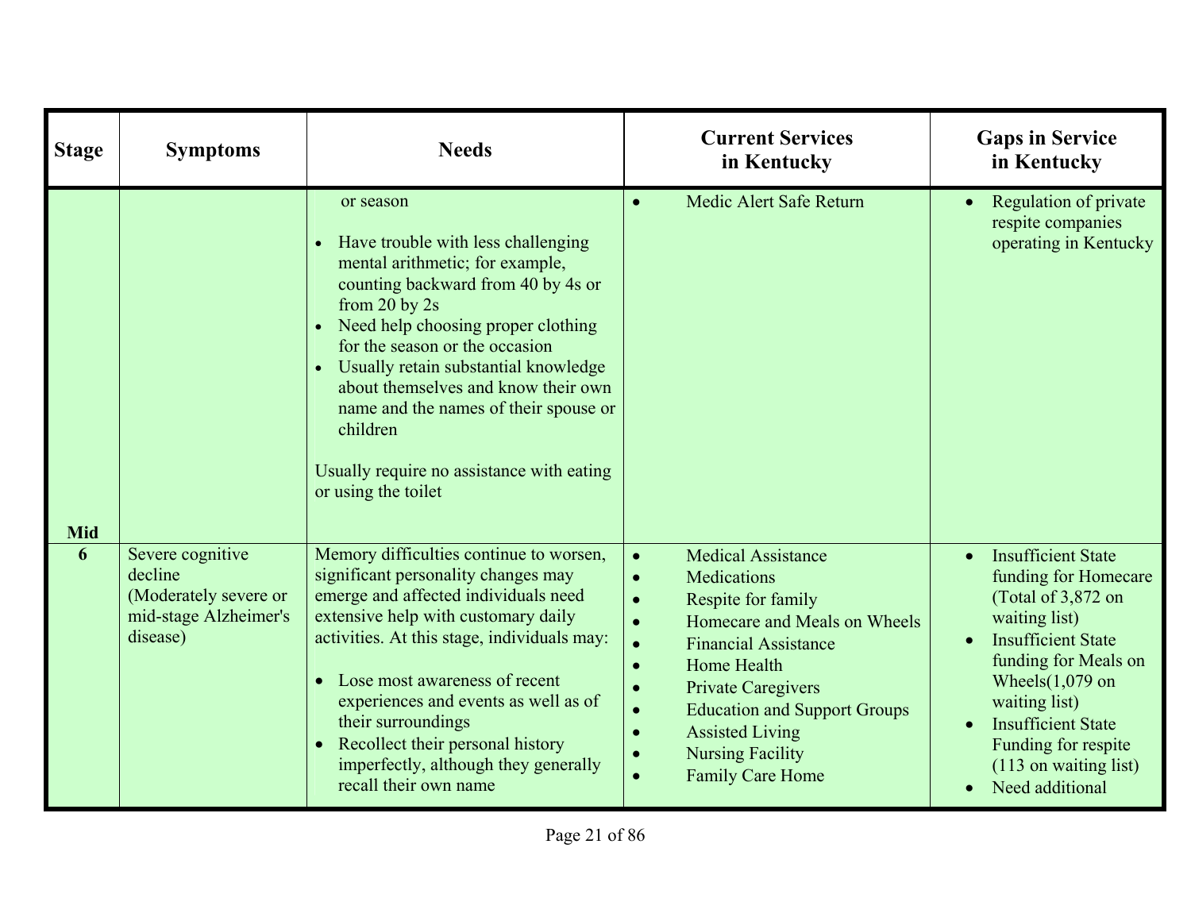| Stage | Symptoms | Needs | Current Services in Kentucky | Gaps in Service in Kentucky |
|---|---|---|---|---|
| Mid | | or season<br><br>• Have trouble with less challenging mental arithmetic; for example, counting backward from 40 by 4s or from 20 by 2s<br>• Need help choosing proper clothing for the season or the occasion<br>• Usually retain substantial knowledge about themselves and know their own name and the names of their spouse or children<br><br>Usually require no assistance with eating or using the toilet | • Medic Alert Safe Return | • Regulation of private respite companies operating in Kentucky |
| 6 | Severe cognitive decline (Moderately severe or mid-stage Alzheimer's disease) | Memory difficulties continue to worsen, significant personality changes may emerge and affected individuals need extensive help with customary daily activities. At this stage, individuals may:<br><br>• Lose most awareness of recent experiences and events as well as of their surroundings<br>• Recollect their personal history imperfectly, although they generally recall their own name | • Medical Assistance<br>• Medications<br>• Respite for family<br>• Homecare and Meals on Wheels<br>• Financial Assistance<br>• Home Health<br>• Private Caregivers<br>• Education and Support Groups<br>• Assisted Living<br>• Nursing Facility<br>• Family Care Home | • Insufficient State funding for Homecare (Total of 3,872 on waiting list)<br>• Insufficient State funding for Meals on Wheels(1,079 on waiting list)<br>• Insufficient State Funding for respite (113 on waiting list)<br>• Need additional |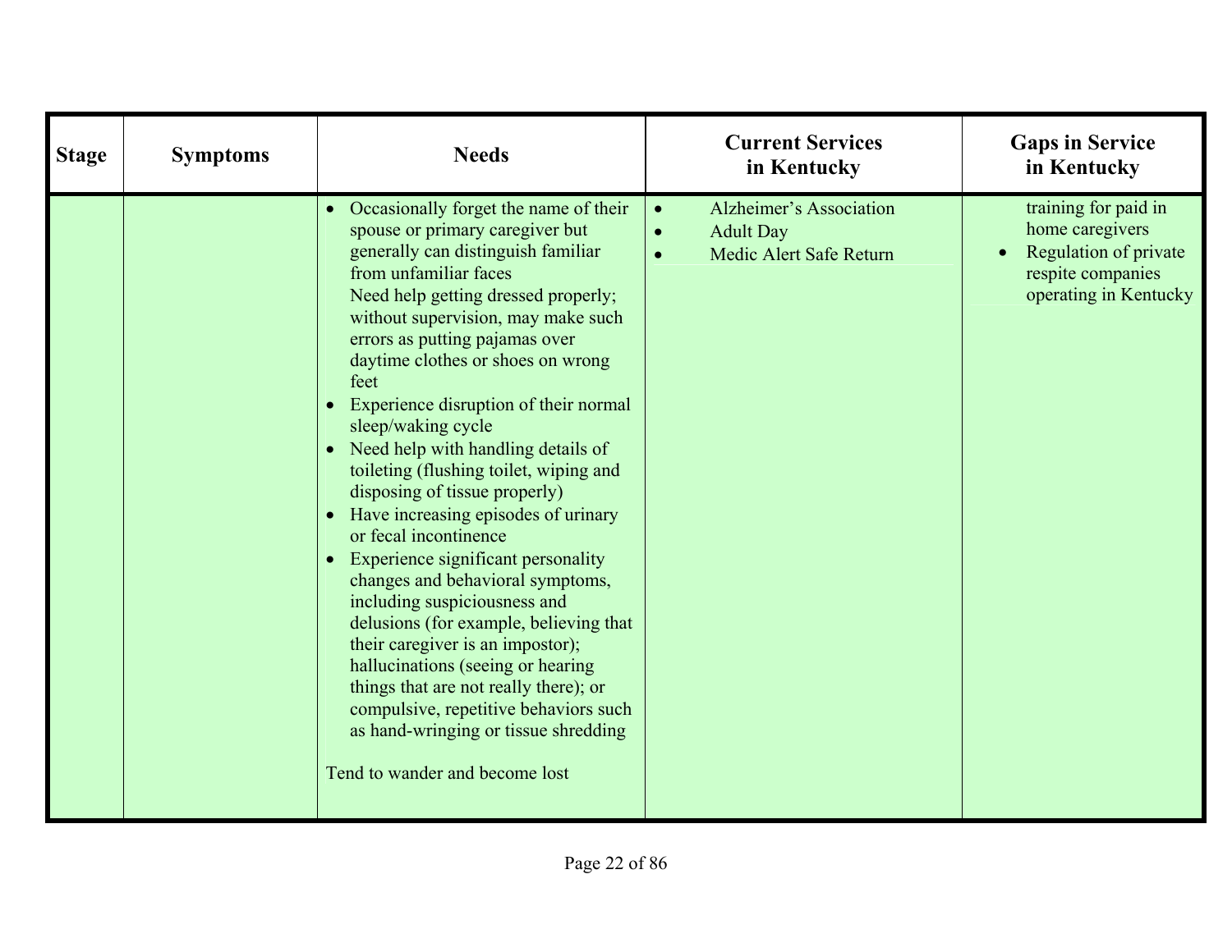| Stage | Symptoms | Needs | Current Services in Kentucky | Gaps in Service in Kentucky |
|---|---|---|---|---|
| | | • Occasionally forget the name of their spouse or primary caregiver but generally can distinguish familiar from unfamiliar faces<br>Need help getting dressed properly; without supervision, may make such errors as putting pajamas over daytime clothes or shoes on wrong feet<br>• Experience disruption of their normal sleep/waking cycle<br>• Need help with handling details of toileting (flushing toilet, wiping and disposing of tissue properly)<br>• Have increasing episodes of urinary or fecal incontinence<br>• Experience significant personality changes and behavioral symptoms, including suspiciousness and delusions (for example, believing that their caregiver is an impostor); hallucinations (seeing or hearing things that are not really there); or compulsive, repetitive behaviors such as hand-wringing or tissue shredding<br><br>Tend to wander and become lost | • Alzheimer's Association<br>• Adult Day<br>• Medic Alert Safe Return | training for paid in home caregivers<br>• Regulation of private respite companies operating in Kentucky |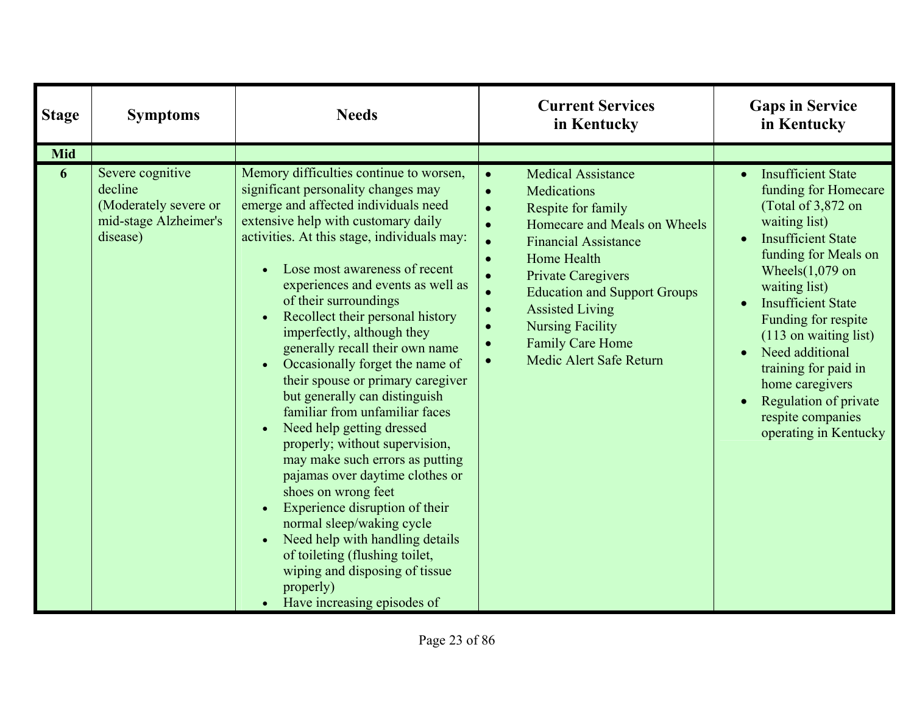| Stage | Symptoms | Needs | Current Services in Kentucky | Gaps in Service in Kentucky |
|---|---|---|---|---|
| **Mid** | | | | |
| **6** | Severe cognitive decline (Moderately severe or mid-stage Alzheimer's disease) | Memory difficulties continue to worsen, significant personality changes may emerge and affected individuals need extensive help with customary daily activities. At this stage, individuals may:<br><br>• Lose most awareness of recent experiences and events as well as of their surroundings<br>• Recollect their personal history imperfectly, although they generally recall their own name<br>• Occasionally forget the name of their spouse or primary caregiver but generally can distinguish familiar from unfamiliar faces<br>• Need help getting dressed properly; without supervision, may make such errors as putting pajamas over daytime clothes or shoes on wrong feet<br>• Experience disruption of their normal sleep/waking cycle<br>• Need help with handling details of toileting (flushing toilet, wiping and disposing of tissue properly)<br>• Have increasing episodes of | • Medical Assistance<br>• Medications<br>• Respite for family<br>• Homecare and Meals on Wheels<br>• Financial Assistance<br>• Home Health<br>• Private Caregivers<br>• Education and Support Groups<br>• Assisted Living<br>• Nursing Facility<br>• Family Care Home<br>• Medic Alert Safe Return | • Insufficient State funding for Homecare (Total of 3,872 on waiting list)<br>• Insufficient State funding for Meals on Wheels(1,079 on waiting list)<br>• Insufficient State Funding for respite (113 on waiting list)<br>• Need additional training for paid in home caregivers<br>• Regulation of private respite companies operating in Kentucky |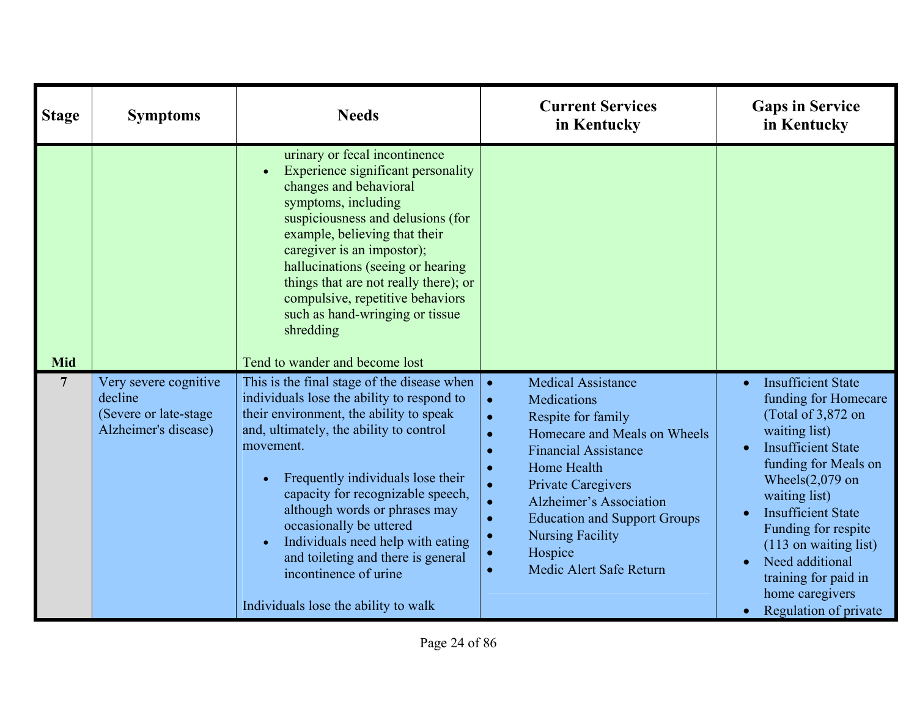| Stage | Symptoms | Needs | Current Services in Kentucky | Gaps in Service in Kentucky |
|---|---|---|---|---|
| Mid | | urinary or fecal incontinence<br>• Experience significant personality changes and behavioral symptoms, including suspiciousness and delusions (for example, believing that their caregiver is an impostor); hallucinations (seeing or hearing things that are not really there); or compulsive, repetitive behaviors such as hand-wringing or tissue shredding<br><br>Tend to wander and become lost | | |
| 7 | Very severe cognitive decline (Severe or late-stage Alzheimer's disease) | This is the final stage of the disease when individuals lose the ability to respond to their environment, the ability to speak and, ultimately, the ability to control movement.<br><br>• Frequently individuals lose their capacity for recognizable speech, although words or phrases may occasionally be uttered<br>• Individuals need help with eating and toileting and there is general incontinence of urine<br><br>Individuals lose the ability to walk | • Medical Assistance<br>• Medications<br>• Respite for family<br>• Homecare and Meals on Wheels<br>• Financial Assistance<br>• Home Health<br>• Private Caregivers<br>• Alzheimer's Association<br>• Education and Support Groups<br>• Nursing Facility<br>• Hospice<br>• Medic Alert Safe Return | • Insufficient State funding for Homecare (Total of 3,872 on waiting list)<br>• Insufficient State funding for Meals on Wheels(2,079 on waiting list)<br>• Insufficient State Funding for respite (113 on waiting list)<br>• Need additional training for paid in home caregivers<br>• Regulation of private |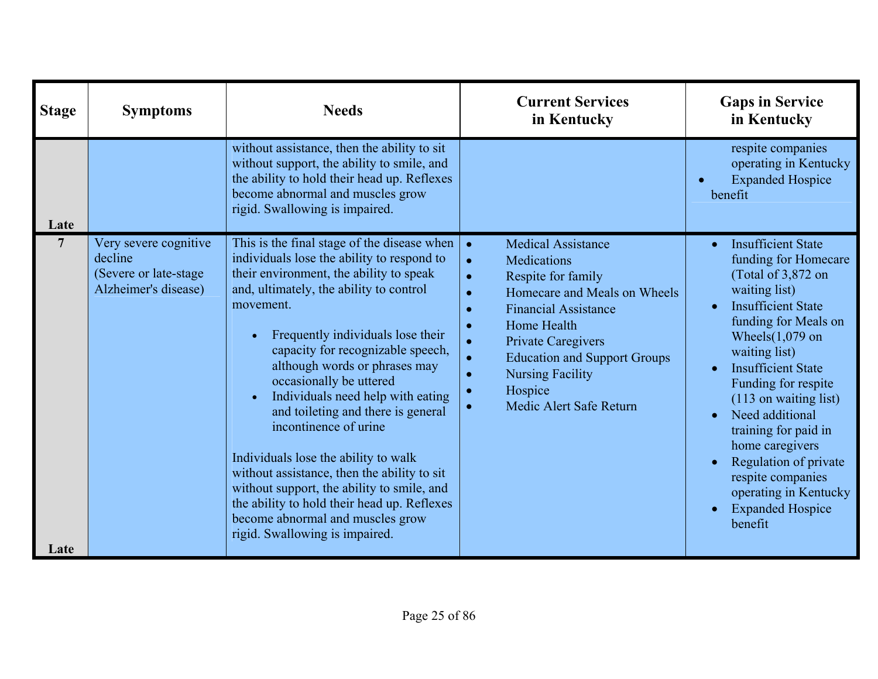| Stage | Symptoms | Needs | Current Services in Kentucky | Gaps in Service in Kentucky |
|---|---|---|---|---|
| Late | | without assistance, then the ability to sit without support, the ability to smile, and the ability to hold their head up. Reflexes become abnormal and muscles grow rigid. Swallowing is impaired. | | respite companies operating in Kentucky<br>• Expanded Hospice benefit |
| 7<br><br>Late | Very severe cognitive decline<br>(Severe or late-stage Alzheimer's disease) | This is the final stage of the disease when individuals lose the ability to respond to their environment, the ability to speak and, ultimately, the ability to control movement.<br>• Frequently individuals lose their capacity for recognizable speech, although words or phrases may occasionally be uttered<br>• Individuals need help with eating and toileting and there is general incontinence of urine<br><br>Individuals lose the ability to walk without assistance, then the ability to sit without support, the ability to smile, and the ability to hold their head up. Reflexes become abnormal and muscles grow rigid. Swallowing is impaired. | • Medical Assistance<br>• Medications<br>• Respite for family<br>• Homecare and Meals on Wheels<br>• Financial Assistance<br>• Home Health<br>• Private Caregivers<br>• Education and Support Groups<br>• Nursing Facility<br>• Hospice<br>• Medic Alert Safe Return | • Insufficient State funding for Homecare (Total of 3,872 on waiting list)<br>• Insufficient State funding for Meals on Wheels(1,079 on waiting list)<br>• Insufficient State Funding for respite (113 on waiting list)<br>• Need additional training for paid in home caregivers<br>• Regulation of private respite companies operating in Kentucky<br>• Expanded Hospice benefit |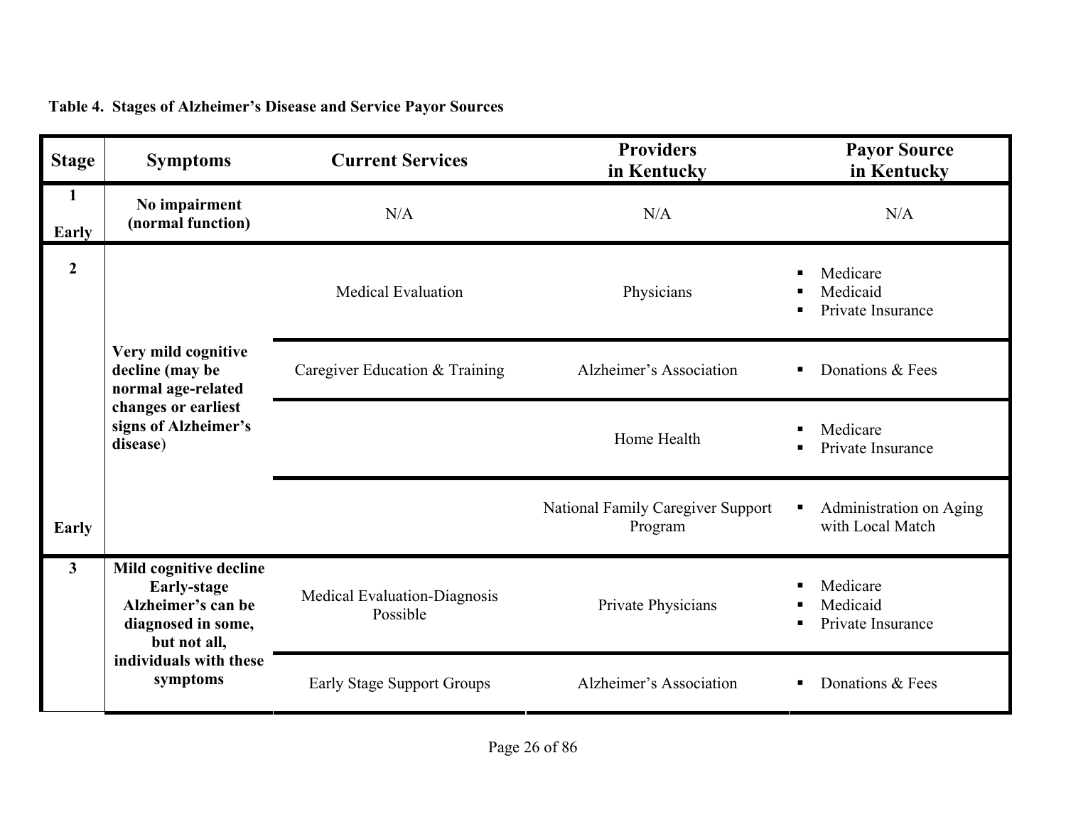**Table 4. Stages of Alzheimer's Disease and Service Payor Sources**

| Stage | Symptoms | Current Services | Providers in Kentucky | Payor Source in Kentucky |
|---|---|---|---|---|
| 1 Early | **No impairment (normal function)** | N/A | N/A | N/A |
| 2 Early | **Very mild cognitive decline (may be normal age-related changes or earliest signs of Alzheimer's disease)** | Medical Evaluation | Physicians | ▪ Medicare<br>▪ Medicaid<br>▪ Private Insurance |
| | | Caregiver Education & Training | Alzheimer's Association | ▪ Donations & Fees |
| | | | Home Health | ▪ Medicare<br>▪ Private Insurance |
| | | | National Family Caregiver Support Program | ▪ Administration on Aging with Local Match |
| 3 | **Mild cognitive decline Early-stage Alzheimer's can be diagnosed in some, but not all, individuals with these symptoms** | Medical Evaluation-Diagnosis Possible | Private Physicians | ▪ Medicare<br>▪ Medicaid<br>▪ Private Insurance |
| | | Early Stage Support Groups | Alzheimer's Association | ▪ Donations & Fees |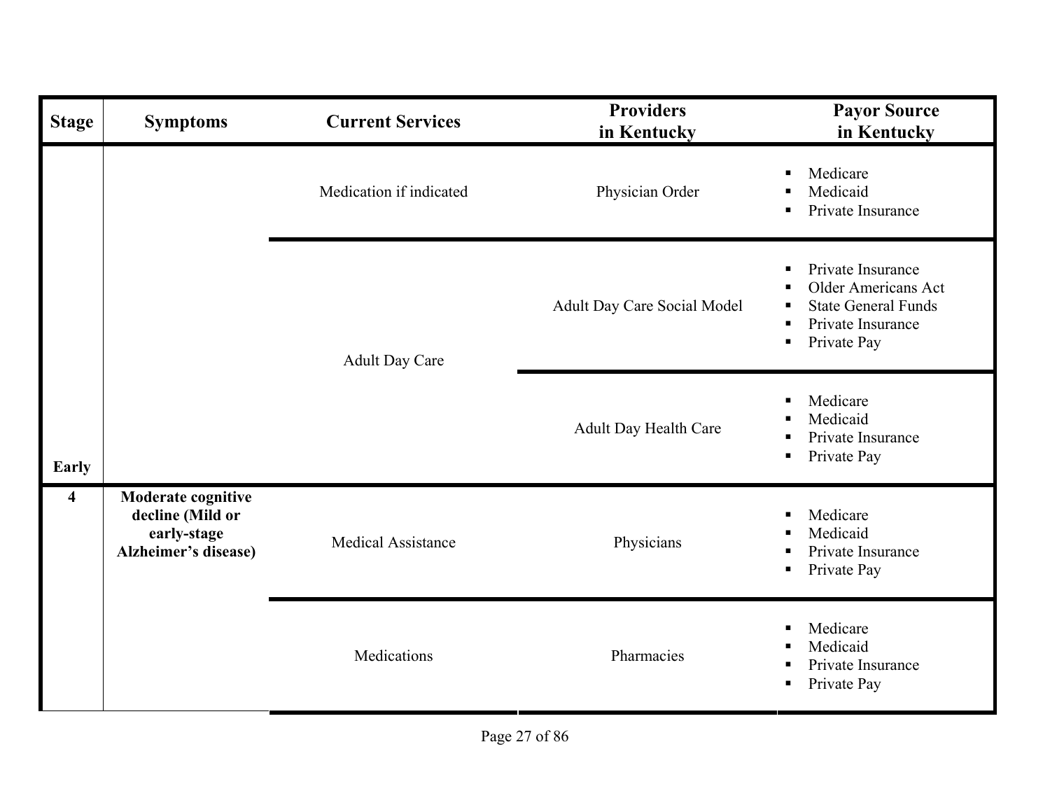| Stage | Symptoms | Current Services | Providers in Kentucky | Payor Source in Kentucky |
|---|---|---|---|---|
| | | Medication if indicated | Physician Order | ▪ Medicare<br>▪ Medicaid<br>▪ Private Insurance |
| | | Adult Day Care | Adult Day Care Social Model | ▪ Private Insurance<br>▪ Older Americans Act<br>▪ State General Funds<br>▪ Private Insurance<br>▪ Private Pay |
| Early | | | Adult Day Health Care | ▪ Medicare<br>▪ Medicaid<br>▪ Private Insurance<br>▪ Private Pay |
| **4** | **Moderate cognitive decline (Mild or early-stage Alzheimer's disease)** | Medical Assistance | Physicians | ▪ Medicare<br>▪ Medicaid<br>▪ Private Insurance<br>▪ Private Pay |
| | | Medications | Pharmacies | ▪ Medicare<br>▪ Medicaid<br>▪ Private Insurance<br>▪ Private Pay |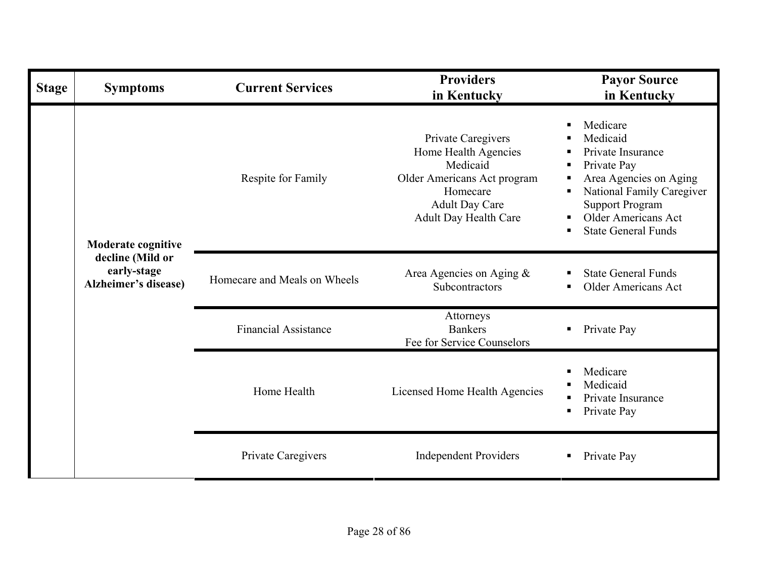| Stage | Symptoms | Current Services | Providers in Kentucky | Payor Source in Kentucky |
|---|---|---|---|---|
| | Moderate cognitive decline (Mild or early-stage Alzheimer's disease) | Respite for Family | Private Caregivers<br>Home Health Agencies<br>Medicaid<br>Older Americans Act program<br>Homecare<br>Adult Day Care<br>Adult Day Health Care | ▪ Medicare<br>▪ Medicaid<br>▪ Private Insurance<br>▪ Private Pay<br>▪ Area Agencies on Aging<br>▪ National Family Caregiver Support Program<br>▪ Older Americans Act<br>▪ State General Funds |
| | | Homecare and Meals on Wheels | Area Agencies on Aging & Subcontractors | ▪ State General Funds<br>▪ Older Americans Act |
| | | Financial Assistance | Attorneys<br>Bankers<br>Fee for Service Counselors | ▪ Private Pay |
| | | Home Health | Licensed Home Health Agencies | ▪ Medicare<br>▪ Medicaid<br>▪ Private Insurance<br>▪ Private Pay |
| | | Private Caregivers | Independent Providers | ▪ Private Pay |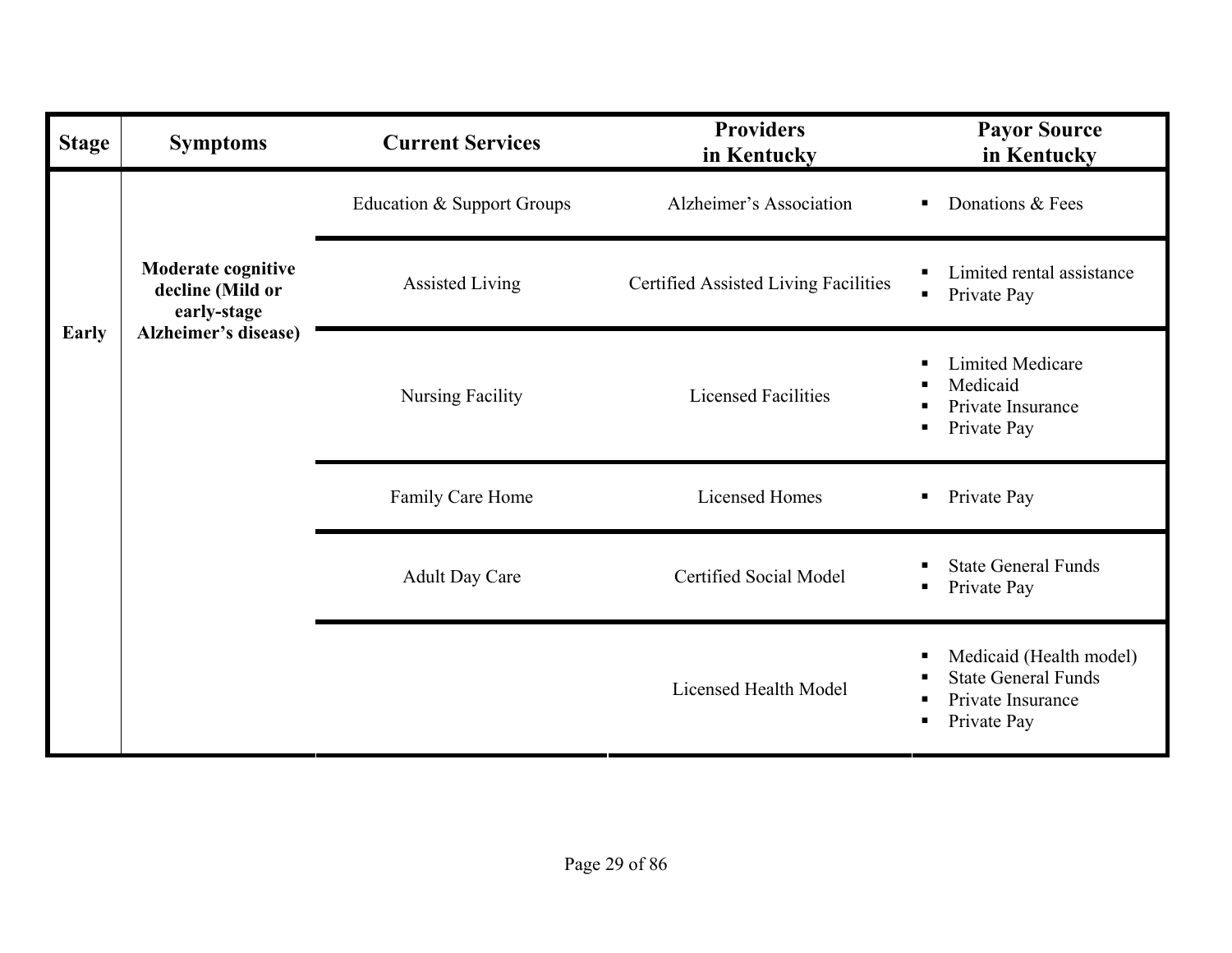| Stage | Symptoms | Current Services | Providers in Kentucky | Payor Source in Kentucky |
|---|---|---|---|---|
| **Early** | **Moderate cognitive decline (Mild or early-stage Alzheimer's disease)** | Education & Support Groups | Alzheimer's Association | ▪ Donations & Fees |
| | | Assisted Living | Certified Assisted Living Facilities | ▪ Limited rental assistance<br>▪ Private Pay |
| | | Nursing Facility | Licensed Facilities | ▪ Limited Medicare<br>▪ Medicaid<br>▪ Private Insurance<br>▪ Private Pay |
| | | Family Care Home | Licensed Homes | ▪ Private Pay |
| | | Adult Day Care | Certified Social Model | ▪ State General Funds<br>▪ Private Pay |
| | | | Licensed Health Model | ▪ Medicaid (Health model)<br>▪ State General Funds<br>▪ Private Insurance<br>▪ Private Pay |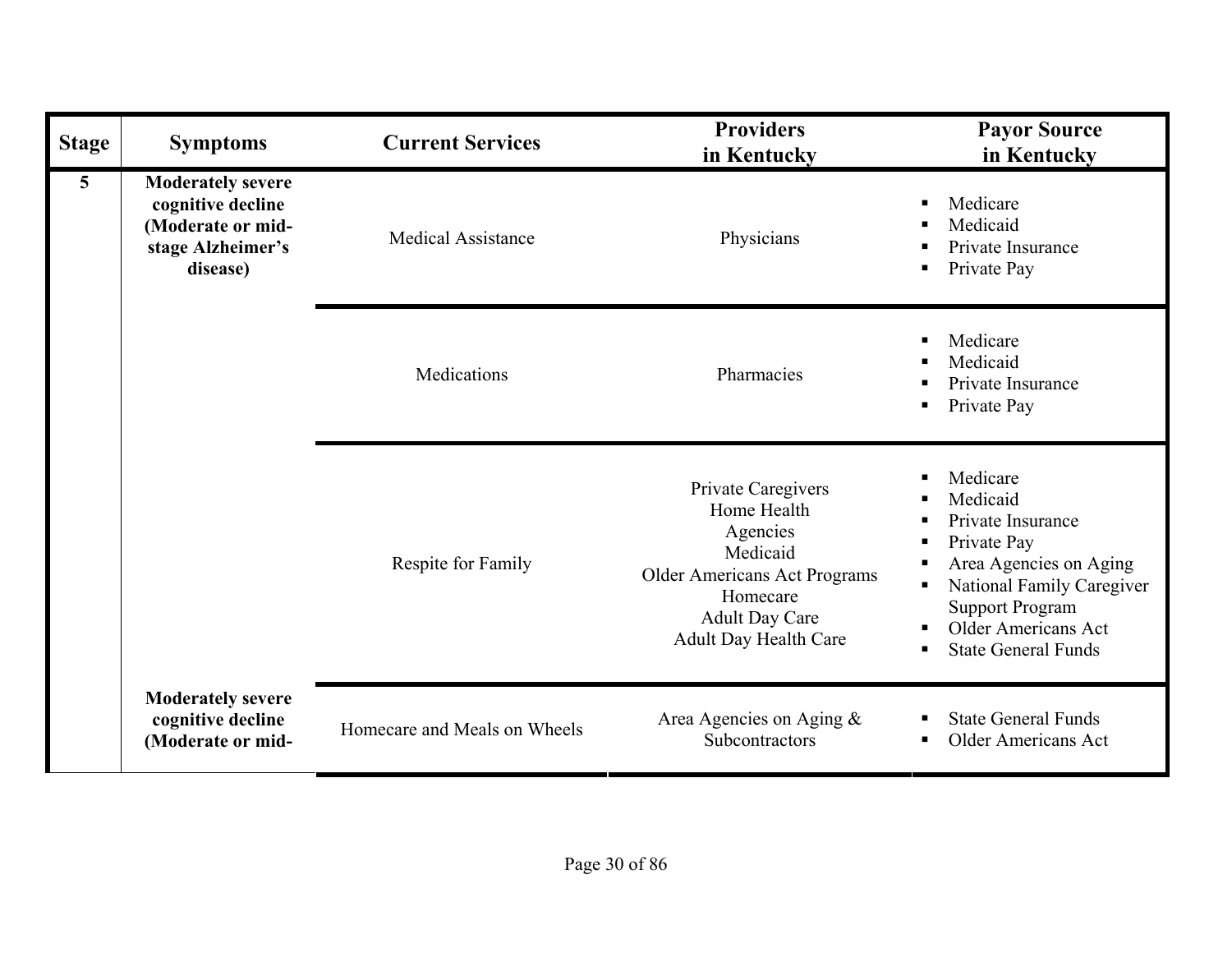| Stage | Symptoms | Current Services | Providers in Kentucky | Payor Source in Kentucky |
|---|---|---|---|---|
| 5 | **Moderately severe cognitive decline (Moderate or mid-stage Alzheimer's disease)** | Medical Assistance | Physicians | ▪ Medicare<br>▪ Medicaid<br>▪ Private Insurance<br>▪ Private Pay |
| | | Medications | Pharmacies | ▪ Medicare<br>▪ Medicaid<br>▪ Private Insurance<br>▪ Private Pay |
| | | Respite for Family | Private Caregivers<br>Home Health Agencies<br>Medicaid<br>Older Americans Act Programs<br>Homecare<br>Adult Day Care<br>Adult Day Health Care | ▪ Medicare<br>▪ Medicaid<br>▪ Private Insurance<br>▪ Private Pay<br>▪ Area Agencies on Aging<br>▪ National Family Caregiver Support Program<br>▪ Older Americans Act<br>▪ State General Funds |
| | **Moderately severe cognitive decline (Moderate or mid-** | Homecare and Meals on Wheels | Area Agencies on Aging & Subcontractors | ▪ State General Funds<br>▪ Older Americans Act |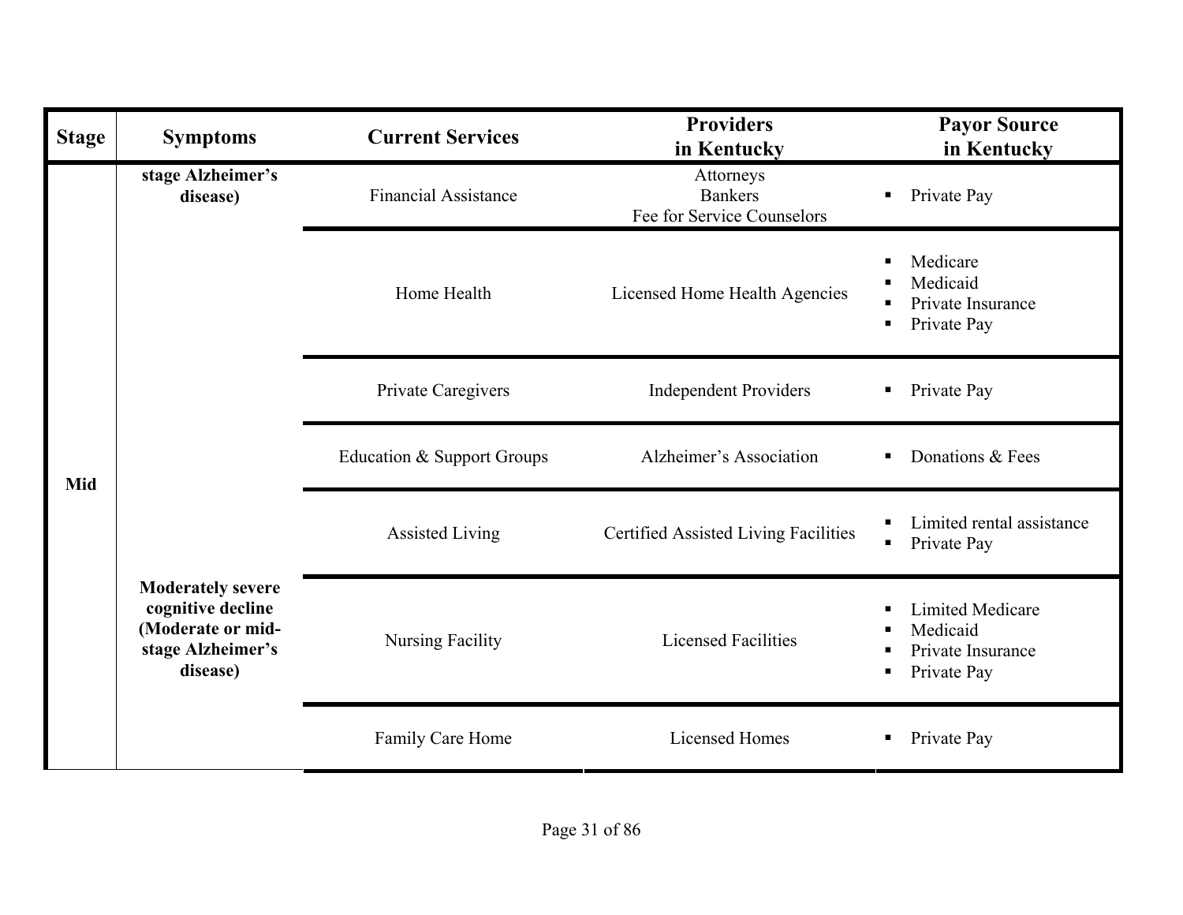| Stage | Symptoms | Current Services | Providers in Kentucky | Payor Source in Kentucky |
|---|---|---|---|---|
| Mid | stage Alzheimer's disease) | Financial Assistance | Attorneys<br>Bankers<br>Fee for Service Counselors | ▪ Private Pay |
| | | Home Health | Licensed Home Health Agencies | ▪ Medicare<br>▪ Medicaid<br>▪ Private Insurance<br>▪ Private Pay |
| | | Private Caregivers | Independent Providers | ▪ Private Pay |
| | | Education & Support Groups | Alzheimer's Association | ▪ Donations & Fees |
| | | Assisted Living | Certified Assisted Living Facilities | ▪ Limited rental assistance<br>▪ Private Pay |
| | Moderately severe cognitive decline (Moderate or mid-stage Alzheimer's disease) | Nursing Facility | Licensed Facilities | ▪ Limited Medicare<br>▪ Medicaid<br>▪ Private Insurance<br>▪ Private Pay |
| | | Family Care Home | Licensed Homes | ▪ Private Pay |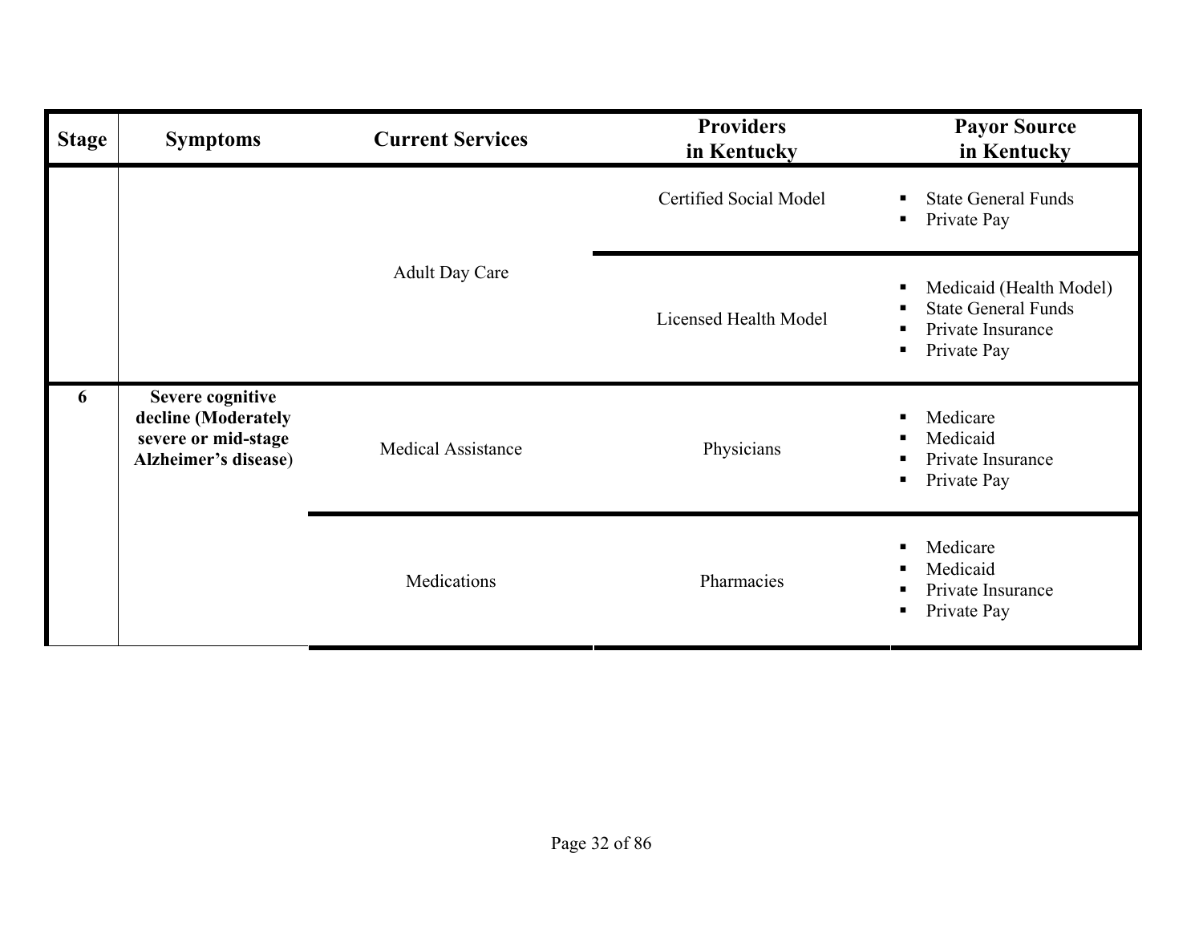| Stage | Symptoms | Current Services | Providers in Kentucky | Payor Source in Kentucky |
|---|---|---|---|---|
| | | Adult Day Care | Certified Social Model | ▪ State General Funds<br>▪ Private Pay |
| | | | Licensed Health Model | ▪ Medicaid (Health Model)<br>▪ State General Funds<br>▪ Private Insurance<br>▪ Private Pay |
| 6 | **Severe cognitive decline (Moderately severe or mid-stage Alzheimer's disease)** | Medical Assistance | Physicians | ▪ Medicare<br>▪ Medicaid<br>▪ Private Insurance<br>▪ Private Pay |
| | | Medications | Pharmacies | ▪ Medicare<br>▪ Medicaid<br>▪ Private Insurance<br>▪ Private Pay |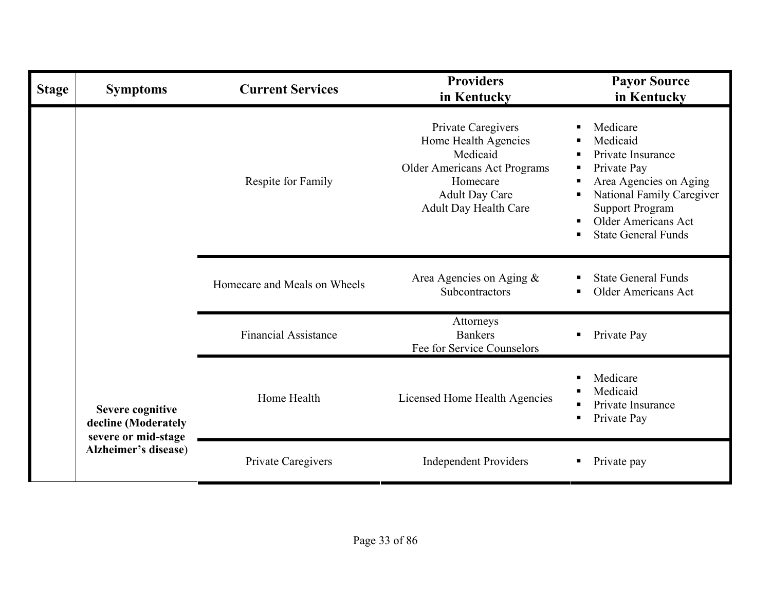| Stage | Symptoms | Current Services | Providers in Kentucky | Payor Source in Kentucky |
|---|---|---|---|---|
| | | Respite for Family | Private Caregivers<br>Home Health Agencies<br>Medicaid<br>Older Americans Act Programs<br>Homecare<br>Adult Day Care<br>Adult Day Health Care | ▪ Medicare<br>▪ Medicaid<br>▪ Private Insurance<br>▪ Private Pay<br>▪ Area Agencies on Aging<br>▪ National Family Caregiver Support Program<br>▪ Older Americans Act<br>▪ State General Funds |
| | | Homecare and Meals on Wheels | Area Agencies on Aging & Subcontractors | ▪ State General Funds<br>▪ Older Americans Act |
| | | Financial Assistance | Attorneys<br>Bankers<br>Fee for Service Counselors | ▪ Private Pay |
| | | Home Health | Licensed Home Health Agencies | ▪ Medicare<br>▪ Medicaid<br>▪ Private Insurance<br>▪ Private Pay |
| | **Severe cognitive decline (Moderately severe or mid-stage Alzheimer's disease)** | Private Caregivers | Independent Providers | ▪ Private pay |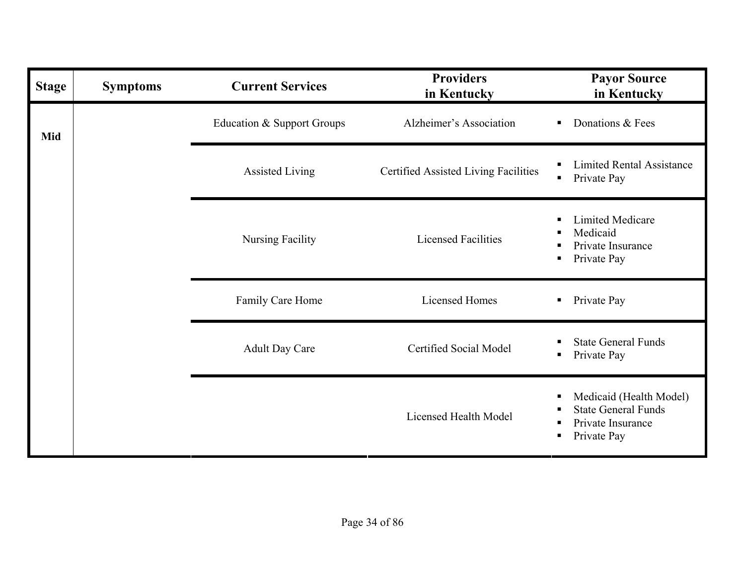| Stage | Symptoms | Current Services | Providers in Kentucky | Payor Source in Kentucky |
|---|---|---|---|---|
| Mid | | Education & Support Groups | Alzheimer's Association | ▪ Donations & Fees |
| | | Assisted Living | Certified Assisted Living Facilities | ▪ Limited Rental Assistance<br>▪ Private Pay |
| | | Nursing Facility | Licensed Facilities | ▪ Limited Medicare<br>▪ Medicaid<br>▪ Private Insurance<br>▪ Private Pay |
| | | Family Care Home | Licensed Homes | ▪ Private Pay |
| | | Adult Day Care | Certified Social Model | ▪ State General Funds<br>▪ Private Pay |
| | | | Licensed Health Model | ▪ Medicaid (Health Model)<br>▪ State General Funds<br>▪ Private Insurance<br>▪ Private Pay |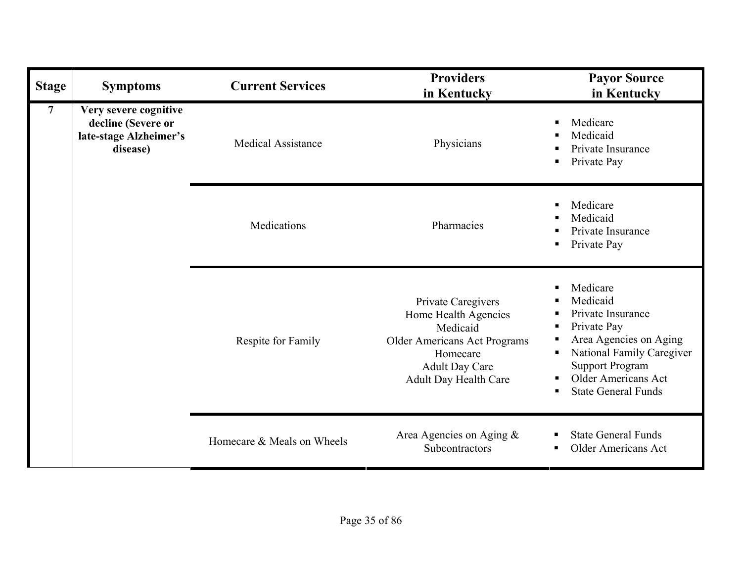| Stage | Symptoms | Current Services | Providers in Kentucky | Payor Source in Kentucky |
|---|---|---|---|---|
| 7 | **Very severe cognitive decline (Severe or late-stage Alzheimer's disease)** | Medical Assistance | Physicians | ▪ Medicare<br>▪ Medicaid<br>▪ Private Insurance<br>▪ Private Pay |
| | | Medications | Pharmacies | ▪ Medicare<br>▪ Medicaid<br>▪ Private Insurance<br>▪ Private Pay |
| | | Respite for Family | Private Caregivers<br>Home Health Agencies<br>Medicaid<br>Older Americans Act Programs<br>Homecare<br>Adult Day Care<br>Adult Day Health Care | ▪ Medicare<br>▪ Medicaid<br>▪ Private Insurance<br>▪ Private Pay<br>▪ Area Agencies on Aging<br>▪ National Family Caregiver Support Program<br>▪ Older Americans Act<br>▪ State General Funds |
| | | Homecare & Meals on Wheels | Area Agencies on Aging & Subcontractors | ▪ State General Funds<br>▪ Older Americans Act |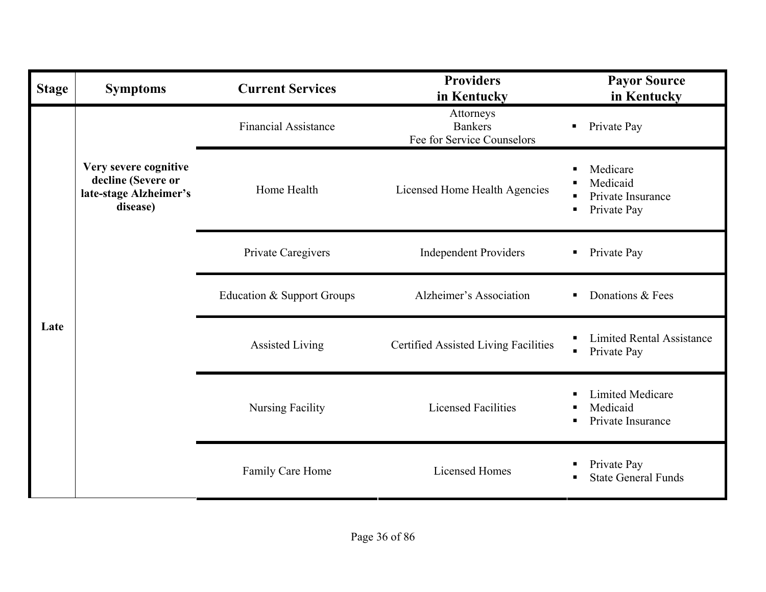| Stage | Symptoms | Current Services | Providers in Kentucky | Payor Source in Kentucky |
|---|---|---|---|---|
| Late | **Very severe cognitive decline (Severe or late-stage Alzheimer's disease)** | Financial Assistance | Attorneys<br>Bankers<br>Fee for Service Counselors | ▪ Private Pay |
| | | Home Health | Licensed Home Health Agencies | ▪ Medicare<br>▪ Medicaid<br>▪ Private Insurance<br>▪ Private Pay |
| | | Private Caregivers | Independent Providers | ▪ Private Pay |
| | | Education & Support Groups | Alzheimer's Association | ▪ Donations & Fees |
| | | Assisted Living | Certified Assisted Living Facilities | ▪ Limited Rental Assistance<br>▪ Private Pay |
| | | Nursing Facility | Licensed Facilities | ▪ Limited Medicare<br>▪ Medicaid<br>▪ Private Insurance |
| | | Family Care Home | Licensed Homes | ▪ Private Pay<br>▪ State General Funds |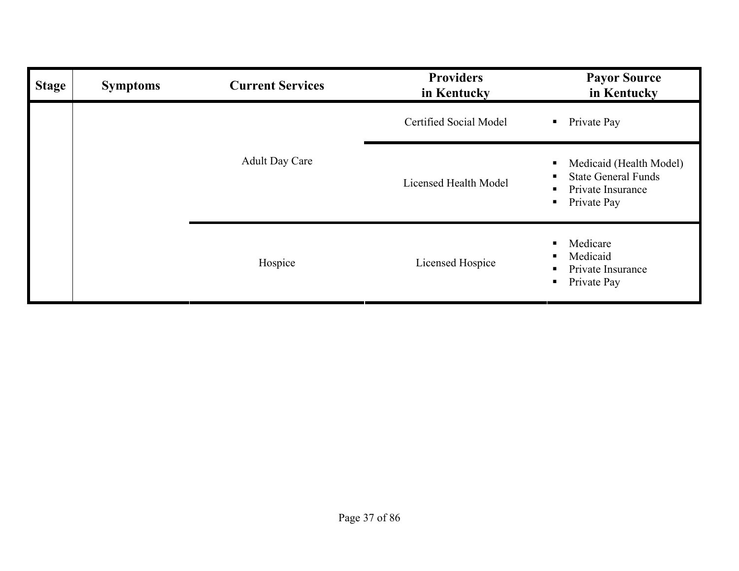| Stage | Symptoms | Current Services | Providers in Kentucky | Payor Source in Kentucky |
|---|---|---|---|---|
| | | Adult Day Care | Certified Social Model | ▪ Private Pay |
| | | | Licensed Health Model | ▪ Medicaid (Health Model)<br>▪ State General Funds<br>▪ Private Insurance<br>▪ Private Pay |
| | | Hospice | Licensed Hospice | ▪ Medicare<br>▪ Medicaid<br>▪ Private Insurance<br>▪ Private Pay |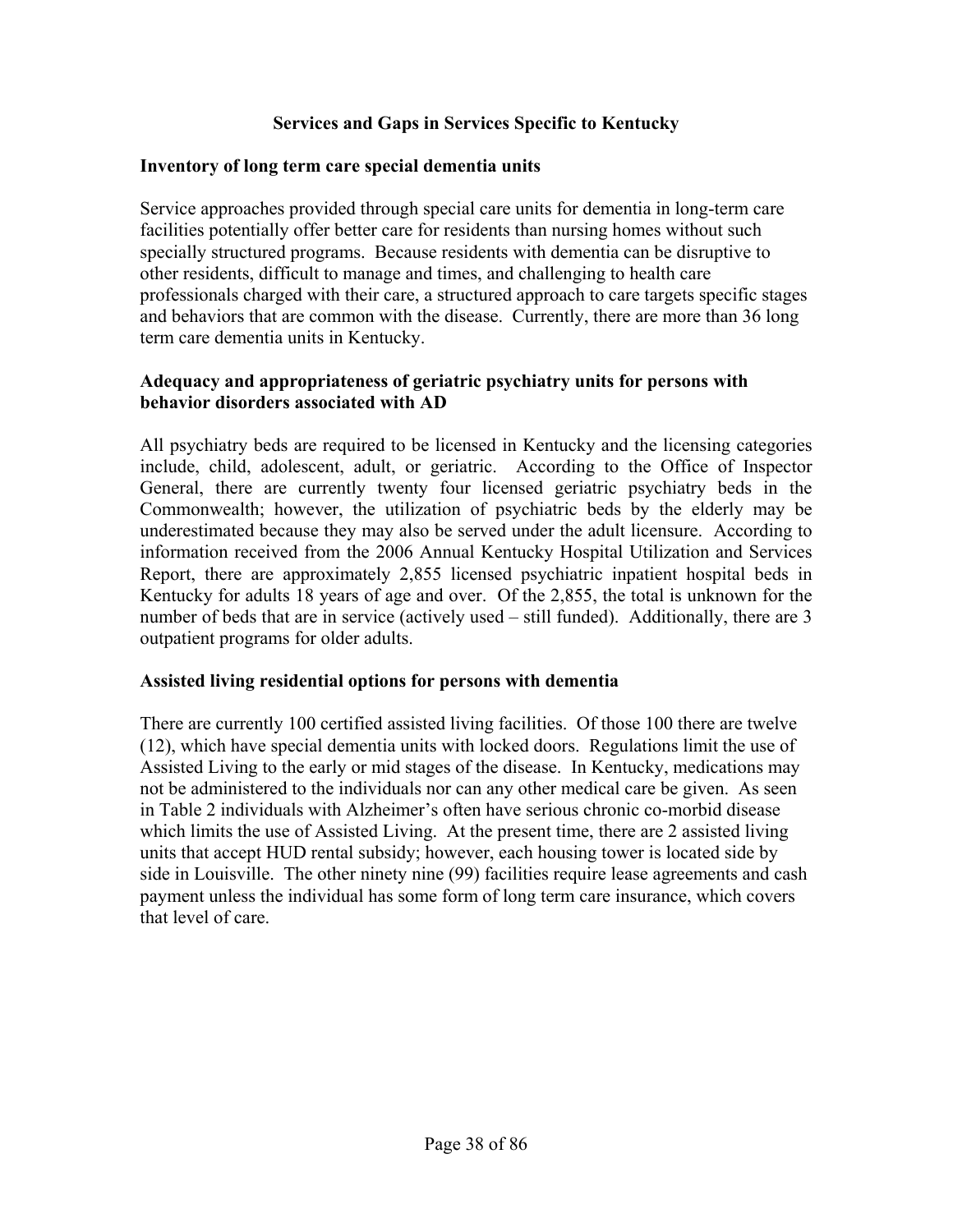## Services and Gaps in Services Specific to Kentucky

### Inventory of long term care special dementia units

Service approaches provided through special care units for dementia in long-term care facilities potentially offer better care for residents than nursing homes without such specially structured programs. Because residents with dementia can be disruptive to other residents, difficult to manage and times, and challenging to health care professionals charged with their care, a structured approach to care targets specific stages and behaviors that are common with the disease. Currently, there are more than 36 long term care dementia units in Kentucky.

### Adequacy and appropriateness of geriatric psychiatry units for persons with behavior disorders associated with AD

All psychiatry beds are required to be licensed in Kentucky and the licensing categories include, child, adolescent, adult, or geriatric. According to the Office of Inspector General, there are currently twenty four licensed geriatric psychiatry beds in the Commonwealth; however, the utilization of psychiatric beds by the elderly may be underestimated because they may also be served under the adult licensure. According to information received from the 2006 Annual Kentucky Hospital Utilization and Services Report, there are approximately 2,855 licensed psychiatric inpatient hospital beds in Kentucky for adults 18 years of age and over. Of the 2,855, the total is unknown for the number of beds that are in service (actively used – still funded). Additionally, there are 3 outpatient programs for older adults.

### Assisted living residential options for persons with dementia

There are currently 100 certified assisted living facilities. Of those 100 there are twelve (12), which have special dementia units with locked doors. Regulations limit the use of Assisted Living to the early or mid stages of the disease. In Kentucky, medications may not be administered to the individuals nor can any other medical care be given. As seen in Table 2 individuals with Alzheimer's often have serious chronic co-morbid disease which limits the use of Assisted Living. At the present time, there are 2 assisted living units that accept HUD rental subsidy; however, each housing tower is located side by side in Louisville. The other ninety nine (99) facilities require lease agreements and cash payment unless the individual has some form of long term care insurance, which covers that level of care.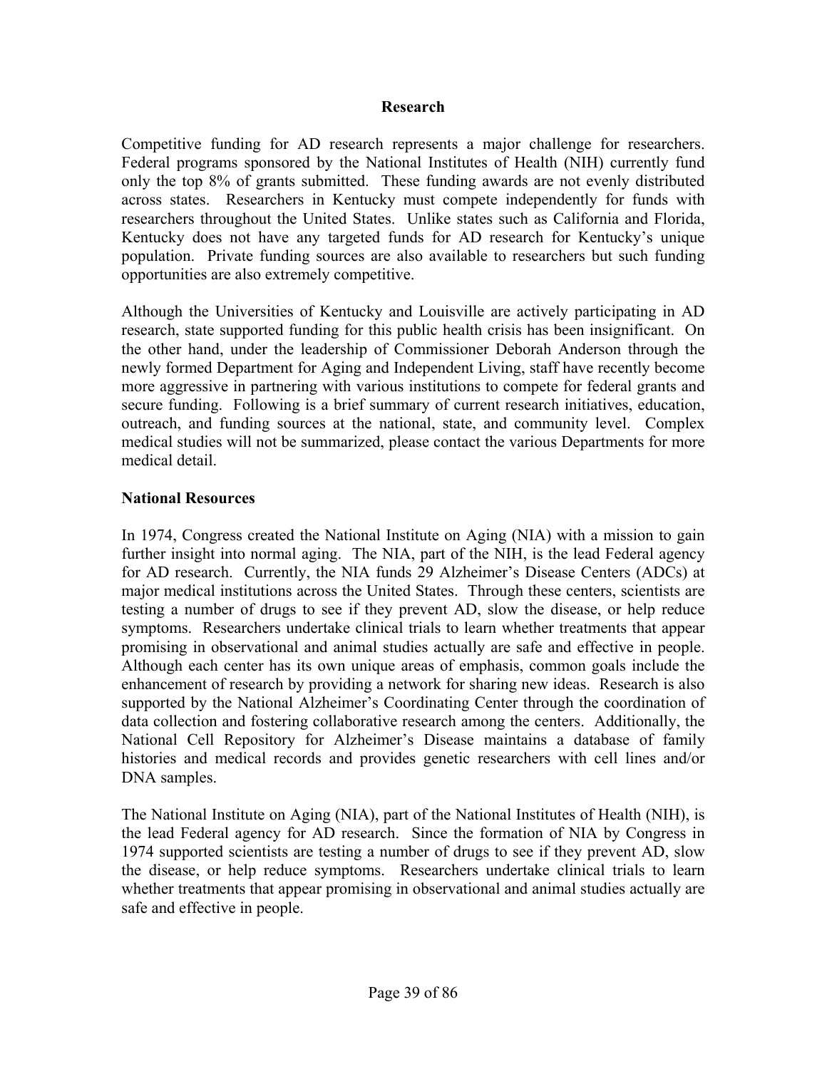## Research

Competitive funding for AD research represents a major challenge for researchers. Federal programs sponsored by the National Institutes of Health (NIH) currently fund only the top 8% of grants submitted. These funding awards are not evenly distributed across states. Researchers in Kentucky must compete independently for funds with researchers throughout the United States. Unlike states such as California and Florida, Kentucky does not have any targeted funds for AD research for Kentucky's unique population. Private funding sources are also available to researchers but such funding opportunities are also extremely competitive.

Although the Universities of Kentucky and Louisville are actively participating in AD research, state supported funding for this public health crisis has been insignificant. On the other hand, under the leadership of Commissioner Deborah Anderson through the newly formed Department for Aging and Independent Living, staff have recently become more aggressive in partnering with various institutions to compete for federal grants and secure funding. Following is a brief summary of current research initiatives, education, outreach, and funding sources at the national, state, and community level. Complex medical studies will not be summarized, please contact the various Departments for more medical detail.

### National Resources

In 1974, Congress created the National Institute on Aging (NIA) with a mission to gain further insight into normal aging. The NIA, part of the NIH, is the lead Federal agency for AD research. Currently, the NIA funds 29 Alzheimer's Disease Centers (ADCs) at major medical institutions across the United States. Through these centers, scientists are testing a number of drugs to see if they prevent AD, slow the disease, or help reduce symptoms. Researchers undertake clinical trials to learn whether treatments that appear promising in observational and animal studies actually are safe and effective in people. Although each center has its own unique areas of emphasis, common goals include the enhancement of research by providing a network for sharing new ideas. Research is also supported by the National Alzheimer's Coordinating Center through the coordination of data collection and fostering collaborative research among the centers. Additionally, the National Cell Repository for Alzheimer's Disease maintains a database of family histories and medical records and provides genetic researchers with cell lines and/or DNA samples.

The National Institute on Aging (NIA), part of the National Institutes of Health (NIH), is the lead Federal agency for AD research. Since the formation of NIA by Congress in 1974 supported scientists are testing a number of drugs to see if they prevent AD, slow the disease, or help reduce symptoms. Researchers undertake clinical trials to learn whether treatments that appear promising in observational and animal studies actually are safe and effective in people.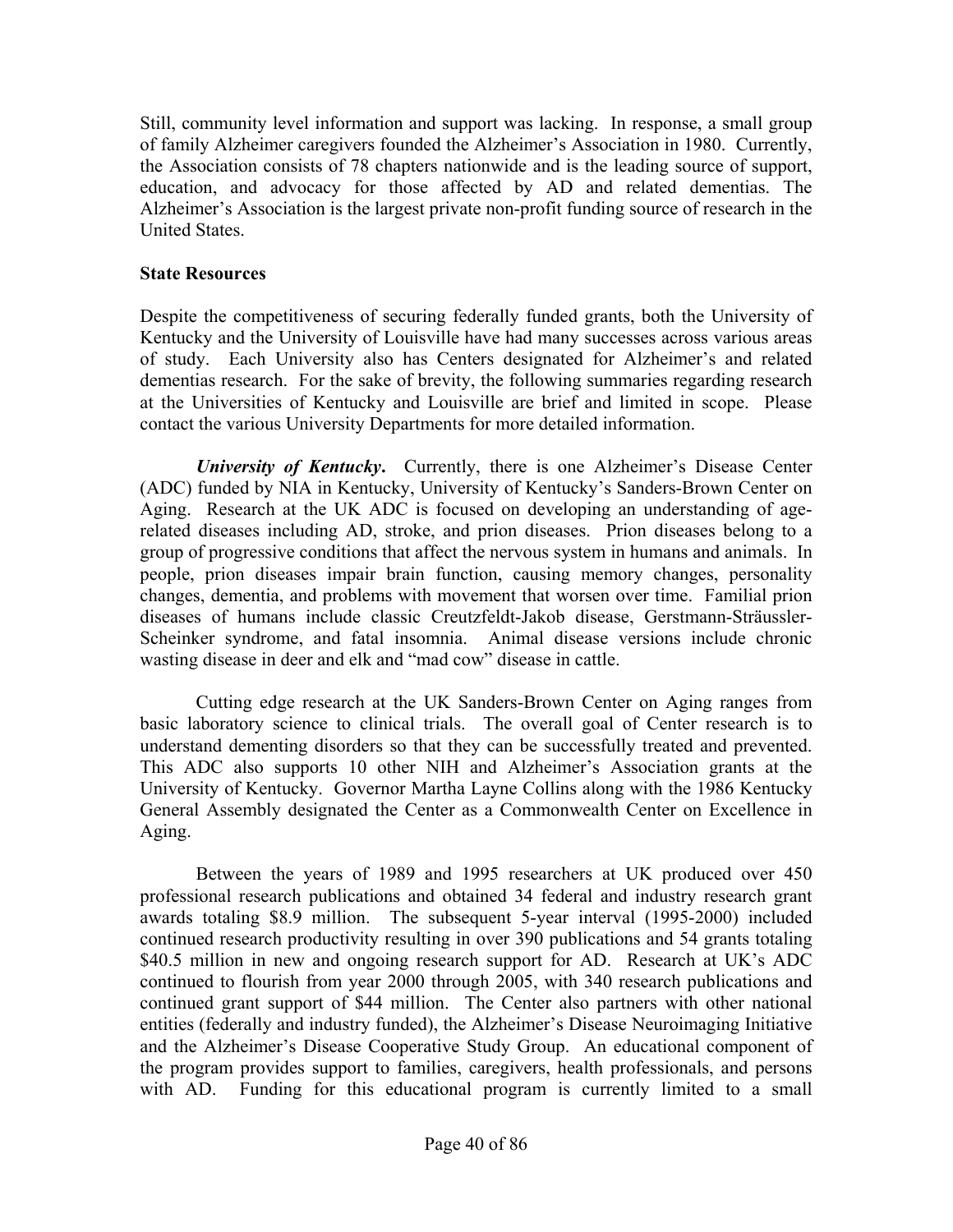Still, community level information and support was lacking. In response, a small group of family Alzheimer caregivers founded the Alzheimer's Association in 1980. Currently, the Association consists of 78 chapters nationwide and is the leading source of support, education, and advocacy for those affected by AD and related dementias. The Alzheimer's Association is the largest private non-profit funding source of research in the United States.

**State Resources**

Despite the competitiveness of securing federally funded grants, both the University of Kentucky and the University of Louisville have had many successes across various areas of study. Each University also has Centers designated for Alzheimer's and related dementias research. For the sake of brevity, the following summaries regarding research at the Universities of Kentucky and Louisville are brief and limited in scope. Please contact the various University Departments for more detailed information.

***University of Kentucky***. Currently, there is one Alzheimer's Disease Center (ADC) funded by NIA in Kentucky, University of Kentucky's Sanders-Brown Center on Aging. Research at the UK ADC is focused on developing an understanding of age-related diseases including AD, stroke, and prion diseases. Prion diseases belong to a group of progressive conditions that affect the nervous system in humans and animals. In people, prion diseases impair brain function, causing memory changes, personality changes, dementia, and problems with movement that worsen over time. Familial prion diseases of humans include classic Creutzfeldt-Jakob disease, Gerstmann-Sträussler-Scheinker syndrome, and fatal insomnia. Animal disease versions include chronic wasting disease in deer and elk and "mad cow" disease in cattle.

Cutting edge research at the UK Sanders-Brown Center on Aging ranges from basic laboratory science to clinical trials. The overall goal of Center research is to understand dementing disorders so that they can be successfully treated and prevented. This ADC also supports 10 other NIH and Alzheimer's Association grants at the University of Kentucky. Governor Martha Layne Collins along with the 1986 Kentucky General Assembly designated the Center as a Commonwealth Center on Excellence in Aging.

Between the years of 1989 and 1995 researchers at UK produced over 450 professional research publications and obtained 34 federal and industry research grant awards totaling $8.9 million. The subsequent 5-year interval (1995-2000) included continued research productivity resulting in over 390 publications and 54 grants totaling $40.5 million in new and ongoing research support for AD. Research at UK's ADC continued to flourish from year 2000 through 2005, with 340 research publications and continued grant support of $44 million. The Center also partners with other national entities (federally and industry funded), the Alzheimer's Disease Neuroimaging Initiative and the Alzheimer's Disease Cooperative Study Group. An educational component of the program provides support to families, caregivers, health professionals, and persons with AD. Funding for this educational program is currently limited to a small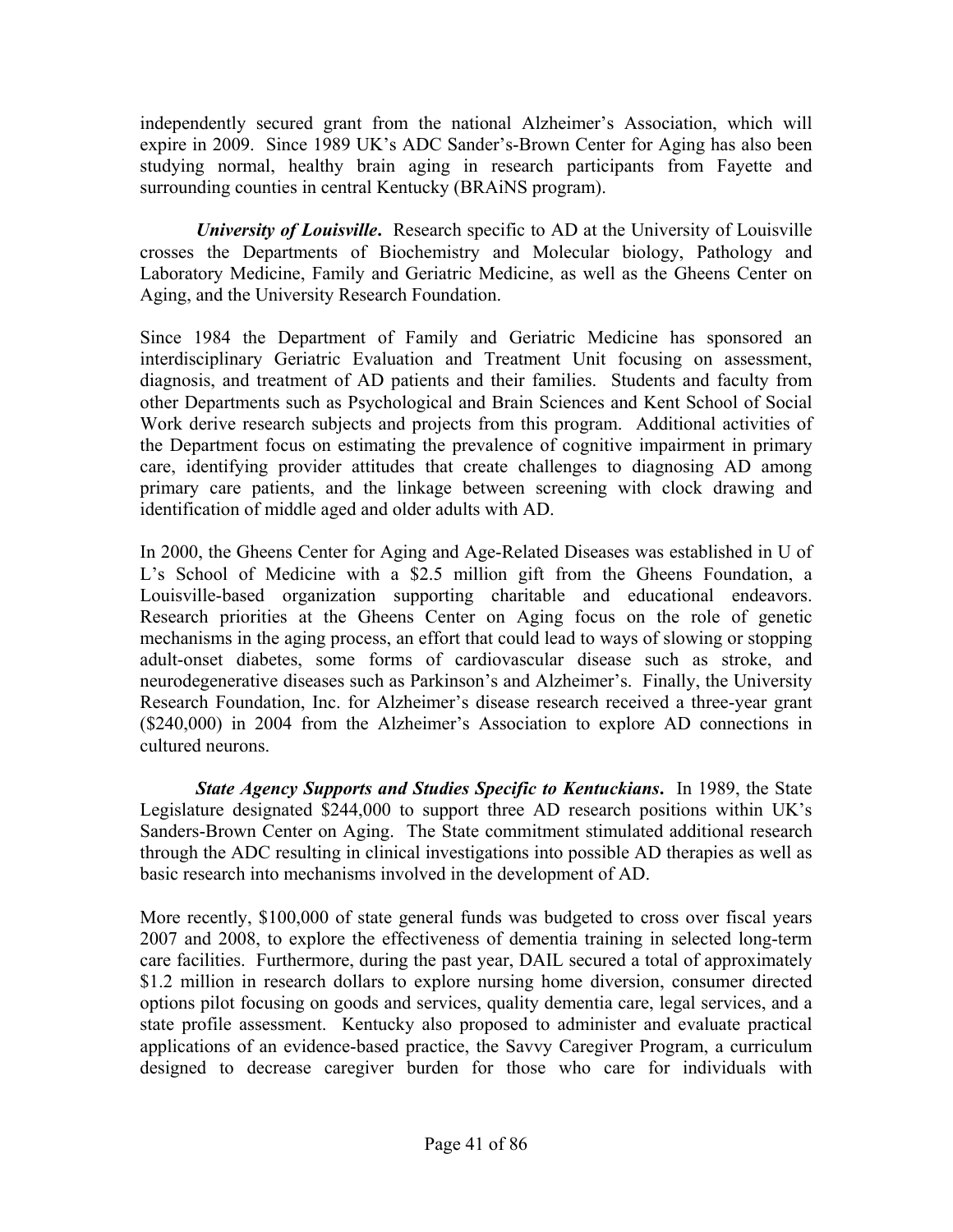independently secured grant from the national Alzheimer's Association, which will expire in 2009. Since 1989 UK's ADC Sander's-Brown Center for Aging has also been studying normal, healthy brain aging in research participants from Fayette and surrounding counties in central Kentucky (BRAiNS program).

***University of Louisville***. Research specific to AD at the University of Louisville crosses the Departments of Biochemistry and Molecular biology, Pathology and Laboratory Medicine, Family and Geriatric Medicine, as well as the Gheens Center on Aging, and the University Research Foundation.

Since 1984 the Department of Family and Geriatric Medicine has sponsored an interdisciplinary Geriatric Evaluation and Treatment Unit focusing on assessment, diagnosis, and treatment of AD patients and their families. Students and faculty from other Departments such as Psychological and Brain Sciences and Kent School of Social Work derive research subjects and projects from this program. Additional activities of the Department focus on estimating the prevalence of cognitive impairment in primary care, identifying provider attitudes that create challenges to diagnosing AD among primary care patients, and the linkage between screening with clock drawing and identification of middle aged and older adults with AD.

In 2000, the Gheens Center for Aging and Age-Related Diseases was established in U of L's School of Medicine with a $2.5 million gift from the Gheens Foundation, a Louisville-based organization supporting charitable and educational endeavors. Research priorities at the Gheens Center on Aging focus on the role of genetic mechanisms in the aging process, an effort that could lead to ways of slowing or stopping adult-onset diabetes, some forms of cardiovascular disease such as stroke, and neurodegenerative diseases such as Parkinson's and Alzheimer's. Finally, the University Research Foundation, Inc. for Alzheimer's disease research received a three-year grant ($240,000) in 2004 from the Alzheimer's Association to explore AD connections in cultured neurons.

***State Agency Supports and Studies Specific to Kentuckians***. In 1989, the State Legislature designated $244,000 to support three AD research positions within UK's Sanders-Brown Center on Aging. The State commitment stimulated additional research through the ADC resulting in clinical investigations into possible AD therapies as well as basic research into mechanisms involved in the development of AD.

More recently, $100,000 of state general funds was budgeted to cross over fiscal years 2007 and 2008, to explore the effectiveness of dementia training in selected long-term care facilities. Furthermore, during the past year, DAIL secured a total of approximately $1.2 million in research dollars to explore nursing home diversion, consumer directed options pilot focusing on goods and services, quality dementia care, legal services, and a state profile assessment. Kentucky also proposed to administer and evaluate practical applications of an evidence-based practice, the Savvy Caregiver Program, a curriculum designed to decrease caregiver burden for those who care for individuals with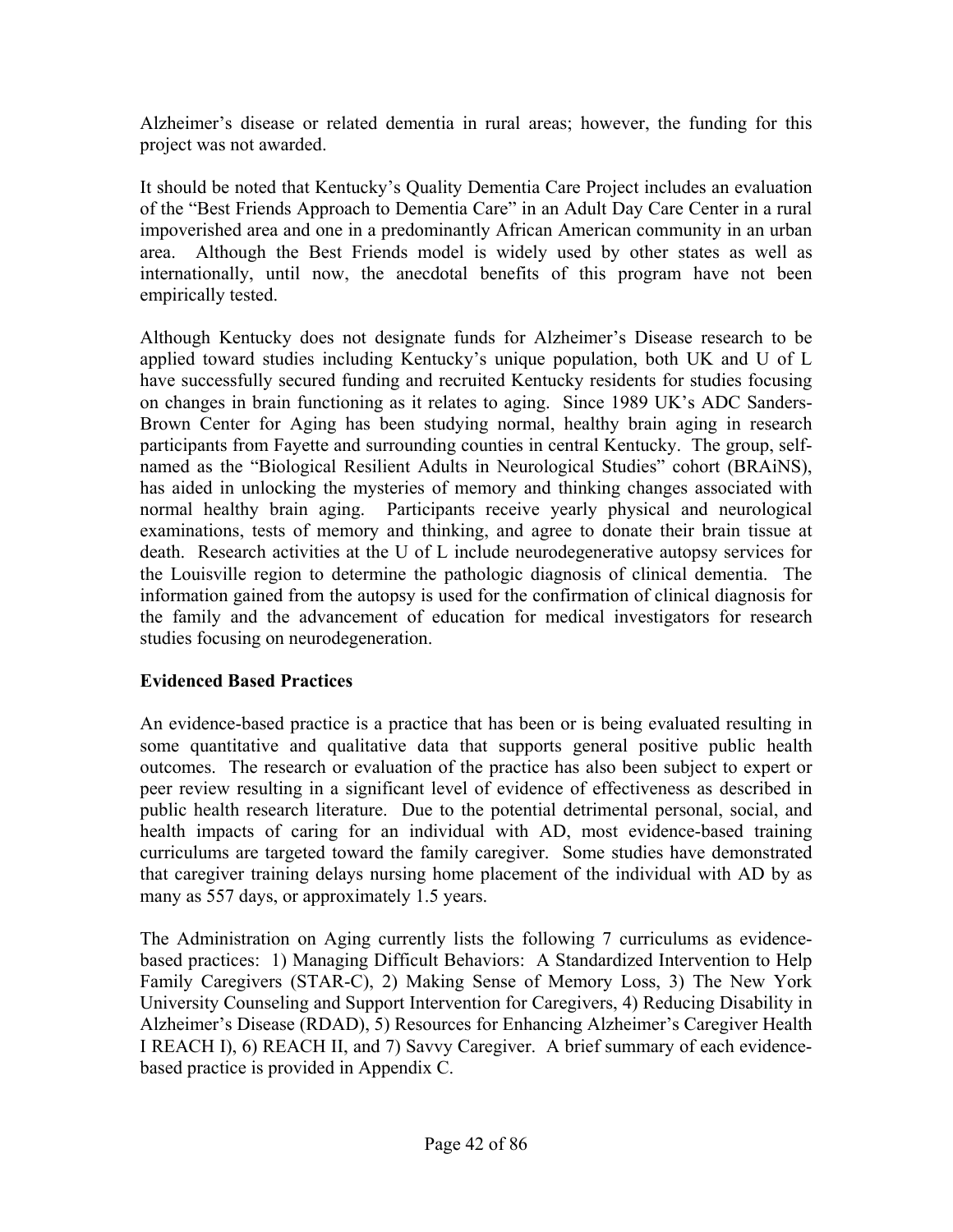Alzheimer's disease or related dementia in rural areas; however, the funding for this project was not awarded.

It should be noted that Kentucky's Quality Dementia Care Project includes an evaluation of the "Best Friends Approach to Dementia Care" in an Adult Day Care Center in a rural impoverished area and one in a predominantly African American community in an urban area. Although the Best Friends model is widely used by other states as well as internationally, until now, the anecdotal benefits of this program have not been empirically tested.

Although Kentucky does not designate funds for Alzheimer's Disease research to be applied toward studies including Kentucky's unique population, both UK and U of L have successfully secured funding and recruited Kentucky residents for studies focusing on changes in brain functioning as it relates to aging. Since 1989 UK's ADC Sanders-Brown Center for Aging has been studying normal, healthy brain aging in research participants from Fayette and surrounding counties in central Kentucky. The group, self-named as the "Biological Resilient Adults in Neurological Studies" cohort (BRAiNS), has aided in unlocking the mysteries of memory and thinking changes associated with normal healthy brain aging. Participants receive yearly physical and neurological examinations, tests of memory and thinking, and agree to donate their brain tissue at death. Research activities at the U of L include neurodegenerative autopsy services for the Louisville region to determine the pathologic diagnosis of clinical dementia. The information gained from the autopsy is used for the confirmation of clinical diagnosis for the family and the advancement of education for medical investigators for research studies focusing on neurodegeneration.

## Evidenced Based Practices

An evidence-based practice is a practice that has been or is being evaluated resulting in some quantitative and qualitative data that supports general positive public health outcomes. The research or evaluation of the practice has also been subject to expert or peer review resulting in a significant level of evidence of effectiveness as described in public health research literature. Due to the potential detrimental personal, social, and health impacts of caring for an individual with AD, most evidence-based training curriculums are targeted toward the family caregiver. Some studies have demonstrated that caregiver training delays nursing home placement of the individual with AD by as many as 557 days, or approximately 1.5 years.

The Administration on Aging currently lists the following 7 curriculums as evidence-based practices: 1) Managing Difficult Behaviors: A Standardized Intervention to Help Family Caregivers (STAR-C), 2) Making Sense of Memory Loss, 3) The New York University Counseling and Support Intervention for Caregivers, 4) Reducing Disability in Alzheimer's Disease (RDAD), 5) Resources for Enhancing Alzheimer's Caregiver Health I REACH I), 6) REACH II, and 7) Savvy Caregiver. A brief summary of each evidence-based practice is provided in Appendix C.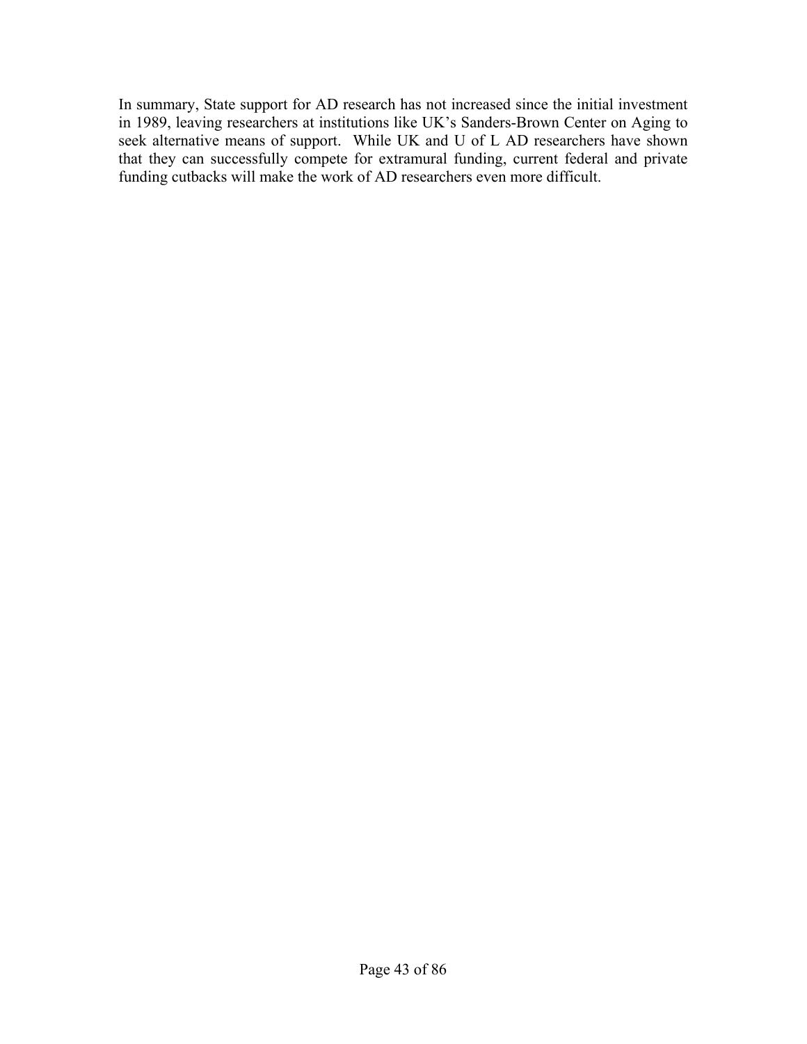In summary, State support for AD research has not increased since the initial investment in 1989, leaving researchers at institutions like UK's Sanders-Brown Center on Aging to seek alternative means of support. While UK and U of L AD researchers have shown that they can successfully compete for extramural funding, current federal and private funding cutbacks will make the work of AD researchers even more difficult.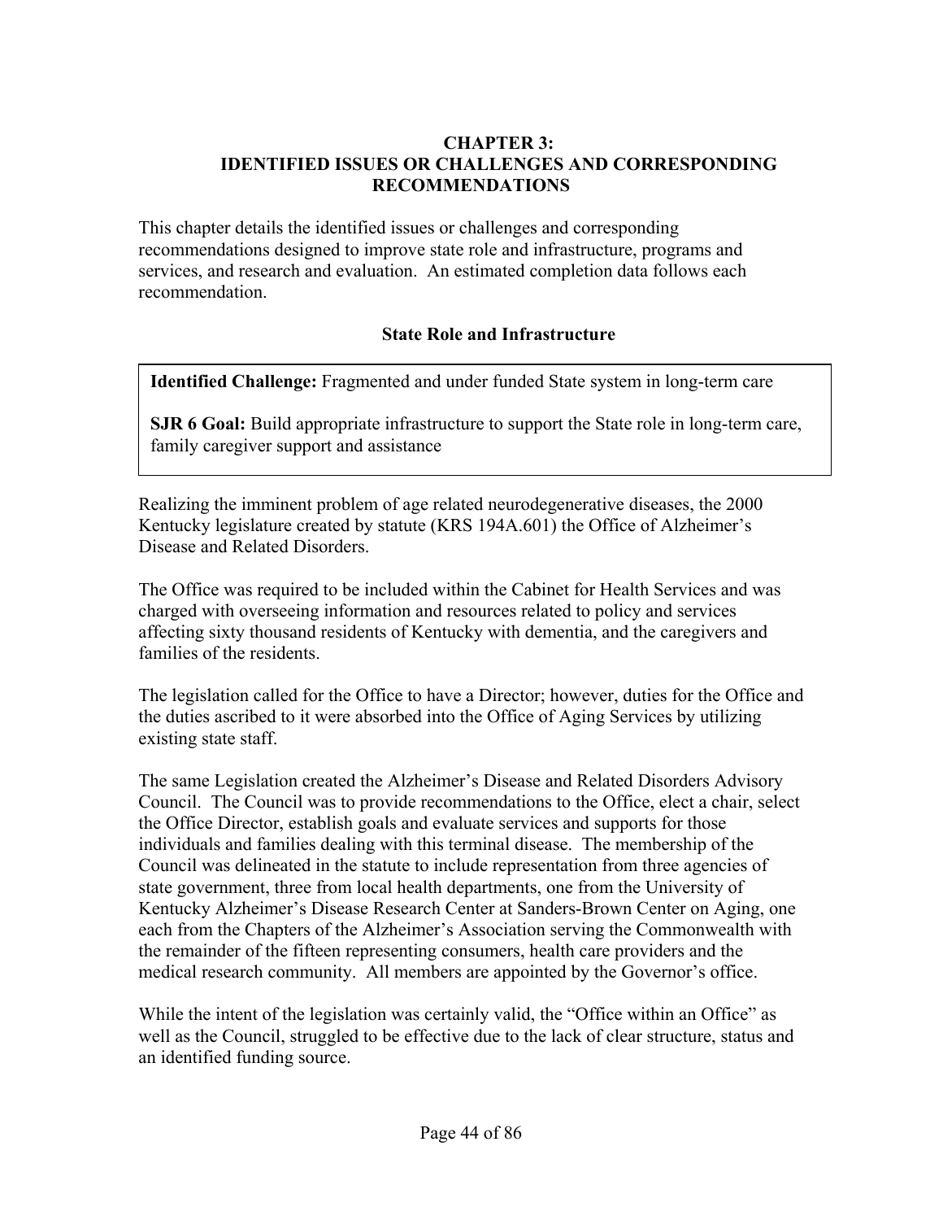# CHAPTER 3:
# IDENTIFIED ISSUES OR CHALLENGES AND CORRESPONDING RECOMMENDATIONS

This chapter details the identified issues or challenges and corresponding recommendations designed to improve state role and infrastructure, programs and services, and research and evaluation. An estimated completion data follows each recommendation.

## State Role and Infrastructure

**Identified Challenge:** Fragmented and under funded State system in long-term care

**SJR 6 Goal:** Build appropriate infrastructure to support the State role in long-term care, family caregiver support and assistance

Realizing the imminent problem of age related neurodegenerative diseases, the 2000 Kentucky legislature created by statute (KRS 194A.601) the Office of Alzheimer's Disease and Related Disorders.

The Office was required to be included within the Cabinet for Health Services and was charged with overseeing information and resources related to policy and services affecting sixty thousand residents of Kentucky with dementia, and the caregivers and families of the residents.

The legislation called for the Office to have a Director; however, duties for the Office and the duties ascribed to it were absorbed into the Office of Aging Services by utilizing existing state staff.

The same Legislation created the Alzheimer's Disease and Related Disorders Advisory Council. The Council was to provide recommendations to the Office, elect a chair, select the Office Director, establish goals and evaluate services and supports for those individuals and families dealing with this terminal disease. The membership of the Council was delineated in the statute to include representation from three agencies of state government, three from local health departments, one from the University of Kentucky Alzheimer's Disease Research Center at Sanders-Brown Center on Aging, one each from the Chapters of the Alzheimer's Association serving the Commonwealth with the remainder of the fifteen representing consumers, health care providers and the medical research community. All members are appointed by the Governor's office.

While the intent of the legislation was certainly valid, the "Office within an Office" as well as the Council, struggled to be effective due to the lack of clear structure, status and an identified funding source.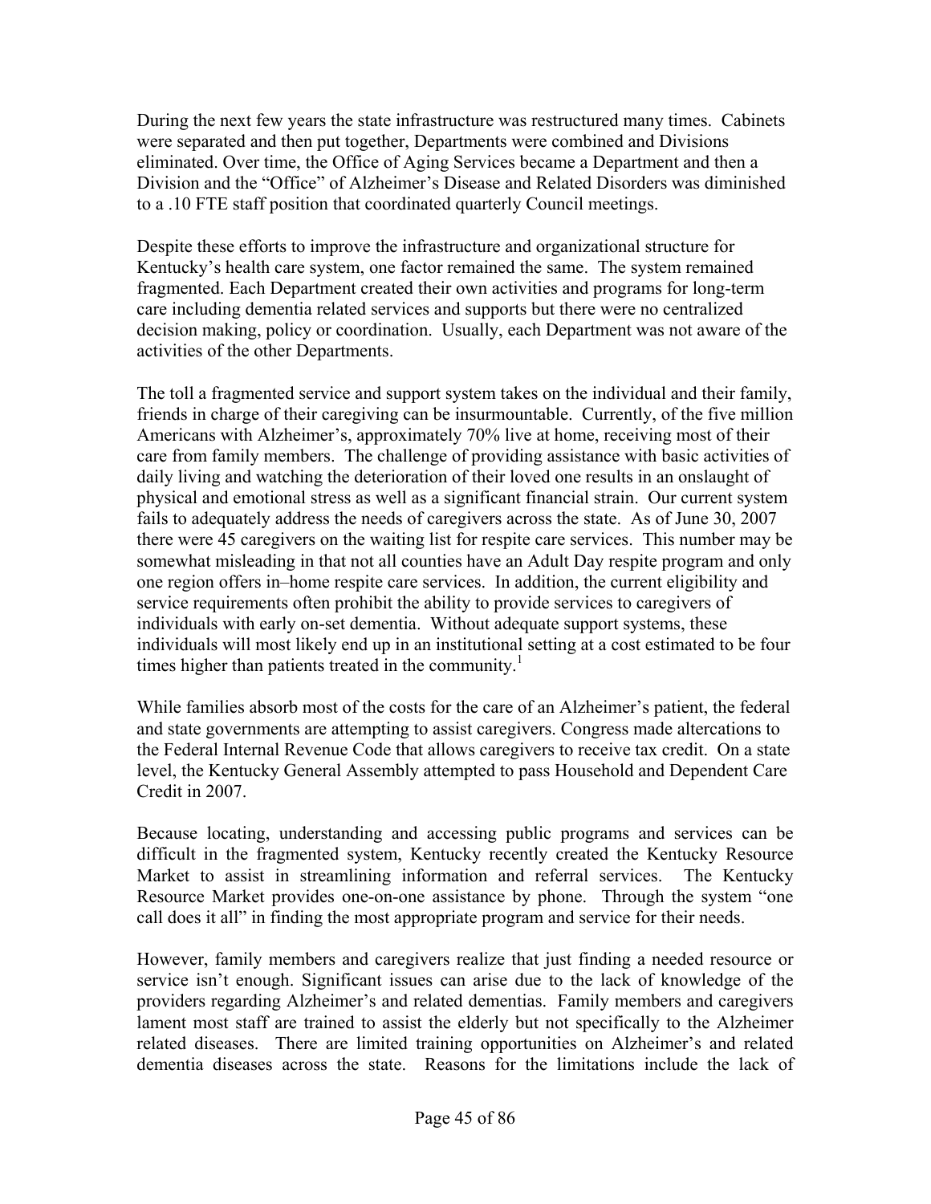During the next few years the state infrastructure was restructured many times. Cabinets were separated and then put together, Departments were combined and Divisions eliminated. Over time, the Office of Aging Services became a Department and then a Division and the "Office" of Alzheimer's Disease and Related Disorders was diminished to a .10 FTE staff position that coordinated quarterly Council meetings.

Despite these efforts to improve the infrastructure and organizational structure for Kentucky's health care system, one factor remained the same. The system remained fragmented. Each Department created their own activities and programs for long-term care including dementia related services and supports but there were no centralized decision making, policy or coordination. Usually, each Department was not aware of the activities of the other Departments.

The toll a fragmented service and support system takes on the individual and their family, friends in charge of their caregiving can be insurmountable. Currently, of the five million Americans with Alzheimer's, approximately 70% live at home, receiving most of their care from family members. The challenge of providing assistance with basic activities of daily living and watching the deterioration of their loved one results in an onslaught of physical and emotional stress as well as a significant financial strain. Our current system fails to adequately address the needs of caregivers across the state. As of June 30, 2007 there were 45 caregivers on the waiting list for respite care services. This number may be somewhat misleading in that not all counties have an Adult Day respite program and only one region offers in–home respite care services. In addition, the current eligibility and service requirements often prohibit the ability to provide services to caregivers of individuals with early on-set dementia. Without adequate support systems, these individuals will most likely end up in an institutional setting at a cost estimated to be four times higher than patients treated in the community.[1]

While families absorb most of the costs for the care of an Alzheimer's patient, the federal and state governments are attempting to assist caregivers. Congress made altercations to the Federal Internal Revenue Code that allows caregivers to receive tax credit. On a state level, the Kentucky General Assembly attempted to pass Household and Dependent Care Credit in 2007.

Because locating, understanding and accessing public programs and services can be difficult in the fragmented system, Kentucky recently created the Kentucky Resource Market to assist in streamlining information and referral services. The Kentucky Resource Market provides one-on-one assistance by phone. Through the system "one call does it all" in finding the most appropriate program and service for their needs.

However, family members and caregivers realize that just finding a needed resource or service isn't enough. Significant issues can arise due to the lack of knowledge of the providers regarding Alzheimer's and related dementias. Family members and caregivers lament most staff are trained to assist the elderly but not specifically to the Alzheimer related diseases. There are limited training opportunities on Alzheimer's and related dementia diseases across the state. Reasons for the limitations include the lack of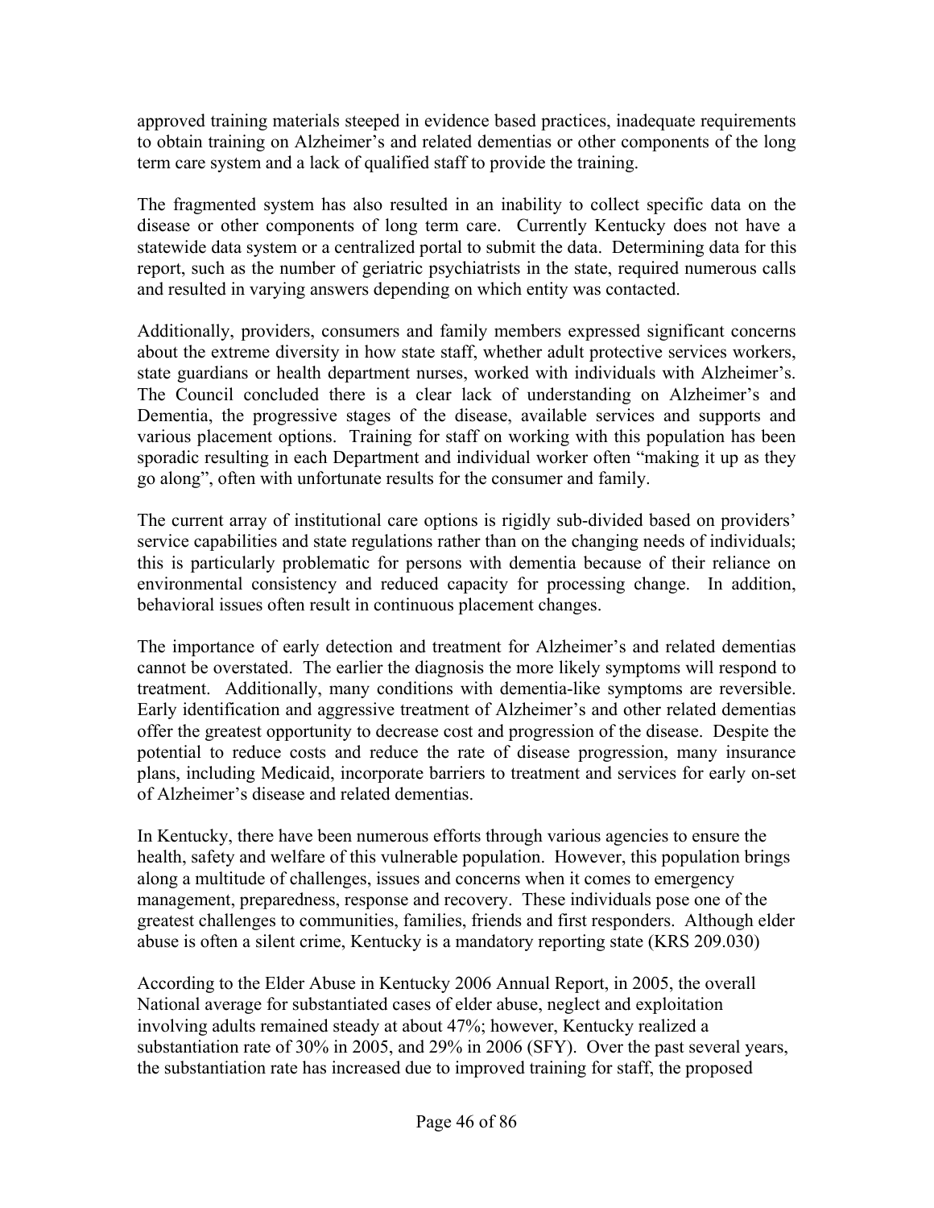approved training materials steeped in evidence based practices, inadequate requirements to obtain training on Alzheimer's and related dementias or other components of the long term care system and a lack of qualified staff to provide the training.

The fragmented system has also resulted in an inability to collect specific data on the disease or other components of long term care. Currently Kentucky does not have a statewide data system or a centralized portal to submit the data. Determining data for this report, such as the number of geriatric psychiatrists in the state, required numerous calls and resulted in varying answers depending on which entity was contacted.

Additionally, providers, consumers and family members expressed significant concerns about the extreme diversity in how state staff, whether adult protective services workers, state guardians or health department nurses, worked with individuals with Alzheimer's. The Council concluded there is a clear lack of understanding on Alzheimer's and Dementia, the progressive stages of the disease, available services and supports and various placement options. Training for staff on working with this population has been sporadic resulting in each Department and individual worker often "making it up as they go along", often with unfortunate results for the consumer and family.

The current array of institutional care options is rigidly sub-divided based on providers' service capabilities and state regulations rather than on the changing needs of individuals; this is particularly problematic for persons with dementia because of their reliance on environmental consistency and reduced capacity for processing change. In addition, behavioral issues often result in continuous placement changes.

The importance of early detection and treatment for Alzheimer's and related dementias cannot be overstated. The earlier the diagnosis the more likely symptoms will respond to treatment. Additionally, many conditions with dementia-like symptoms are reversible. Early identification and aggressive treatment of Alzheimer's and other related dementias offer the greatest opportunity to decrease cost and progression of the disease. Despite the potential to reduce costs and reduce the rate of disease progression, many insurance plans, including Medicaid, incorporate barriers to treatment and services for early on-set of Alzheimer's disease and related dementias.

In Kentucky, there have been numerous efforts through various agencies to ensure the health, safety and welfare of this vulnerable population. However, this population brings along a multitude of challenges, issues and concerns when it comes to emergency management, preparedness, response and recovery. These individuals pose one of the greatest challenges to communities, families, friends and first responders. Although elder abuse is often a silent crime, Kentucky is a mandatory reporting state (KRS 209.030)

According to the Elder Abuse in Kentucky 2006 Annual Report, in 2005, the overall National average for substantiated cases of elder abuse, neglect and exploitation involving adults remained steady at about 47%; however, Kentucky realized a substantiation rate of 30% in 2005, and 29% in 2006 (SFY). Over the past several years, the substantiation rate has increased due to improved training for staff, the proposed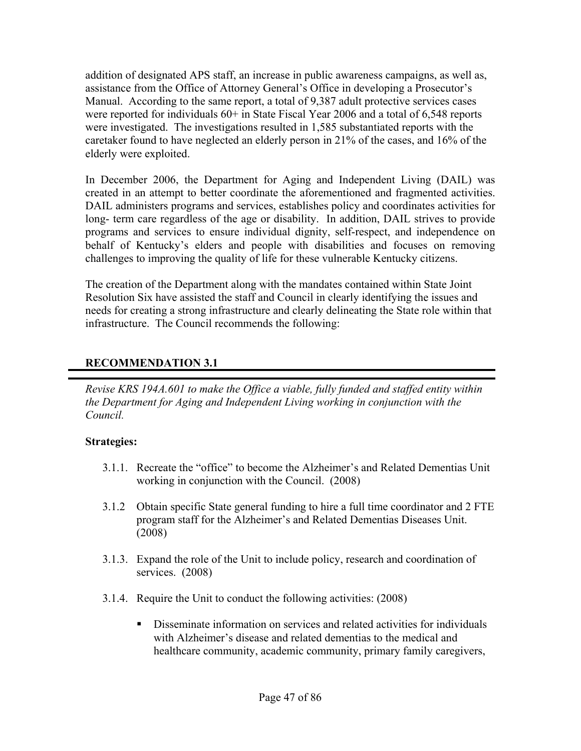addition of designated APS staff, an increase in public awareness campaigns, as well as, assistance from the Office of Attorney General's Office in developing a Prosecutor's Manual. According to the same report, a total of 9,387 adult protective services cases were reported for individuals 60+ in State Fiscal Year 2006 and a total of 6,548 reports were investigated. The investigations resulted in 1,585 substantiated reports with the caretaker found to have neglected an elderly person in 21% of the cases, and 16% of the elderly were exploited.

In December 2006, the Department for Aging and Independent Living (DAIL) was created in an attempt to better coordinate the aforementioned and fragmented activities. DAIL administers programs and services, establishes policy and coordinates activities for long- term care regardless of the age or disability. In addition, DAIL strives to provide programs and services to ensure individual dignity, self-respect, and independence on behalf of Kentucky's elders and people with disabilities and focuses on removing challenges to improving the quality of life for these vulnerable Kentucky citizens.

The creation of the Department along with the mandates contained within State Joint Resolution Six have assisted the staff and Council in clearly identifying the issues and needs for creating a strong infrastructure and clearly delineating the State role within that infrastructure. The Council recommends the following:

## RECOMMENDATION 3.1

*Revise KRS 194A.601 to make the Office a viable, fully funded and staffed entity within the Department for Aging and Independent Living working in conjunction with the Council.*

**Strategies:**

3.1.1. Recreate the "office" to become the Alzheimer's and Related Dementias Unit working in conjunction with the Council. (2008)

3.1.2 Obtain specific State general funding to hire a full time coordinator and 2 FTE program staff for the Alzheimer's and Related Dementias Diseases Unit. (2008)

3.1.3. Expand the role of the Unit to include policy, research and coordination of services. (2008)

3.1.4. Require the Unit to conduct the following activities: (2008)

- Disseminate information on services and related activities for individuals with Alzheimer's disease and related dementias to the medical and healthcare community, academic community, primary family caregivers,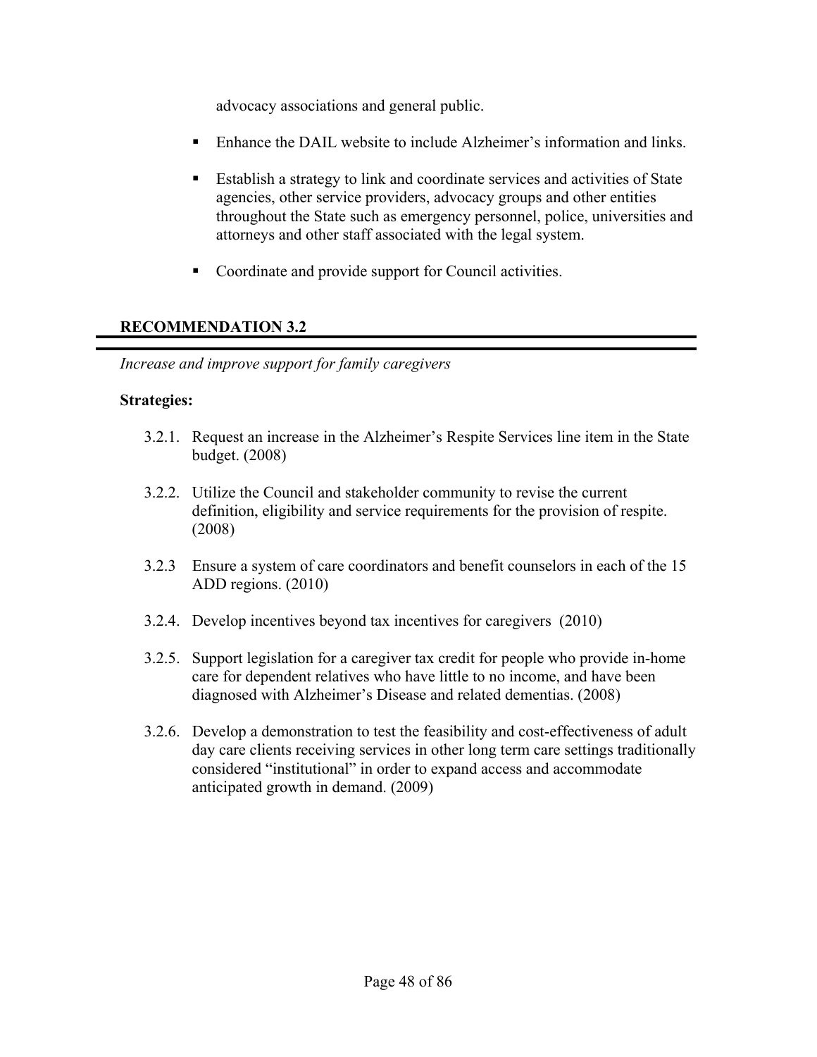advocacy associations and general public.

- Enhance the DAIL website to include Alzheimer's information and links.
- Establish a strategy to link and coordinate services and activities of State agencies, other service providers, advocacy groups and other entities throughout the State such as emergency personnel, police, universities and attorneys and other staff associated with the legal system.
- Coordinate and provide support for Council activities.

## RECOMMENDATION 3.2

*Increase and improve support for family caregivers*

**Strategies:**

3.2.1. Request an increase in the Alzheimer's Respite Services line item in the State budget. (2008)

3.2.2. Utilize the Council and stakeholder community to revise the current definition, eligibility and service requirements for the provision of respite. (2008)

3.2.3 Ensure a system of care coordinators and benefit counselors in each of the 15 ADD regions. (2010)

3.2.4. Develop incentives beyond tax incentives for caregivers (2010)

3.2.5. Support legislation for a caregiver tax credit for people who provide in-home care for dependent relatives who have little to no income, and have been diagnosed with Alzheimer's Disease and related dementias. (2008)

3.2.6. Develop a demonstration to test the feasibility and cost-effectiveness of adult day care clients receiving services in other long term care settings traditionally considered "institutional" in order to expand access and accommodate anticipated growth in demand. (2009)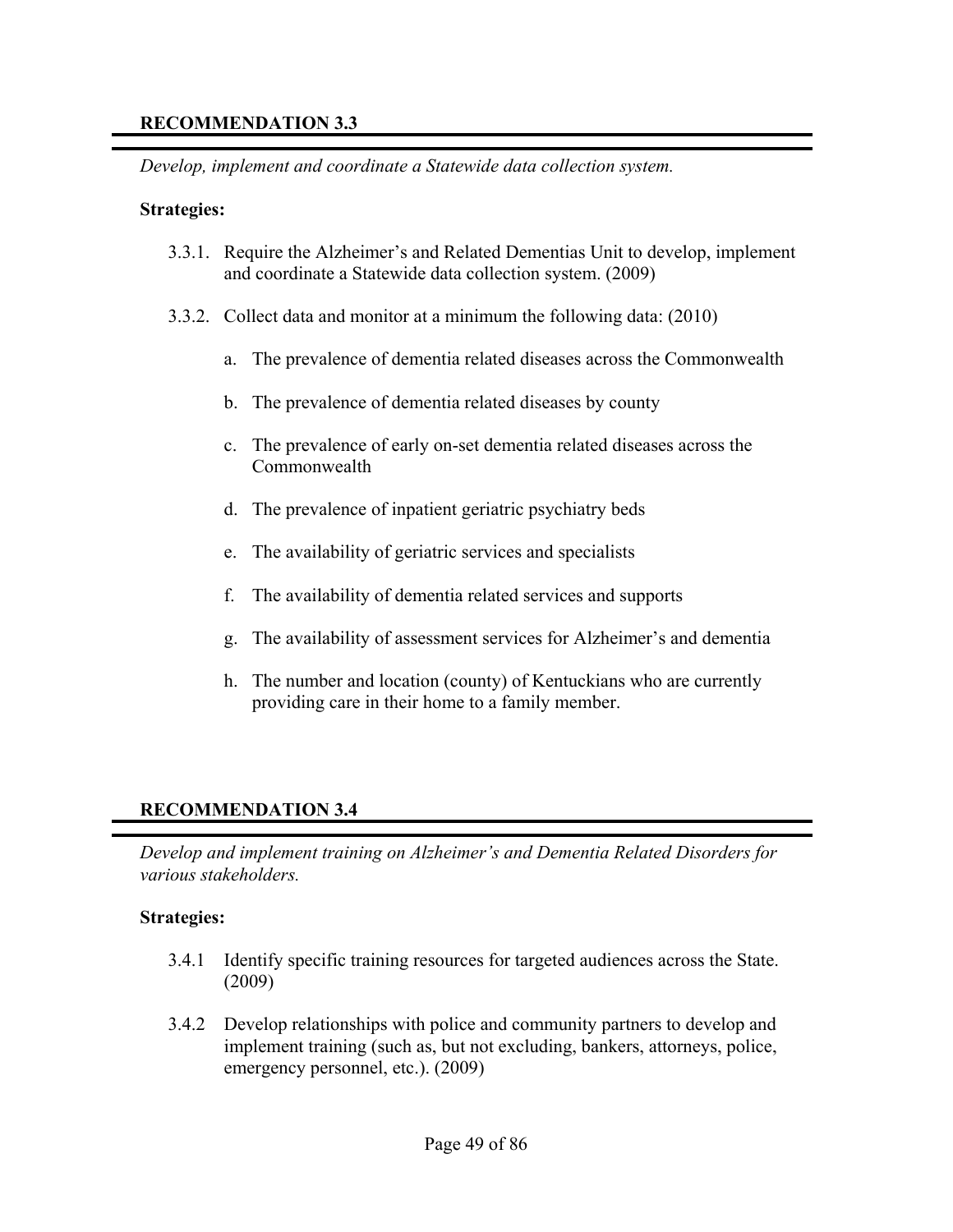## RECOMMENDATION 3.3

*Develop, implement and coordinate a Statewide data collection system.*

**Strategies:**

3.3.1. Require the Alzheimer's and Related Dementias Unit to develop, implement and coordinate a Statewide data collection system. (2009)

3.3.2. Collect data and monitor at a minimum the following data: (2010)

a. The prevalence of dementia related diseases across the Commonwealth

b. The prevalence of dementia related diseases by county

c. The prevalence of early on-set dementia related diseases across the Commonwealth

d. The prevalence of inpatient geriatric psychiatry beds

e. The availability of geriatric services and specialists

f. The availability of dementia related services and supports

g. The availability of assessment services for Alzheimer's and dementia

h. The number and location (county) of Kentuckians who are currently providing care in their home to a family member.

## RECOMMENDATION 3.4

*Develop and implement training on Alzheimer's and Dementia Related Disorders for various stakeholders.*

**Strategies:**

3.4.1 Identify specific training resources for targeted audiences across the State. (2009)

3.4.2 Develop relationships with police and community partners to develop and implement training (such as, but not excluding, bankers, attorneys, police, emergency personnel, etc.). (2009)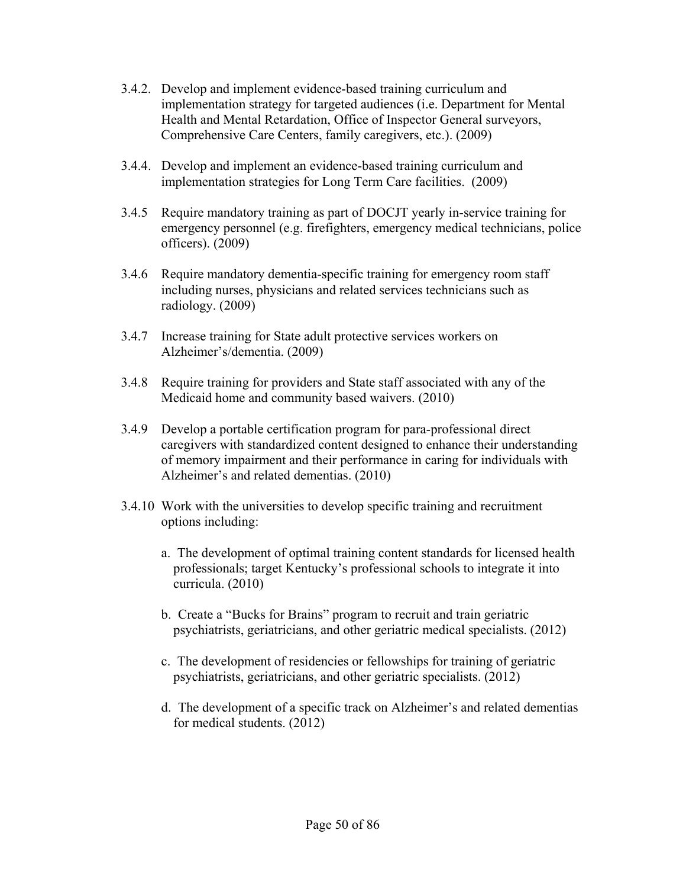3.4.2. Develop and implement evidence-based training curriculum and implementation strategy for targeted audiences (i.e. Department for Mental Health and Mental Retardation, Office of Inspector General surveyors, Comprehensive Care Centers, family caregivers, etc.). (2009)

3.4.4. Develop and implement an evidence-based training curriculum and implementation strategies for Long Term Care facilities. (2009)

3.4.5 Require mandatory training as part of DOCJT yearly in-service training for emergency personnel (e.g. firefighters, emergency medical technicians, police officers). (2009)

3.4.6 Require mandatory dementia-specific training for emergency room staff including nurses, physicians and related services technicians such as radiology. (2009)

3.4.7 Increase training for State adult protective services workers on Alzheimer's/dementia. (2009)

3.4.8 Require training for providers and State staff associated with any of the Medicaid home and community based waivers. (2010)

3.4.9 Develop a portable certification program for para-professional direct caregivers with standardized content designed to enhance their understanding of memory impairment and their performance in caring for individuals with Alzheimer's and related dementias. (2010)

3.4.10 Work with the universities to develop specific training and recruitment options including:

a. The development of optimal training content standards for licensed health professionals; target Kentucky's professional schools to integrate it into curricula. (2010)

b. Create a "Bucks for Brains" program to recruit and train geriatric psychiatrists, geriatricians, and other geriatric medical specialists. (2012)

c. The development of residencies or fellowships for training of geriatric psychiatrists, geriatricians, and other geriatric specialists. (2012)

d. The development of a specific track on Alzheimer's and related dementias for medical students. (2012)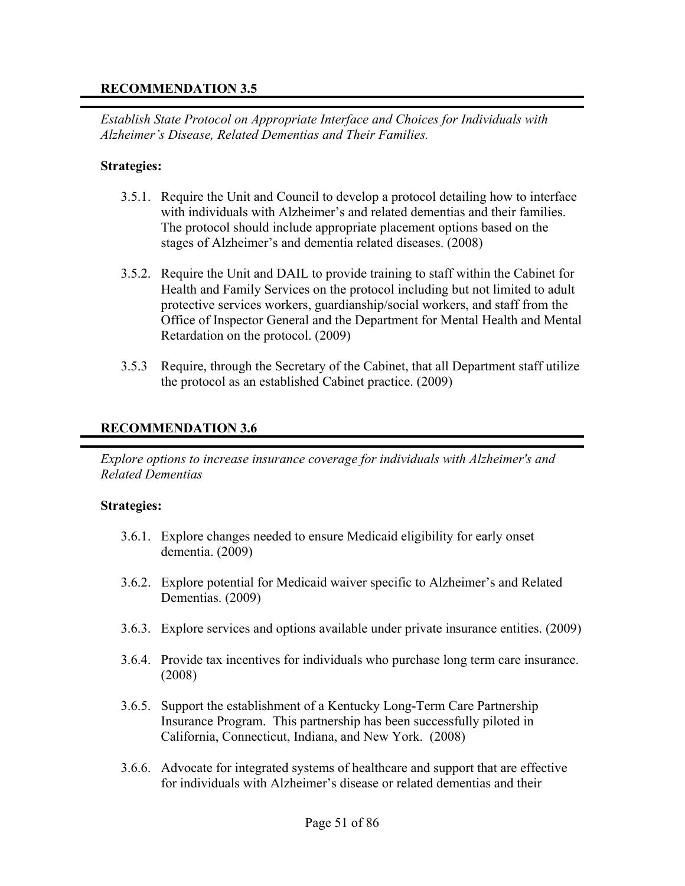## RECOMMENDATION 3.5

*Establish State Protocol on Appropriate Interface and Choices for Individuals with Alzheimer's Disease, Related Dementias and Their Families.*

**Strategies:**

3.5.1. Require the Unit and Council to develop a protocol detailing how to interface with individuals with Alzheimer's and related dementias and their families. The protocol should include appropriate placement options based on the stages of Alzheimer's and dementia related diseases. (2008)

3.5.2. Require the Unit and DAIL to provide training to staff within the Cabinet for Health and Family Services on the protocol including but not limited to adult protective services workers, guardianship/social workers, and staff from the Office of Inspector General and the Department for Mental Health and Mental Retardation on the protocol. (2009)

3.5.3 Require, through the Secretary of the Cabinet, that all Department staff utilize the protocol as an established Cabinet practice. (2009)

## RECOMMENDATION 3.6

*Explore options to increase insurance coverage for individuals with Alzheimer's and Related Dementias*

**Strategies:**

3.6.1. Explore changes needed to ensure Medicaid eligibility for early onset dementia. (2009)

3.6.2. Explore potential for Medicaid waiver specific to Alzheimer's and Related Dementias. (2009)

3.6.3. Explore services and options available under private insurance entities. (2009)

3.6.4. Provide tax incentives for individuals who purchase long term care insurance. (2008)

3.6.5. Support the establishment of a Kentucky Long-Term Care Partnership Insurance Program. This partnership has been successfully piloted in California, Connecticut, Indiana, and New York. (2008)

3.6.6. Advocate for integrated systems of healthcare and support that are effective for individuals with Alzheimer's disease or related dementias and their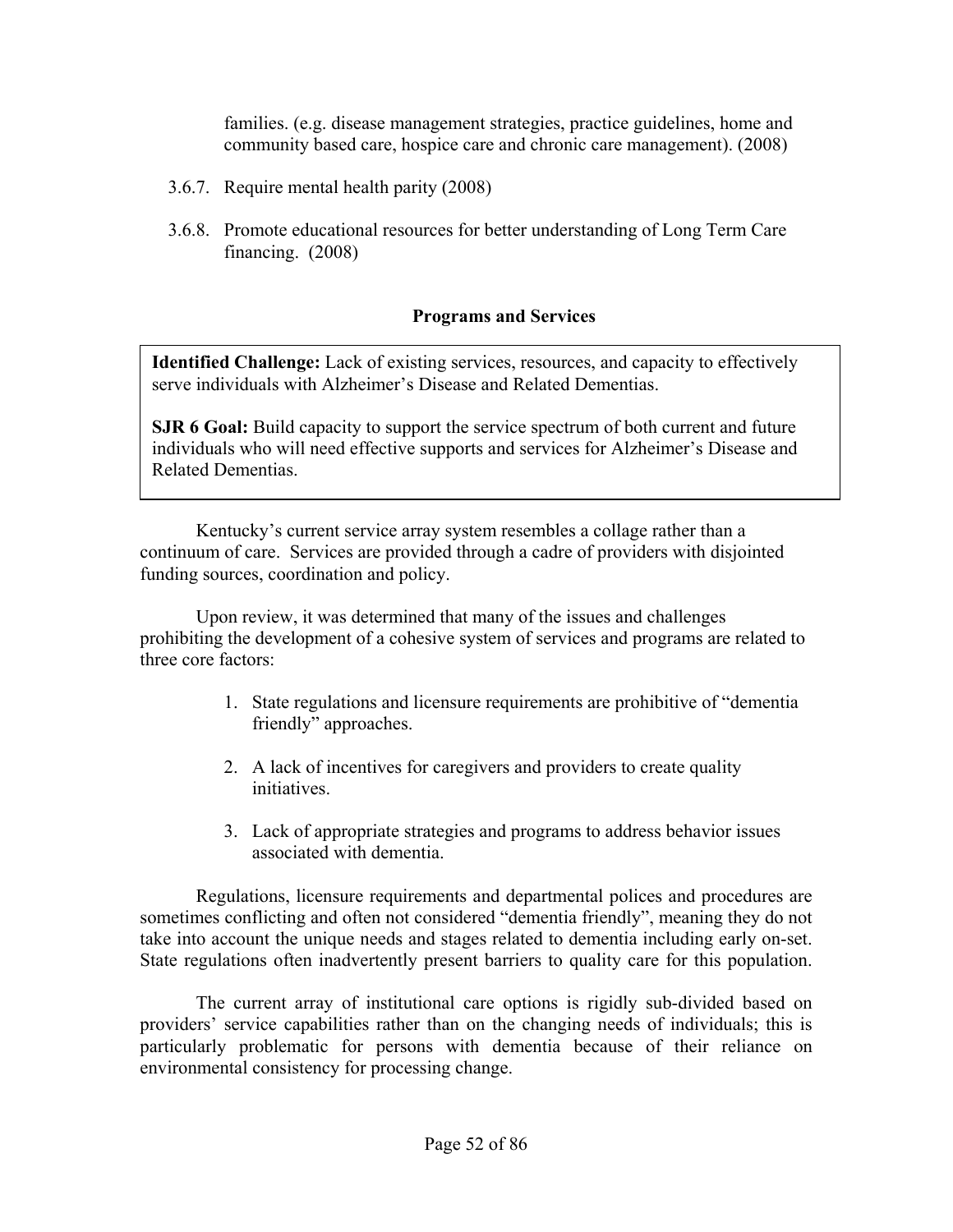families. (e.g. disease management strategies, practice guidelines, home and community based care, hospice care and chronic care management). (2008)

3.6.7. Require mental health parity (2008)

3.6.8. Promote educational resources for better understanding of Long Term Care financing. (2008)

### Programs and Services

**Identified Challenge:** Lack of existing services, resources, and capacity to effectively serve individuals with Alzheimer's Disease and Related Dementias.

**SJR 6 Goal:** Build capacity to support the service spectrum of both current and future individuals who will need effective supports and services for Alzheimer's Disease and Related Dementias.

Kentucky's current service array system resembles a collage rather than a continuum of care. Services are provided through a cadre of providers with disjointed funding sources, coordination and policy.

Upon review, it was determined that many of the issues and challenges prohibiting the development of a cohesive system of services and programs are related to three core factors:

1. State regulations and licensure requirements are prohibitive of "dementia friendly" approaches.
2. A lack of incentives for caregivers and providers to create quality initiatives.
3. Lack of appropriate strategies and programs to address behavior issues associated with dementia.

Regulations, licensure requirements and departmental polices and procedures are sometimes conflicting and often not considered "dementia friendly", meaning they do not take into account the unique needs and stages related to dementia including early on-set. State regulations often inadvertently present barriers to quality care for this population.

The current array of institutional care options is rigidly sub-divided based on providers' service capabilities rather than on the changing needs of individuals; this is particularly problematic for persons with dementia because of their reliance on environmental consistency for processing change.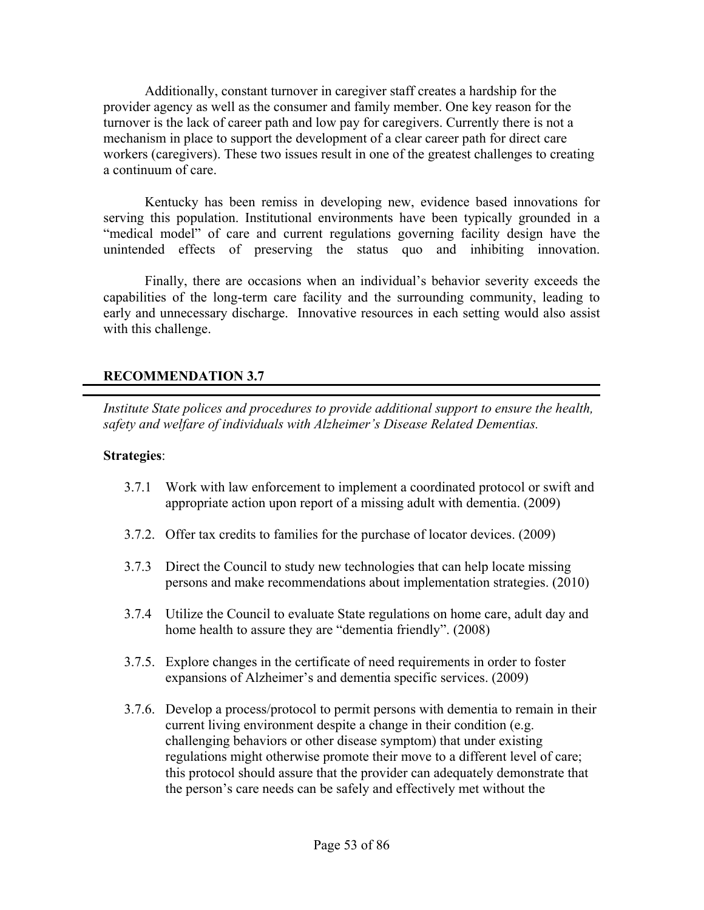Additionally, constant turnover in caregiver staff creates a hardship for the provider agency as well as the consumer and family member. One key reason for the turnover is the lack of career path and low pay for caregivers. Currently there is not a mechanism in place to support the development of a clear career path for direct care workers (caregivers). These two issues result in one of the greatest challenges to creating a continuum of care.

Kentucky has been remiss in developing new, evidence based innovations for serving this population. Institutional environments have been typically grounded in a "medical model" of care and current regulations governing facility design have the unintended effects of preserving the status quo and inhibiting innovation.

Finally, there are occasions when an individual's behavior severity exceeds the capabilities of the long-term care facility and the surrounding community, leading to early and unnecessary discharge. Innovative resources in each setting would also assist with this challenge.

## RECOMMENDATION 3.7

*Institute State polices and procedures to provide additional support to ensure the health, safety and welfare of individuals with Alzheimer's Disease Related Dementias.*

**Strategies**:

- 3.7.1 Work with law enforcement to implement a coordinated protocol or swift and appropriate action upon report of a missing adult with dementia. (2009)
- 3.7.2. Offer tax credits to families for the purchase of locator devices. (2009)
- 3.7.3 Direct the Council to study new technologies that can help locate missing persons and make recommendations about implementation strategies. (2010)
- 3.7.4 Utilize the Council to evaluate State regulations on home care, adult day and home health to assure they are "dementia friendly". (2008)
- 3.7.5. Explore changes in the certificate of need requirements in order to foster expansions of Alzheimer's and dementia specific services. (2009)
- 3.7.6. Develop a process/protocol to permit persons with dementia to remain in their current living environment despite a change in their condition (e.g. challenging behaviors or other disease symptom) that under existing regulations might otherwise promote their move to a different level of care; this protocol should assure that the provider can adequately demonstrate that the person's care needs can be safely and effectively met without the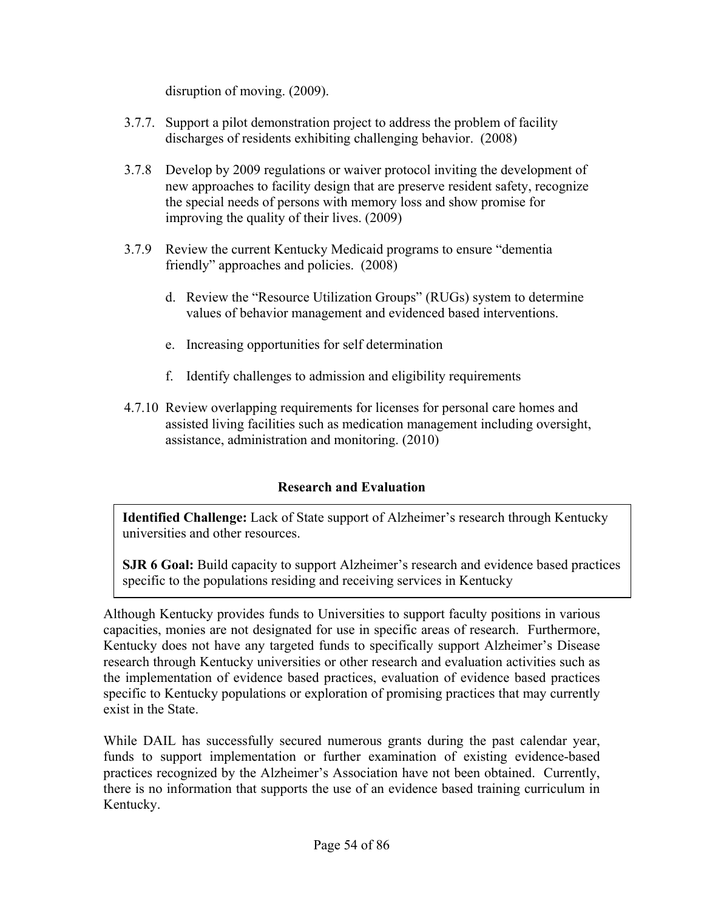disruption of moving. (2009).

3.7.7. Support a pilot demonstration project to address the problem of facility discharges of residents exhibiting challenging behavior. (2008)

3.7.8 Develop by 2009 regulations or waiver protocol inviting the development of new approaches to facility design that are preserve resident safety, recognize the special needs of persons with memory loss and show promise for improving the quality of their lives. (2009)

3.7.9 Review the current Kentucky Medicaid programs to ensure "dementia friendly" approaches and policies. (2008)

   d. Review the "Resource Utilization Groups" (RUGs) system to determine values of behavior management and evidenced based interventions.

   e. Increasing opportunities for self determination

   f. Identify challenges to admission and eligibility requirements

4.7.10 Review overlapping requirements for licenses for personal care homes and assisted living facilities such as medication management including oversight, assistance, administration and monitoring. (2010)

### Research and Evaluation

**Identified Challenge:** Lack of State support of Alzheimer's research through Kentucky universities and other resources.

**SJR 6 Goal:** Build capacity to support Alzheimer's research and evidence based practices specific to the populations residing and receiving services in Kentucky

Although Kentucky provides funds to Universities to support faculty positions in various capacities, monies are not designated for use in specific areas of research. Furthermore, Kentucky does not have any targeted funds to specifically support Alzheimer's Disease research through Kentucky universities or other research and evaluation activities such as the implementation of evidence based practices, evaluation of evidence based practices specific to Kentucky populations or exploration of promising practices that may currently exist in the State.

While DAIL has successfully secured numerous grants during the past calendar year, funds to support implementation or further examination of existing evidence-based practices recognized by the Alzheimer's Association have not been obtained. Currently, there is no information that supports the use of an evidence based training curriculum in Kentucky.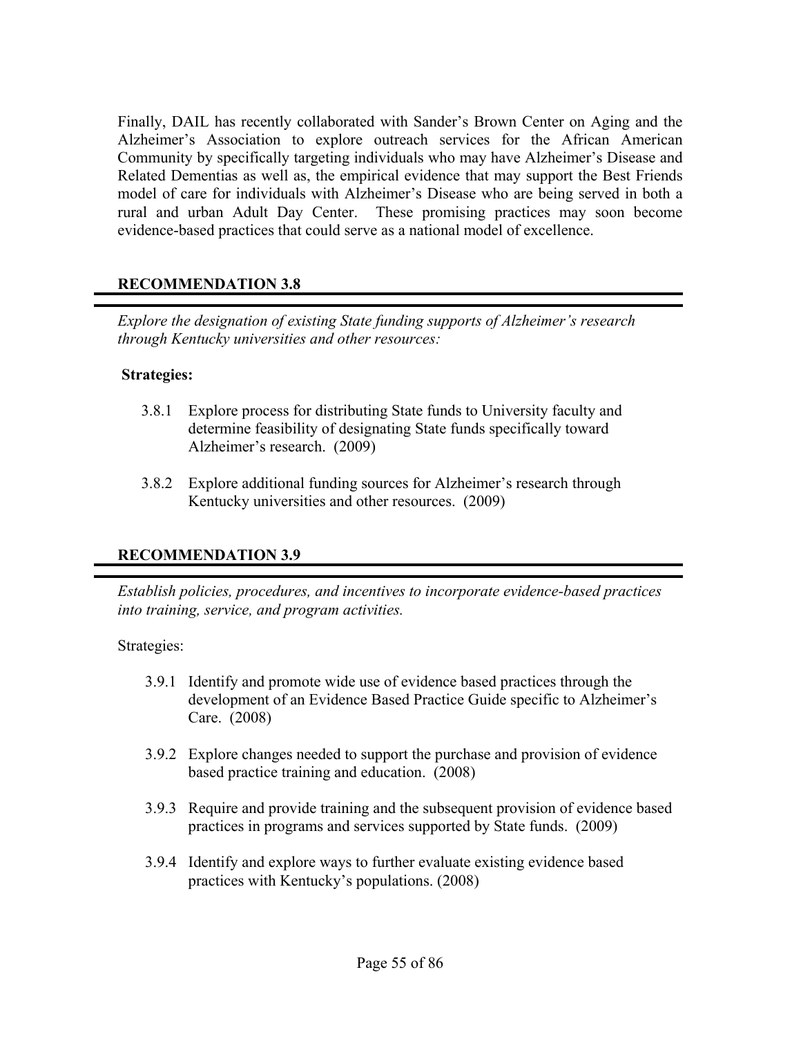Finally, DAIL has recently collaborated with Sander's Brown Center on Aging and the Alzheimer's Association to explore outreach services for the African American Community by specifically targeting individuals who may have Alzheimer's Disease and Related Dementias as well as, the empirical evidence that may support the Best Friends model of care for individuals with Alzheimer's Disease who are being served in both a rural and urban Adult Day Center. These promising practices may soon become evidence-based practices that could serve as a national model of excellence.

## RECOMMENDATION 3.8

*Explore the designation of existing State funding supports of Alzheimer's research through Kentucky universities and other resources:*

**Strategies:**

3.8.1 Explore process for distributing State funds to University faculty and determine feasibility of designating State funds specifically toward Alzheimer's research. (2009)

3.8.2 Explore additional funding sources for Alzheimer's research through Kentucky universities and other resources. (2009)

## RECOMMENDATION 3.9

*Establish policies, procedures, and incentives to incorporate evidence-based practices into training, service, and program activities.*

Strategies:

3.9.1 Identify and promote wide use of evidence based practices through the development of an Evidence Based Practice Guide specific to Alzheimer's Care. (2008)

3.9.2 Explore changes needed to support the purchase and provision of evidence based practice training and education. (2008)

3.9.3 Require and provide training and the subsequent provision of evidence based practices in programs and services supported by State funds. (2009)

3.9.4 Identify and explore ways to further evaluate existing evidence based practices with Kentucky's populations. (2008)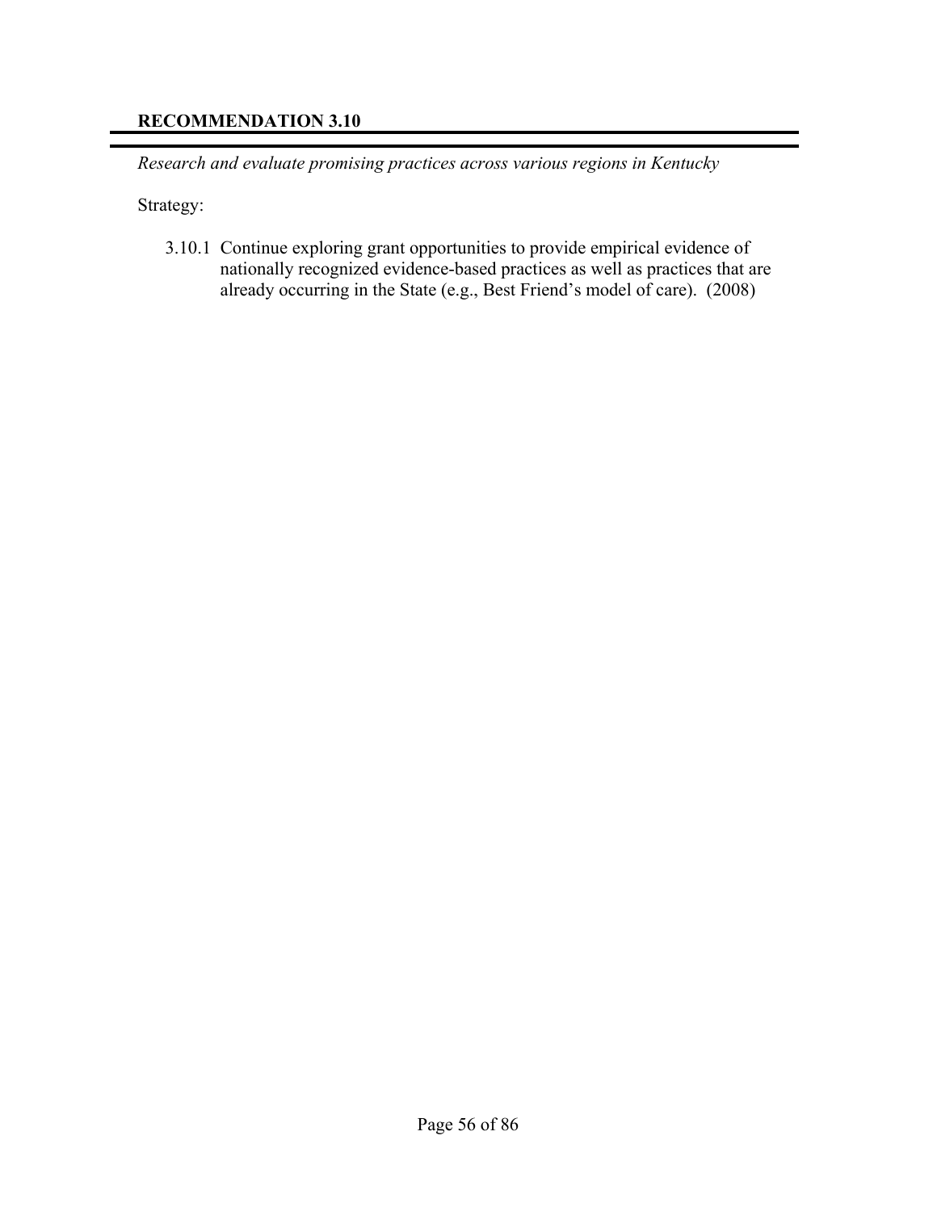### RECOMMENDATION 3.10

*Research and evaluate promising practices across various regions in Kentucky*

Strategy:

3.10.1 Continue exploring grant opportunities to provide empirical evidence of nationally recognized evidence-based practices as well as practices that are already occurring in the State (e.g., Best Friend's model of care). (2008)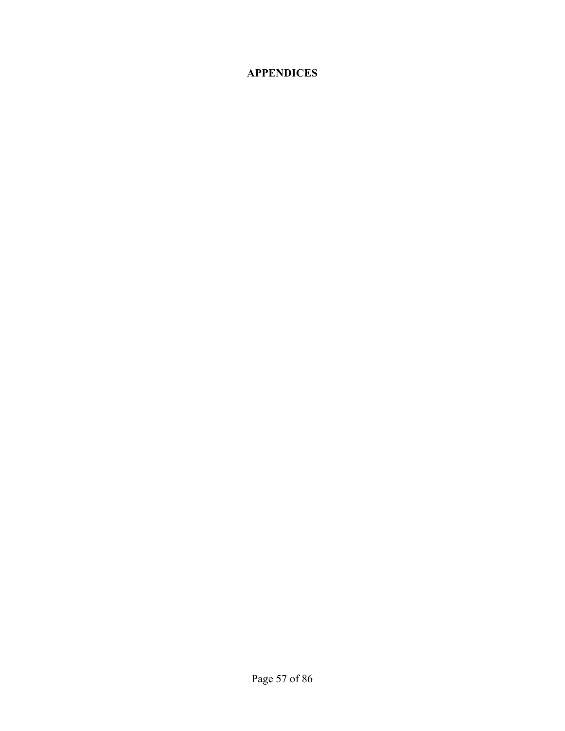# APPENDICES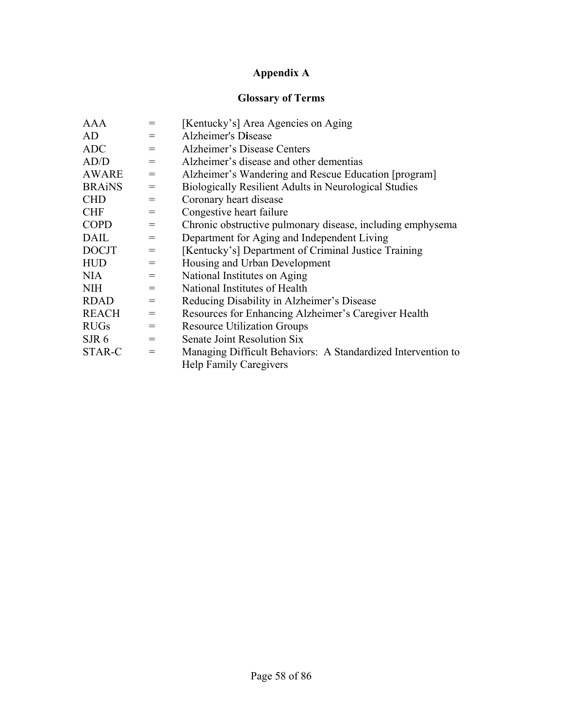# Appendix A

## Glossary of Terms

| | | |
|---|---|---|
| AAA | = | [Kentucky's] Area Agencies on Aging |
| AD | = | Alzheimer's Disease |
| ADC | = | Alzheimer's Disease Centers |
| AD/D | = | Alzheimer's disease and other dementias |
| AWARE | = | Alzheimer's Wandering and Rescue Education [program] |
| BRAiNS | = | Biologically Resilient Adults in Neurological Studies |
| CHD | = | Coronary heart disease |
| CHF | = | Congestive heart failure |
| COPD | = | Chronic obstructive pulmonary disease, including emphysema |
| DAIL | = | Department for Aging and Independent Living |
| DOCJT | = | [Kentucky's] Department of Criminal Justice Training |
| HUD | = | Housing and Urban Development |
| NIA | = | National Institutes on Aging |
| NIH | = | National Institutes of Health |
| RDAD | = | Reducing Disability in Alzheimer's Disease |
| REACH | = | Resources for Enhancing Alzheimer's Caregiver Health |
| RUGs | = | Resource Utilization Groups |
| SJR 6 | = | Senate Joint Resolution Six |
| STAR-C | = | Managing Difficult Behaviors: A Standardized Intervention to Help Family Caregivers |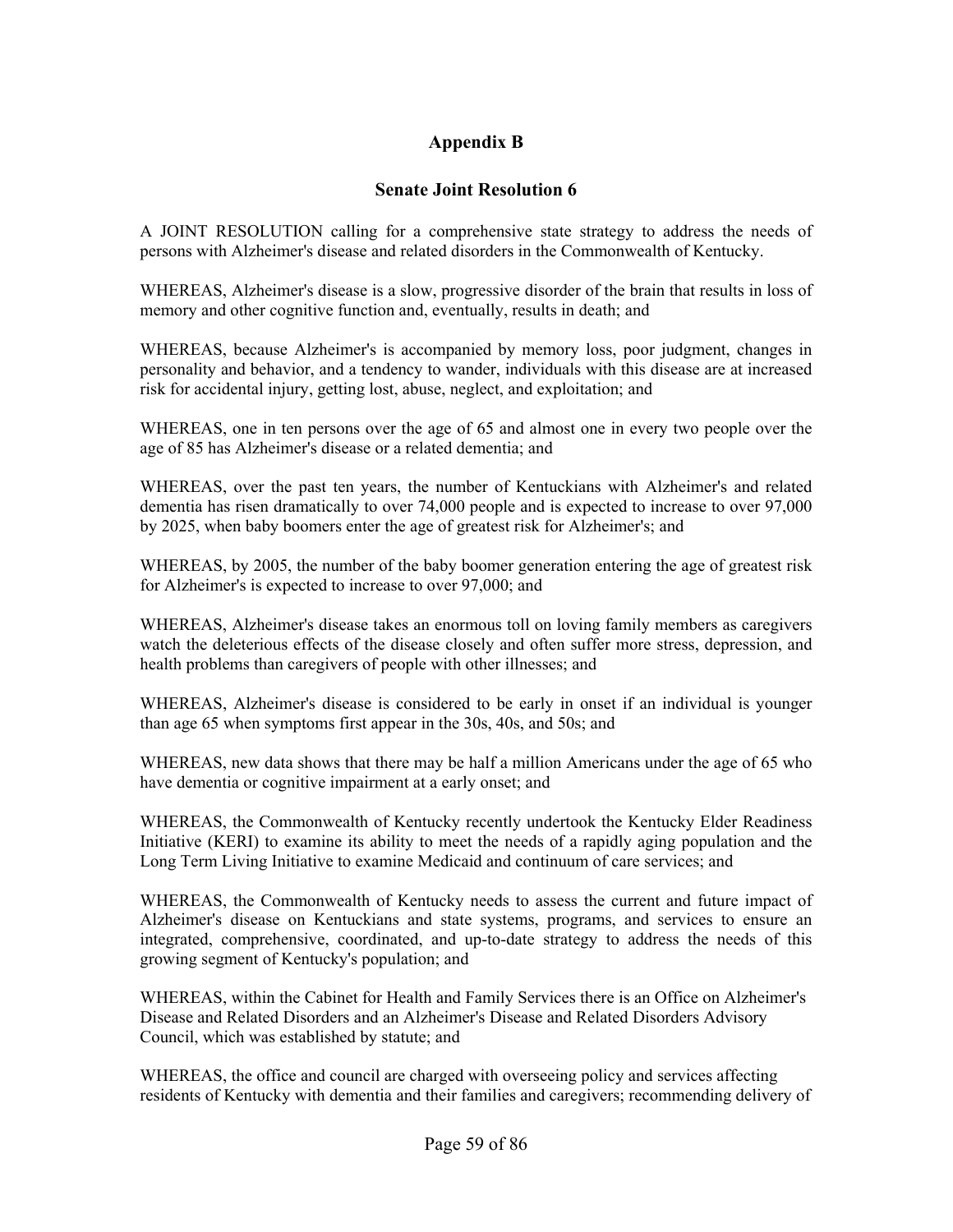# Appendix B

## Senate Joint Resolution 6

A JOINT RESOLUTION calling for a comprehensive state strategy to address the needs of persons with Alzheimer's disease and related disorders in the Commonwealth of Kentucky.

WHEREAS, Alzheimer's disease is a slow, progressive disorder of the brain that results in loss of memory and other cognitive function and, eventually, results in death; and

WHEREAS, because Alzheimer's is accompanied by memory loss, poor judgment, changes in personality and behavior, and a tendency to wander, individuals with this disease are at increased risk for accidental injury, getting lost, abuse, neglect, and exploitation; and

WHEREAS, one in ten persons over the age of 65 and almost one in every two people over the age of 85 has Alzheimer's disease or a related dementia; and

WHEREAS, over the past ten years, the number of Kentuckians with Alzheimer's and related dementia has risen dramatically to over 74,000 people and is expected to increase to over 97,000 by 2025, when baby boomers enter the age of greatest risk for Alzheimer's; and

WHEREAS, by 2005, the number of the baby boomer generation entering the age of greatest risk for Alzheimer's is expected to increase to over 97,000; and

WHEREAS, Alzheimer's disease takes an enormous toll on loving family members as caregivers watch the deleterious effects of the disease closely and often suffer more stress, depression, and health problems than caregivers of people with other illnesses; and

WHEREAS, Alzheimer's disease is considered to be early in onset if an individual is younger than age 65 when symptoms first appear in the 30s, 40s, and 50s; and

WHEREAS, new data shows that there may be half a million Americans under the age of 65 who have dementia or cognitive impairment at a early onset; and

WHEREAS, the Commonwealth of Kentucky recently undertook the Kentucky Elder Readiness Initiative (KERI) to examine its ability to meet the needs of a rapidly aging population and the Long Term Living Initiative to examine Medicaid and continuum of care services; and

WHEREAS, the Commonwealth of Kentucky needs to assess the current and future impact of Alzheimer's disease on Kentuckians and state systems, programs, and services to ensure an integrated, comprehensive, coordinated, and up-to-date strategy to address the needs of this growing segment of Kentucky's population; and

WHEREAS, within the Cabinet for Health and Family Services there is an Office on Alzheimer's Disease and Related Disorders and an Alzheimer's Disease and Related Disorders Advisory Council, which was established by statute; and

WHEREAS, the office and council are charged with overseeing policy and services affecting residents of Kentucky with dementia and their families and caregivers; recommending delivery of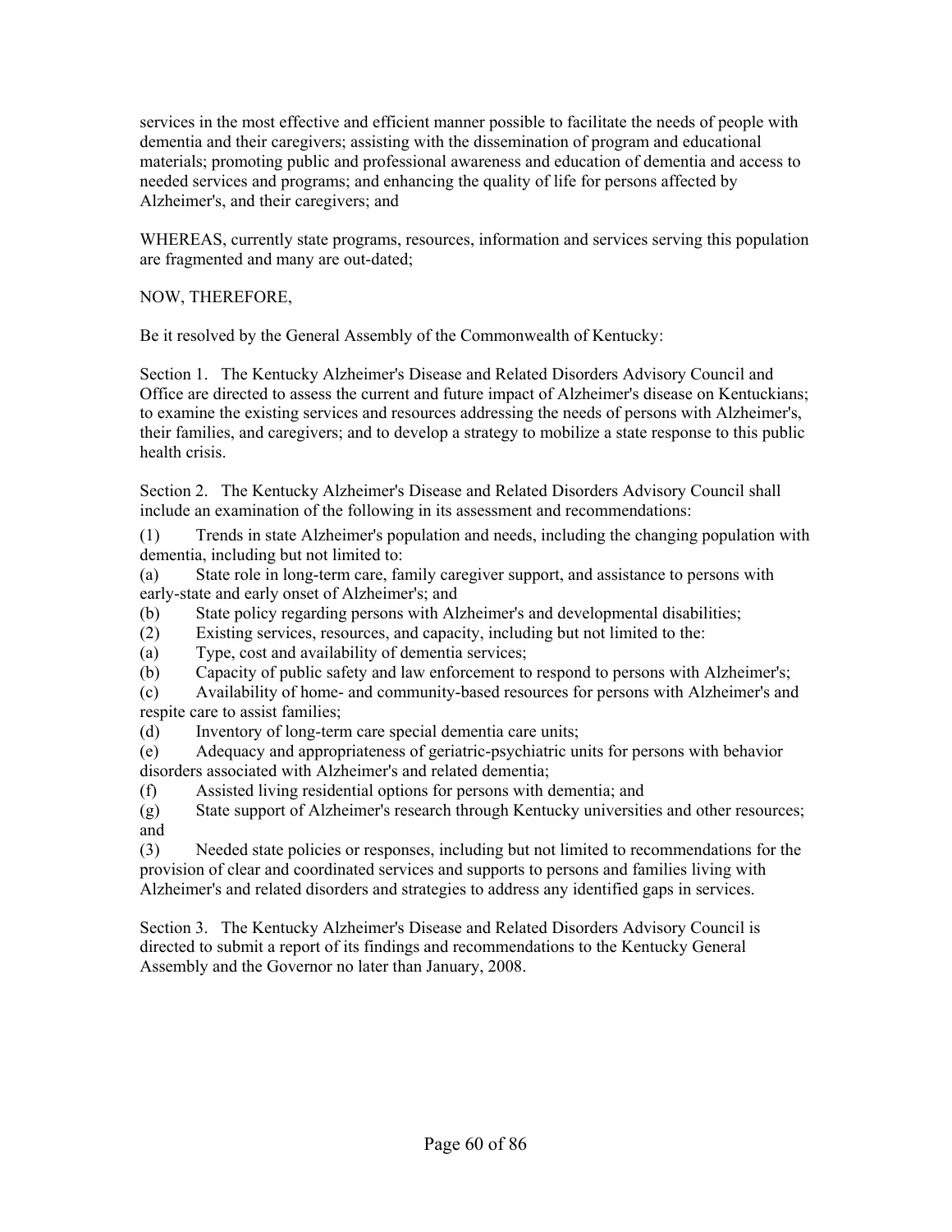services in the most effective and efficient manner possible to facilitate the needs of people with dementia and their caregivers; assisting with the dissemination of program and educational materials; promoting public and professional awareness and education of dementia and access to needed services and programs; and enhancing the quality of life for persons affected by Alzheimer's, and their caregivers; and

WHEREAS, currently state programs, resources, information and services serving this population are fragmented and many are out-dated;

NOW, THEREFORE,

Be it resolved by the General Assembly of the Commonwealth of Kentucky:

Section 1. The Kentucky Alzheimer's Disease and Related Disorders Advisory Council and Office are directed to assess the current and future impact of Alzheimer's disease on Kentuckians; to examine the existing services and resources addressing the needs of persons with Alzheimer's, their families, and caregivers; and to develop a strategy to mobilize a state response to this public health crisis.

Section 2. The Kentucky Alzheimer's Disease and Related Disorders Advisory Council shall include an examination of the following in its assessment and recommendations:

(1) Trends in state Alzheimer's population and needs, including the changing population with dementia, including but not limited to:

(a) State role in long-term care, family caregiver support, and assistance to persons with early-state and early onset of Alzheimer's; and

(b) State policy regarding persons with Alzheimer's and developmental disabilities;

(2) Existing services, resources, and capacity, including but not limited to the:

(a) Type, cost and availability of dementia services;

(b) Capacity of public safety and law enforcement to respond to persons with Alzheimer's;

(c) Availability of home- and community-based resources for persons with Alzheimer's and respite care to assist families;

(d) Inventory of long-term care special dementia care units;

(e) Adequacy and appropriateness of geriatric-psychiatric units for persons with behavior disorders associated with Alzheimer's and related dementia;

(f) Assisted living residential options for persons with dementia; and

(g) State support of Alzheimer's research through Kentucky universities and other resources; and

(3) Needed state policies or responses, including but not limited to recommendations for the provision of clear and coordinated services and supports to persons and families living with Alzheimer's and related disorders and strategies to address any identified gaps in services.

Section 3. The Kentucky Alzheimer's Disease and Related Disorders Advisory Council is directed to submit a report of its findings and recommendations to the Kentucky General Assembly and the Governor no later than January, 2008.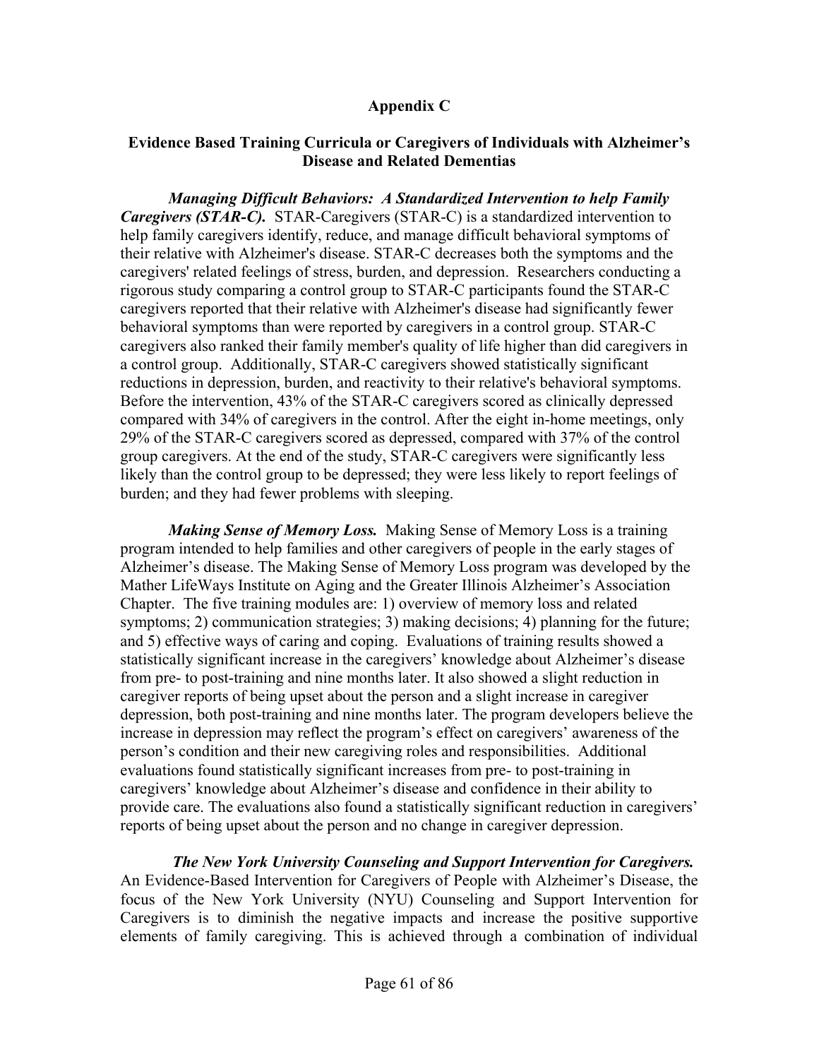## Appendix C

### Evidence Based Training Curricula or Caregivers of Individuals with Alzheimer's Disease and Related Dementias

***Managing Difficult Behaviors: A Standardized Intervention to help Family Caregivers (STAR-C).*** STAR-Caregivers (STAR-C) is a standardized intervention to help family caregivers identify, reduce, and manage difficult behavioral symptoms of their relative with Alzheimer's disease. STAR-C decreases both the symptoms and the caregivers' related feelings of stress, burden, and depression. Researchers conducting a rigorous study comparing a control group to STAR-C participants found the STAR-C caregivers reported that their relative with Alzheimer's disease had significantly fewer behavioral symptoms than were reported by caregivers in a control group. STAR-C caregivers also ranked their family member's quality of life higher than did caregivers in a control group. Additionally, STAR-C caregivers showed statistically significant reductions in depression, burden, and reactivity to their relative's behavioral symptoms. Before the intervention, 43% of the STAR-C caregivers scored as clinically depressed compared with 34% of caregivers in the control. After the eight in-home meetings, only 29% of the STAR-C caregivers scored as depressed, compared with 37% of the control group caregivers. At the end of the study, STAR-C caregivers were significantly less likely than the control group to be depressed; they were less likely to report feelings of burden; and they had fewer problems with sleeping.

***Making Sense of Memory Loss.*** Making Sense of Memory Loss is a training program intended to help families and other caregivers of people in the early stages of Alzheimer's disease. The Making Sense of Memory Loss program was developed by the Mather LifeWays Institute on Aging and the Greater Illinois Alzheimer's Association Chapter. The five training modules are: 1) overview of memory loss and related symptoms; 2) communication strategies; 3) making decisions; 4) planning for the future; and 5) effective ways of caring and coping. Evaluations of training results showed a statistically significant increase in the caregivers' knowledge about Alzheimer's disease from pre- to post-training and nine months later. It also showed a slight reduction in caregiver reports of being upset about the person and a slight increase in caregiver depression, both post-training and nine months later. The program developers believe the increase in depression may reflect the program's effect on caregivers' awareness of the person's condition and their new caregiving roles and responsibilities. Additional evaluations found statistically significant increases from pre- to post-training in caregivers' knowledge about Alzheimer's disease and confidence in their ability to provide care. The evaluations also found a statistically significant reduction in caregivers' reports of being upset about the person and no change in caregiver depression.

***The New York University Counseling and Support Intervention for Caregivers.*** An Evidence-Based Intervention for Caregivers of People with Alzheimer's Disease, the focus of the New York University (NYU) Counseling and Support Intervention for Caregivers is to diminish the negative impacts and increase the positive supportive elements of family caregiving. This is achieved through a combination of individual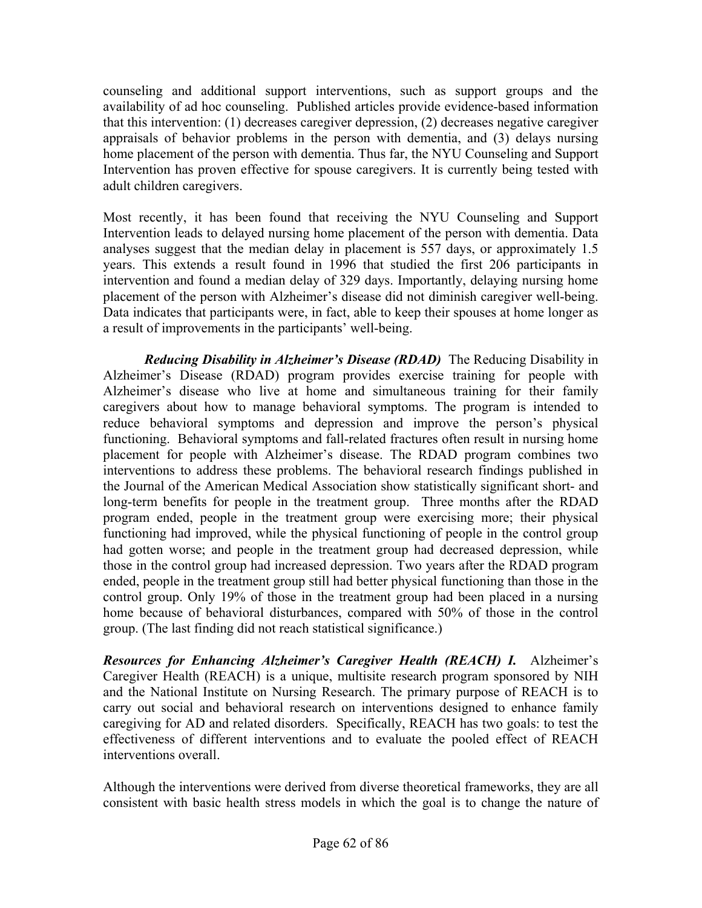counseling and additional support interventions, such as support groups and the availability of ad hoc counseling. Published articles provide evidence-based information that this intervention: (1) decreases caregiver depression, (2) decreases negative caregiver appraisals of behavior problems in the person with dementia, and (3) delays nursing home placement of the person with dementia. Thus far, the NYU Counseling and Support Intervention has proven effective for spouse caregivers. It is currently being tested with adult children caregivers.

Most recently, it has been found that receiving the NYU Counseling and Support Intervention leads to delayed nursing home placement of the person with dementia. Data analyses suggest that the median delay in placement is 557 days, or approximately 1.5 years. This extends a result found in 1996 that studied the first 206 participants in intervention and found a median delay of 329 days. Importantly, delaying nursing home placement of the person with Alzheimer's disease did not diminish caregiver well-being. Data indicates that participants were, in fact, able to keep their spouses at home longer as a result of improvements in the participants' well-being.

***Reducing Disability in Alzheimer's Disease (RDAD)*** The Reducing Disability in Alzheimer's Disease (RDAD) program provides exercise training for people with Alzheimer's disease who live at home and simultaneous training for their family caregivers about how to manage behavioral symptoms. The program is intended to reduce behavioral symptoms and depression and improve the person's physical functioning. Behavioral symptoms and fall-related fractures often result in nursing home placement for people with Alzheimer's disease. The RDAD program combines two interventions to address these problems. The behavioral research findings published in the Journal of the American Medical Association show statistically significant short- and long-term benefits for people in the treatment group. Three months after the RDAD program ended, people in the treatment group were exercising more; their physical functioning had improved, while the physical functioning of people in the control group had gotten worse; and people in the treatment group had decreased depression, while those in the control group had increased depression. Two years after the RDAD program ended, people in the treatment group still had better physical functioning than those in the control group. Only 19% of those in the treatment group had been placed in a nursing home because of behavioral disturbances, compared with 50% of those in the control group. (The last finding did not reach statistical significance.)

***Resources for Enhancing Alzheimer's Caregiver Health (REACH) I.*** Alzheimer's Caregiver Health (REACH) is a unique, multisite research program sponsored by NIH and the National Institute on Nursing Research. The primary purpose of REACH is to carry out social and behavioral research on interventions designed to enhance family caregiving for AD and related disorders. Specifically, REACH has two goals: to test the effectiveness of different interventions and to evaluate the pooled effect of REACH interventions overall.

Although the interventions were derived from diverse theoretical frameworks, they are all consistent with basic health stress models in which the goal is to change the nature of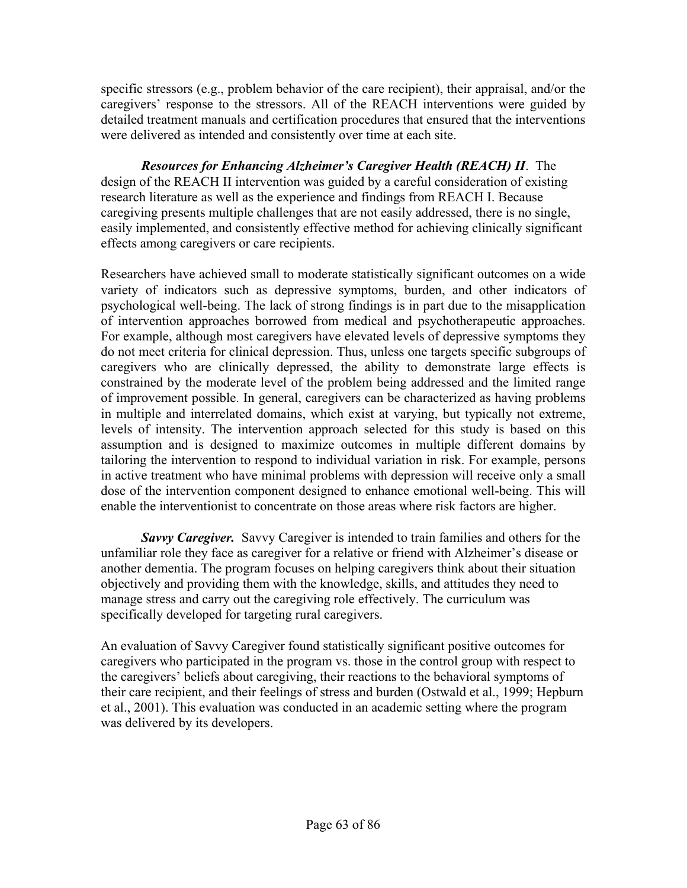specific stressors (e.g., problem behavior of the care recipient), their appraisal, and/or the caregivers' response to the stressors. All of the REACH interventions were guided by detailed treatment manuals and certification procedures that ensured that the interventions were delivered as intended and consistently over time at each site.

***Resources for Enhancing Alzheimer's Caregiver Health (REACH) II***. The design of the REACH II intervention was guided by a careful consideration of existing research literature as well as the experience and findings from REACH I. Because caregiving presents multiple challenges that are not easily addressed, there is no single, easily implemented, and consistently effective method for achieving clinically significant effects among caregivers or care recipients.

Researchers have achieved small to moderate statistically significant outcomes on a wide variety of indicators such as depressive symptoms, burden, and other indicators of psychological well-being. The lack of strong findings is in part due to the misapplication of intervention approaches borrowed from medical and psychotherapeutic approaches. For example, although most caregivers have elevated levels of depressive symptoms they do not meet criteria for clinical depression. Thus, unless one targets specific subgroups of caregivers who are clinically depressed, the ability to demonstrate large effects is constrained by the moderate level of the problem being addressed and the limited range of improvement possible. In general, caregivers can be characterized as having problems in multiple and interrelated domains, which exist at varying, but typically not extreme, levels of intensity. The intervention approach selected for this study is based on this assumption and is designed to maximize outcomes in multiple different domains by tailoring the intervention to respond to individual variation in risk. For example, persons in active treatment who have minimal problems with depression will receive only a small dose of the intervention component designed to enhance emotional well-being. This will enable the interventionist to concentrate on those areas where risk factors are higher.

***Savvy Caregiver.*** Savvy Caregiver is intended to train families and others for the unfamiliar role they face as caregiver for a relative or friend with Alzheimer's disease or another dementia. The program focuses on helping caregivers think about their situation objectively and providing them with the knowledge, skills, and attitudes they need to manage stress and carry out the caregiving role effectively. The curriculum was specifically developed for targeting rural caregivers.

An evaluation of Savvy Caregiver found statistically significant positive outcomes for caregivers who participated in the program vs. those in the control group with respect to the caregivers' beliefs about caregiving, their reactions to the behavioral symptoms of their care recipient, and their feelings of stress and burden (Ostwald et al., 1999; Hepburn et al., 2001). This evaluation was conducted in an academic setting where the program was delivered by its developers.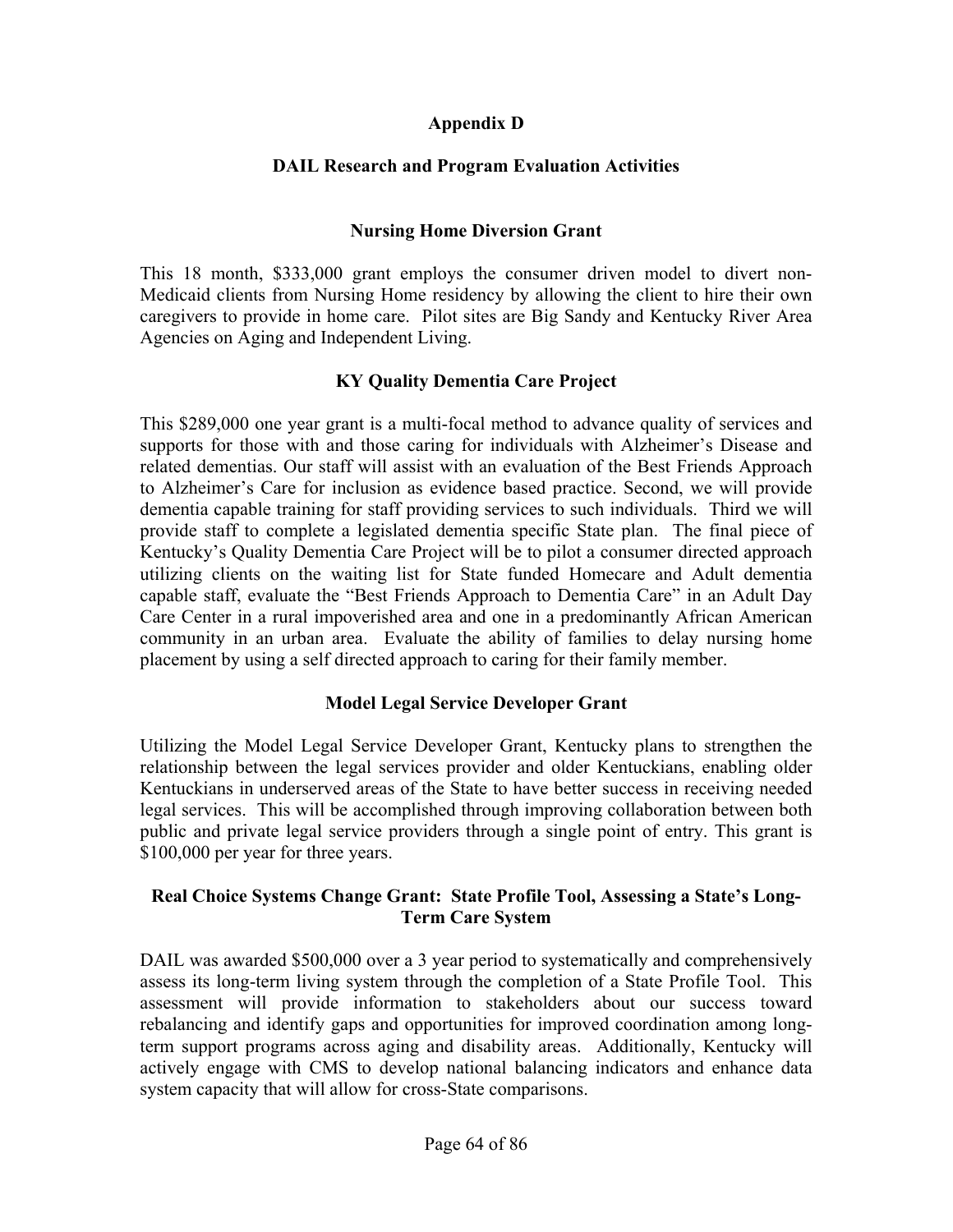# Appendix D

## DAIL Research and Program Evaluation Activities

### Nursing Home Diversion Grant

This 18 month, $333,000 grant employs the consumer driven model to divert non-Medicaid clients from Nursing Home residency by allowing the client to hire their own caregivers to provide in home care. Pilot sites are Big Sandy and Kentucky River Area Agencies on Aging and Independent Living.

### KY Quality Dementia Care Project

This $289,000 one year grant is a multi-focal method to advance quality of services and supports for those with and those caring for individuals with Alzheimer's Disease and related dementias. Our staff will assist with an evaluation of the Best Friends Approach to Alzheimer's Care for inclusion as evidence based practice. Second, we will provide dementia capable training for staff providing services to such individuals. Third we will provide staff to complete a legislated dementia specific State plan. The final piece of Kentucky's Quality Dementia Care Project will be to pilot a consumer directed approach utilizing clients on the waiting list for State funded Homecare and Adult dementia capable staff, evaluate the "Best Friends Approach to Dementia Care" in an Adult Day Care Center in a rural impoverished area and one in a predominantly African American community in an urban area. Evaluate the ability of families to delay nursing home placement by using a self directed approach to caring for their family member.

### Model Legal Service Developer Grant

Utilizing the Model Legal Service Developer Grant, Kentucky plans to strengthen the relationship between the legal services provider and older Kentuckians, enabling older Kentuckians in underserved areas of the State to have better success in receiving needed legal services. This will be accomplished through improving collaboration between both public and private legal service providers through a single point of entry. This grant is $100,000 per year for three years.

### Real Choice Systems Change Grant: State Profile Tool, Assessing a State's Long-Term Care System

DAIL was awarded $500,000 over a 3 year period to systematically and comprehensively assess its long-term living system through the completion of a State Profile Tool. This assessment will provide information to stakeholders about our success toward rebalancing and identify gaps and opportunities for improved coordination among long-term support programs across aging and disability areas. Additionally, Kentucky will actively engage with CMS to develop national balancing indicators and enhance data system capacity that will allow for cross-State comparisons.